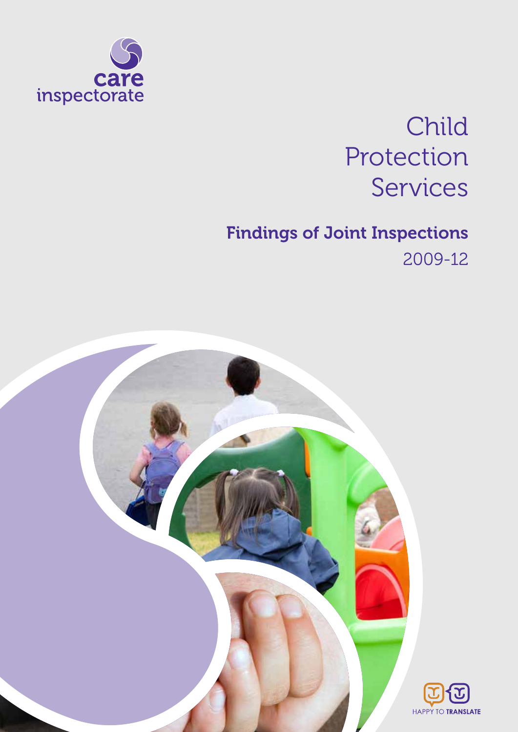care inspectorate

# Child Protection Services

## Findings of Joint Inspections

2009-12

HAPPY TO TRANSLATE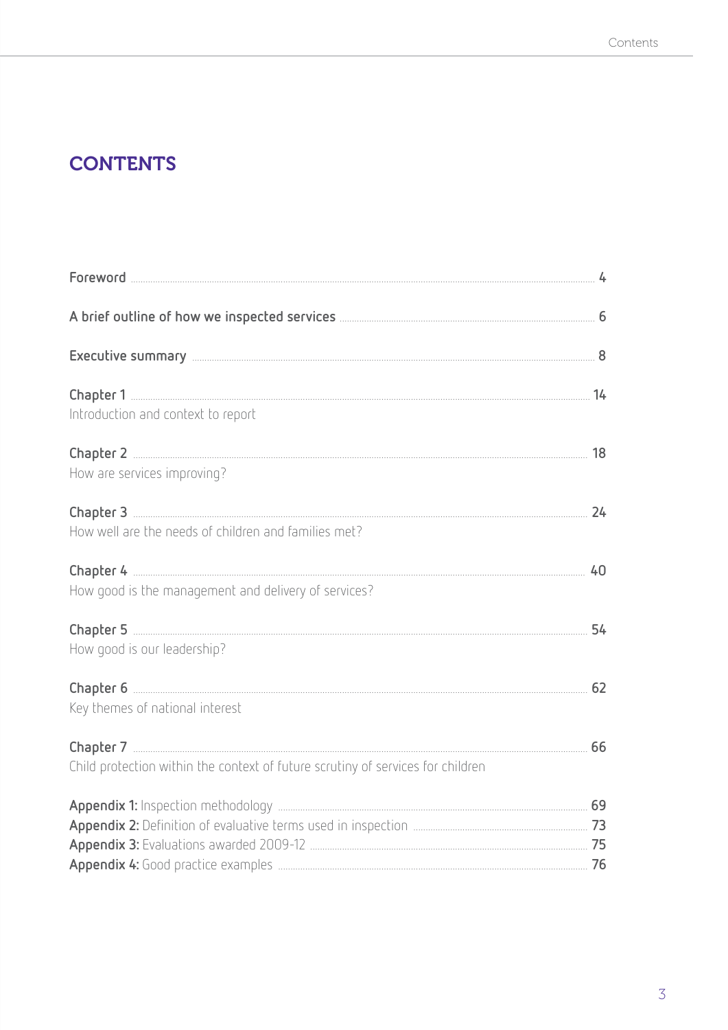# CONTENTS

**Foreword** ........ 4

**A brief outline of how we inspected services** ........ 6

**Executive summary** ........ 8

**Chapter 1** ........ 14
Introduction and context to report

**Chapter 2** ........ 18
How are services improving?

**Chapter 3** ........ 24
How well are the needs of children and families met?

**Chapter 4** ........ 40
How good is the management and delivery of services?

**Chapter 5** ........ 54
How good is our leadership?

**Chapter 6** ........ 62
Key themes of national interest

**Chapter 7** ........ 66
Child protection within the context of future scrutiny of services for children

**Appendix 1:** Inspection methodology ........ 69
**Appendix 2:** Definition of evaluative terms used in inspection ........ 73
**Appendix 3:** Evaluations awarded 2009-12 ........ 75
**Appendix 4:** Good practice examples ........ 76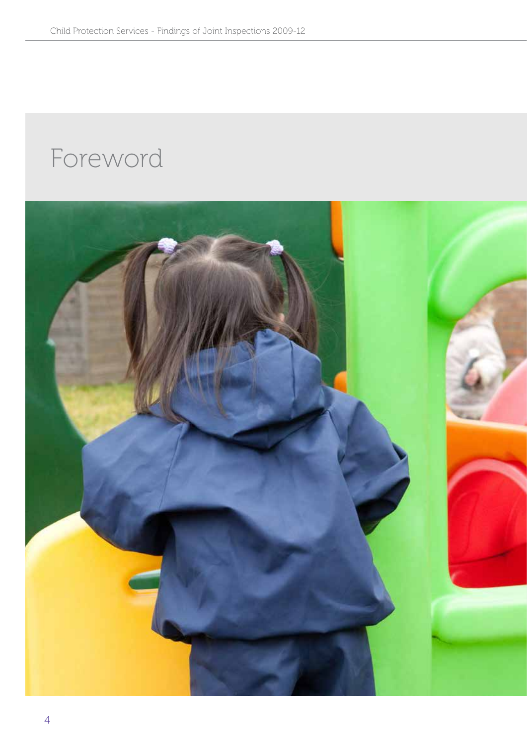# Foreword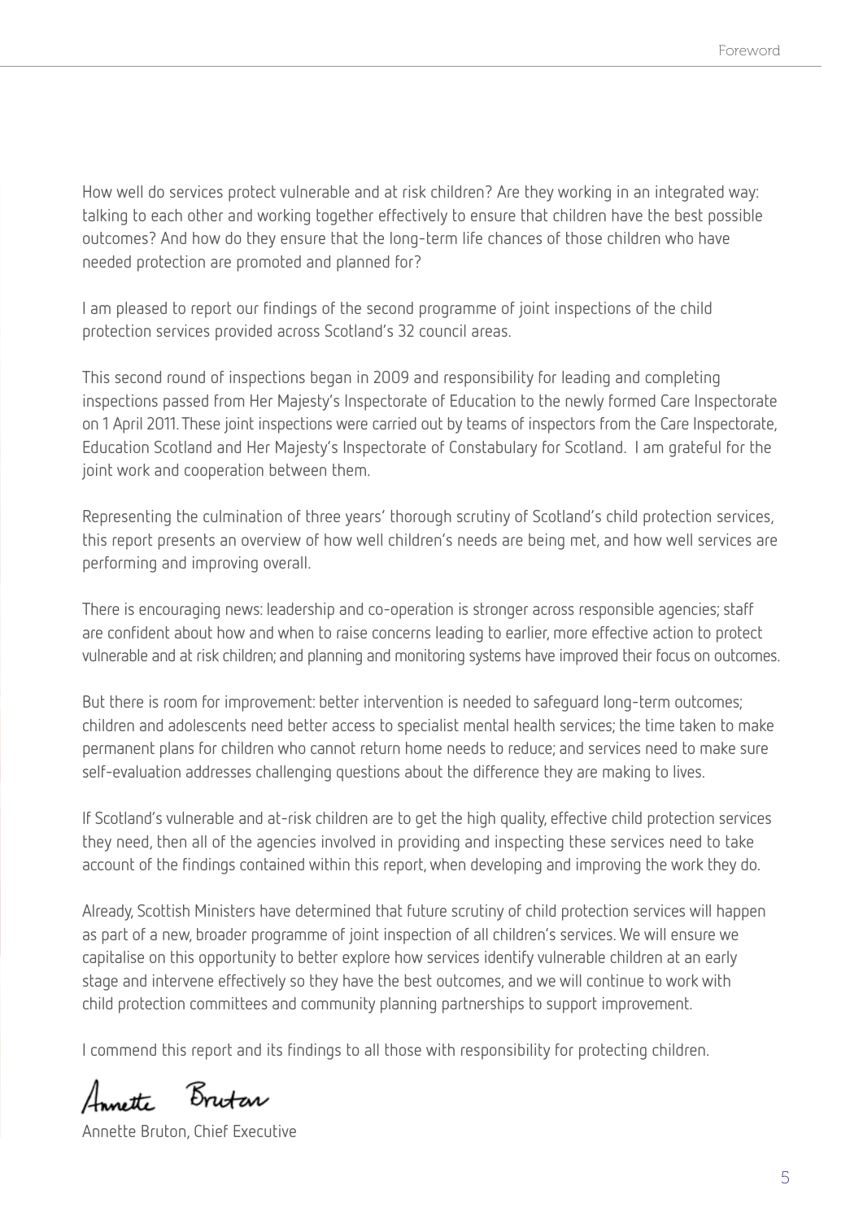How well do services protect vulnerable and at risk children? Are they working in an integrated way: talking to each other and working together effectively to ensure that children have the best possible outcomes? And how do they ensure that the long-term life chances of those children who have needed protection are promoted and planned for?

I am pleased to report our findings of the second programme of joint inspections of the child protection services provided across Scotland's 32 council areas.

This second round of inspections began in 2009 and responsibility for leading and completing inspections passed from Her Majesty's Inspectorate of Education to the newly formed Care Inspectorate on 1 April 2011. These joint inspections were carried out by teams of inspectors from the Care Inspectorate, Education Scotland and Her Majesty's Inspectorate of Constabulary for Scotland. I am grateful for the joint work and cooperation between them.

Representing the culmination of three years' thorough scrutiny of Scotland's child protection services, this report presents an overview of how well children's needs are being met, and how well services are performing and improving overall.

There is encouraging news: leadership and co-operation is stronger across responsible agencies; staff are confident about how and when to raise concerns leading to earlier, more effective action to protect vulnerable and at risk children; and planning and monitoring systems have improved their focus on outcomes.

But there is room for improvement: better intervention is needed to safeguard long-term outcomes; children and adolescents need better access to specialist mental health services; the time taken to make permanent plans for children who cannot return home needs to reduce; and services need to make sure self-evaluation addresses challenging questions about the difference they are making to lives.

If Scotland's vulnerable and at-risk children are to get the high quality, effective child protection services they need, then all of the agencies involved in providing and inspecting these services need to take account of the findings contained within this report, when developing and improving the work they do.

Already, Scottish Ministers have determined that future scrutiny of child protection services will happen as part of a new, broader programme of joint inspection of all children's services. We will ensure we capitalise on this opportunity to better explore how services identify vulnerable children at an early stage and intervene effectively so they have the best outcomes, and we will continue to work with child protection committees and community planning partnerships to support improvement.

I commend this report and its findings to all those with responsibility for protecting children.

Annette Bruton

Annette Bruton, Chief Executive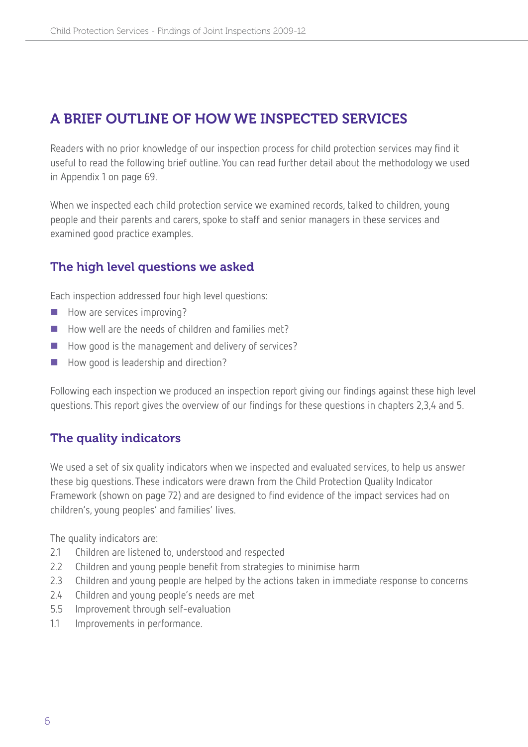## A BRIEF OUTLINE OF HOW WE INSPECTED SERVICES

Readers with no prior knowledge of our inspection process for child protection services may find it useful to read the following brief outline. You can read further detail about the methodology we used in Appendix 1 on page 69.

When we inspected each child protection service we examined records, talked to children, young people and their parents and carers, spoke to staff and senior managers in these services and examined good practice examples.

### The high level questions we asked

Each inspection addressed four high level questions:

- How are services improving?
- How well are the needs of children and families met?
- How good is the management and delivery of services?
- How good is leadership and direction?

Following each inspection we produced an inspection report giving our findings against these high level questions. This report gives the overview of our findings for these questions in chapters 2,3,4 and 5.

### The quality indicators

We used a set of six quality indicators when we inspected and evaluated services, to help us answer these big questions. These indicators were drawn from the Child Protection Quality Indicator Framework (shown on page 72) and are designed to find evidence of the impact services had on children's, young peoples' and families' lives.

The quality indicators are:

2.1 Children are listened to, understood and respected
2.2 Children and young people benefit from strategies to minimise harm
2.3 Children and young people are helped by the actions taken in immediate response to concerns
2.4 Children and young people's needs are met
5.5 Improvement through self-evaluation
1.1 Improvements in performance.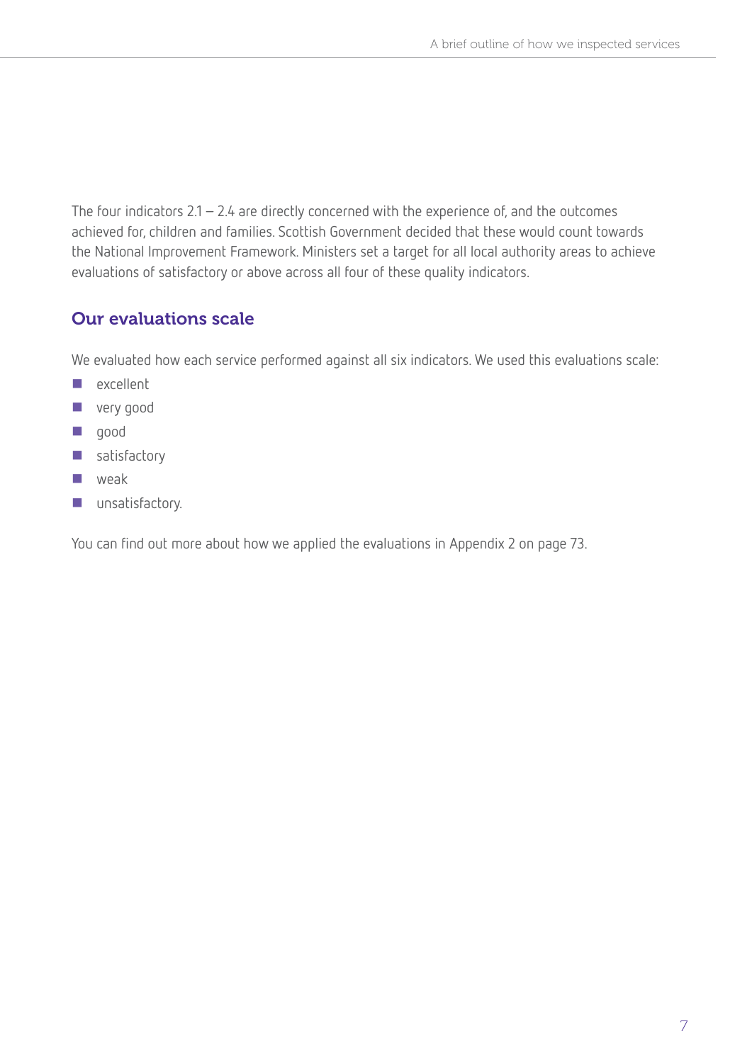The four indicators 2.1 – 2.4 are directly concerned with the experience of, and the outcomes achieved for, children and families. Scottish Government decided that these would count towards the National Improvement Framework. Ministers set a target for all local authority areas to achieve evaluations of satisfactory or above across all four of these quality indicators.

## Our evaluations scale

We evaluated how each service performed against all six indicators. We used this evaluations scale:

- excellent
- very good
- good
- satisfactory
- weak
- unsatisfactory.

You can find out more about how we applied the evaluations in Appendix 2 on page 73.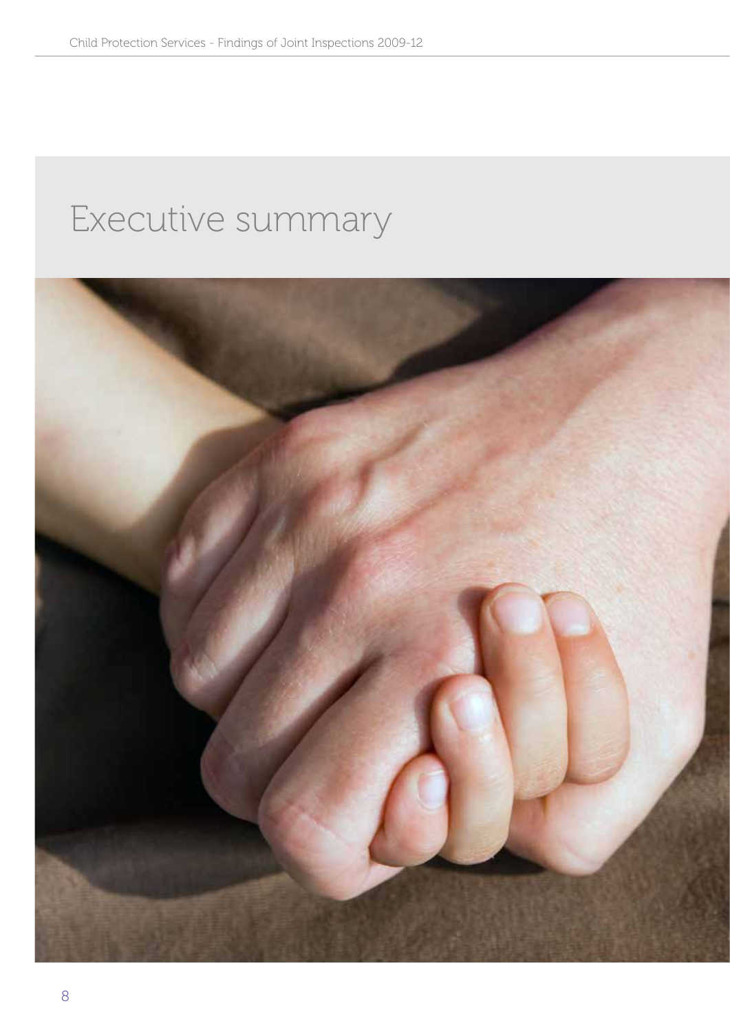# Executive summary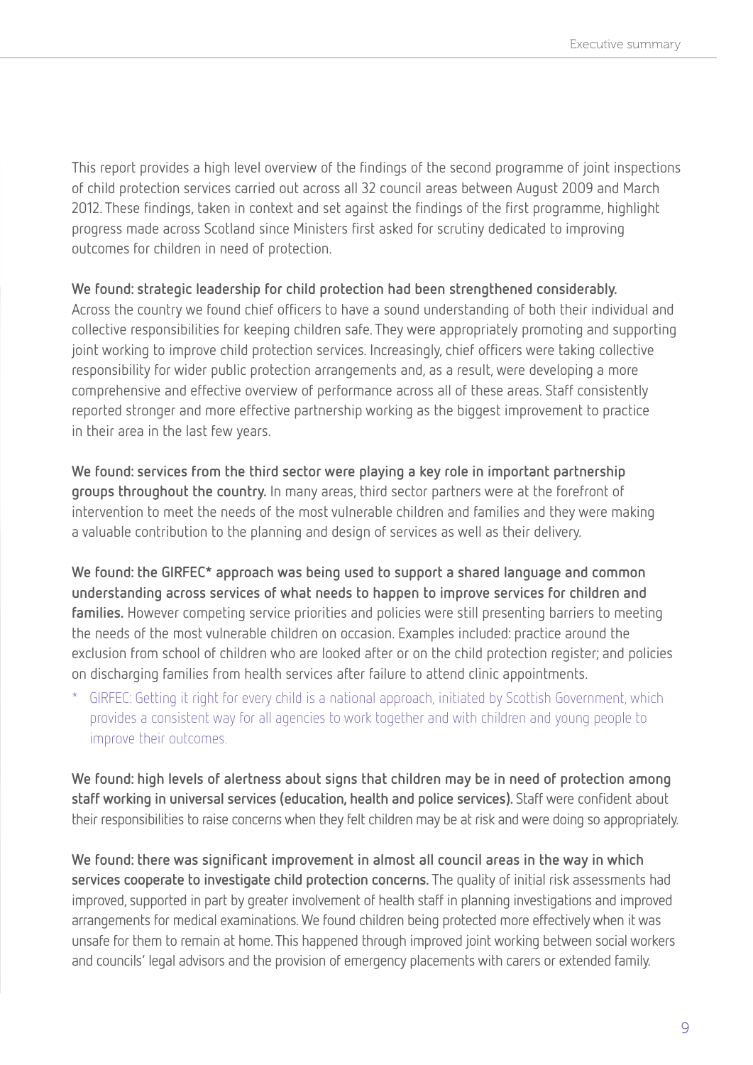This report provides a high level overview of the findings of the second programme of joint inspections of child protection services carried out across all 32 council areas between August 2009 and March 2012. These findings, taken in context and set against the findings of the first programme, highlight progress made across Scotland since Ministers first asked for scrutiny dedicated to improving outcomes for children in need of protection.

**We found: strategic leadership for child protection had been strengthened considerably.** Across the country we found chief officers to have a sound understanding of both their individual and collective responsibilities for keeping children safe. They were appropriately promoting and supporting joint working to improve child protection services. Increasingly, chief officers were taking collective responsibility for wider public protection arrangements and, as a result, were developing a more comprehensive and effective overview of performance across all of these areas. Staff consistently reported stronger and more effective partnership working as the biggest improvement to practice in their area in the last few years.

**We found: services from the third sector were playing a key role in important partnership groups throughout the country.** In many areas, third sector partners were at the forefront of intervention to meet the needs of the most vulnerable children and families and they were making a valuable contribution to the planning and design of services as well as their delivery.

**We found: the GIRFEC* approach was being used to support a shared language and common understanding across services of what needs to happen to improve services for children and families.** However competing service priorities and policies were still presenting barriers to meeting the needs of the most vulnerable children on occasion. Examples included: practice around the exclusion from school of children who are looked after or on the child protection register; and policies on discharging families from health services after failure to attend clinic appointments.

\* GIRFEC: Getting it right for every child is a national approach, initiated by Scottish Government, which provides a consistent way for all agencies to work together and with children and young people to improve their outcomes.

**We found: high levels of alertness about signs that children may be in need of protection among staff working in universal services (education, health and police services).** Staff were confident about their responsibilities to raise concerns when they felt children may be at risk and were doing so appropriately.

**We found: there was significant improvement in almost all council areas in the way in which services cooperate to investigate child protection concerns.** The quality of initial risk assessments had improved, supported in part by greater involvement of health staff in planning investigations and improved arrangements for medical examinations. We found children being protected more effectively when it was unsafe for them to remain at home. This happened through improved joint working between social workers and councils' legal advisors and the provision of emergency placements with carers or extended family.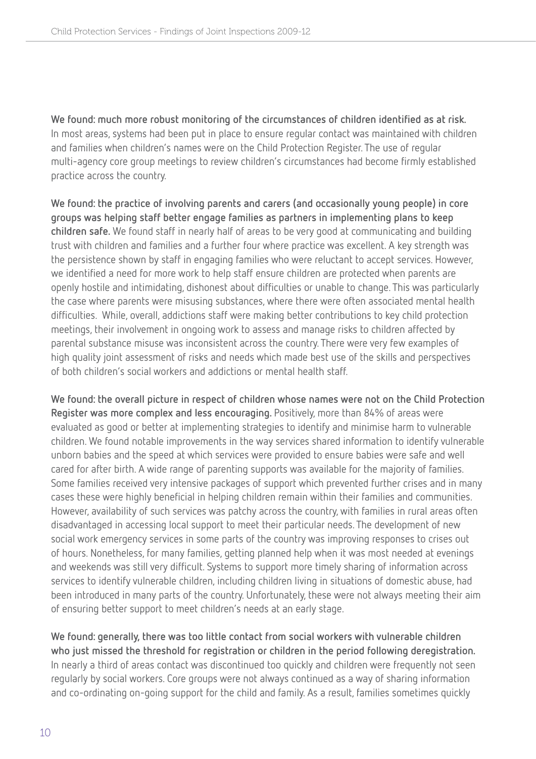**We found: much more robust monitoring of the circumstances of children identified as at risk.** In most areas, systems had been put in place to ensure regular contact was maintained with children and families when children's names were on the Child Protection Register. The use of regular multi-agency core group meetings to review children's circumstances had become firmly established practice across the country.

**We found: the practice of involving parents and carers (and occasionally young people) in core groups was helping staff better engage families as partners in implementing plans to keep children safe.** We found staff in nearly half of areas to be very good at communicating and building trust with children and families and a further four where practice was excellent. A key strength was the persistence shown by staff in engaging families who were reluctant to accept services. However, we identified a need for more work to help staff ensure children are protected when parents are openly hostile and intimidating, dishonest about difficulties or unable to change. This was particularly the case where parents were misusing substances, where there were often associated mental health difficulties. While, overall, addictions staff were making better contributions to key child protection meetings, their involvement in ongoing work to assess and manage risks to children affected by parental substance misuse was inconsistent across the country. There were very few examples of high quality joint assessment of risks and needs which made best use of the skills and perspectives of both children's social workers and addictions or mental health staff.

**We found: the overall picture in respect of children whose names were not on the Child Protection Register was more complex and less encouraging.** Positively, more than 84% of areas were evaluated as good or better at implementing strategies to identify and minimise harm to vulnerable children. We found notable improvements in the way services shared information to identify vulnerable unborn babies and the speed at which services were provided to ensure babies were safe and well cared for after birth. A wide range of parenting supports was available for the majority of families. Some families received very intensive packages of support which prevented further crises and in many cases these were highly beneficial in helping children remain within their families and communities. However, availability of such services was patchy across the country, with families in rural areas often disadvantaged in accessing local support to meet their particular needs. The development of new social work emergency services in some parts of the country was improving responses to crises out of hours. Nonetheless, for many families, getting planned help when it was most needed at evenings and weekends was still very difficult. Systems to support more timely sharing of information across services to identify vulnerable children, including children living in situations of domestic abuse, had been introduced in many parts of the country. Unfortunately, these were not always meeting their aim of ensuring better support to meet children's needs at an early stage.

**We found: generally, there was too little contact from social workers with vulnerable children who just missed the threshold for registration or children in the period following deregistration.** In nearly a third of areas contact was discontinued too quickly and children were frequently not seen regularly by social workers. Core groups were not always continued as a way of sharing information and co-ordinating on-going support for the child and family. As a result, families sometimes quickly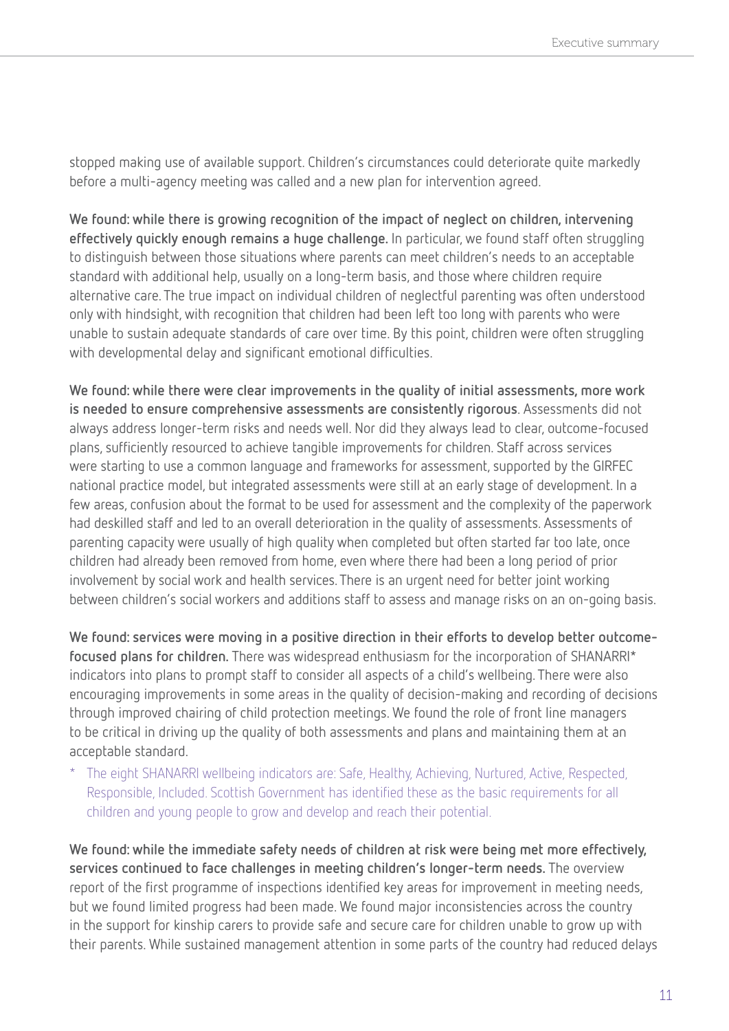stopped making use of available support. Children's circumstances could deteriorate quite markedly before a multi-agency meeting was called and a new plan for intervention agreed.

**We found: while there is growing recognition of the impact of neglect on children, intervening effectively quickly enough remains a huge challenge.** In particular, we found staff often struggling to distinguish between those situations where parents can meet children's needs to an acceptable standard with additional help, usually on a long-term basis, and those where children require alternative care. The true impact on individual children of neglectful parenting was often understood only with hindsight, with recognition that children had been left too long with parents who were unable to sustain adequate standards of care over time. By this point, children were often struggling with developmental delay and significant emotional difficulties.

**We found: while there were clear improvements in the quality of initial assessments, more work is needed to ensure comprehensive assessments are consistently rigorous**. Assessments did not always address longer-term risks and needs well. Nor did they always lead to clear, outcome-focused plans, sufficiently resourced to achieve tangible improvements for children. Staff across services were starting to use a common language and frameworks for assessment, supported by the GIRFEC national practice model, but integrated assessments were still at an early stage of development. In a few areas, confusion about the format to be used for assessment and the complexity of the paperwork had deskilled staff and led to an overall deterioration in the quality of assessments. Assessments of parenting capacity were usually of high quality when completed but often started far too late, once children had already been removed from home, even where there had been a long period of prior involvement by social work and health services. There is an urgent need for better joint working between children's social workers and additions staff to assess and manage risks on an on-going basis.

**We found: services were moving in a positive direction in their efforts to develop better outcome-focused plans for children.** There was widespread enthusiasm for the incorporation of SHANARRI* indicators into plans to prompt staff to consider all aspects of a child's wellbeing. There were also encouraging improvements in some areas in the quality of decision-making and recording of decisions through improved chairing of child protection meetings. We found the role of front line managers to be critical in driving up the quality of both assessments and plans and maintaining them at an acceptable standard.

* The eight SHANARRI wellbeing indicators are: Safe, Healthy, Achieving, Nurtured, Active, Respected, Responsible, Included. Scottish Government has identified these as the basic requirements for all children and young people to grow and develop and reach their potential.

**We found: while the immediate safety needs of children at risk were being met more effectively, services continued to face challenges in meeting children's longer-term needs.** The overview report of the first programme of inspections identified key areas for improvement in meeting needs, but we found limited progress had been made. We found major inconsistencies across the country in the support for kinship carers to provide safe and secure care for children unable to grow up with their parents. While sustained management attention in some parts of the country had reduced delays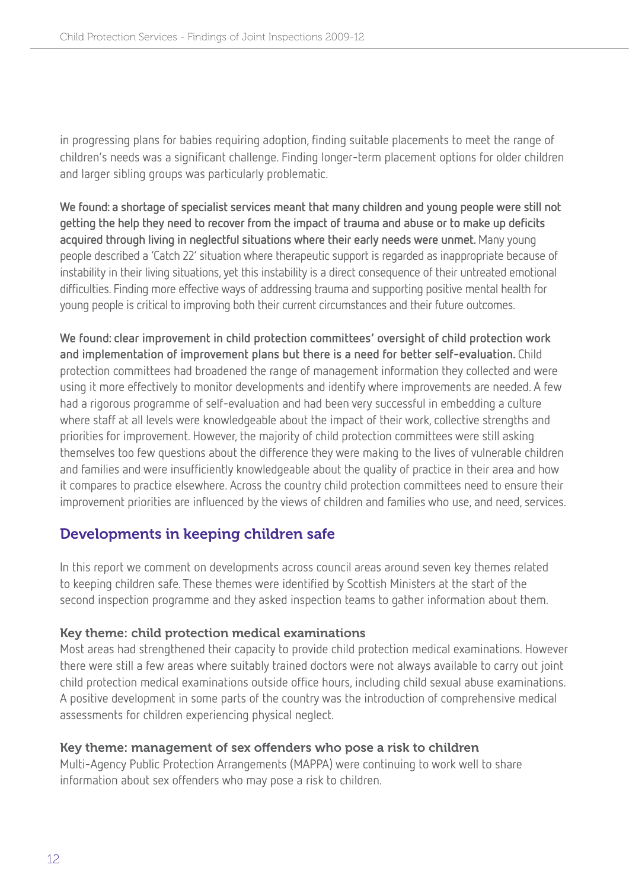in progressing plans for babies requiring adoption, finding suitable placements to meet the range of children's needs was a significant challenge. Finding longer-term placement options for older children and larger sibling groups was particularly problematic.

**We found: a shortage of specialist services meant that many children and young people were still not getting the help they need to recover from the impact of trauma and abuse or to make up deficits acquired through living in neglectful situations where their early needs were unmet.** Many young people described a 'Catch 22' situation where therapeutic support is regarded as inappropriate because of instability in their living situations, yet this instability is a direct consequence of their untreated emotional difficulties. Finding more effective ways of addressing trauma and supporting positive mental health for young people is critical to improving both their current circumstances and their future outcomes.

**We found: clear improvement in child protection committees' oversight of child protection work and implementation of improvement plans but there is a need for better self-evaluation.** Child protection committees had broadened the range of management information they collected and were using it more effectively to monitor developments and identify where improvements are needed. A few had a rigorous programme of self-evaluation and had been very successful in embedding a culture where staff at all levels were knowledgeable about the impact of their work, collective strengths and priorities for improvement. However, the majority of child protection committees were still asking themselves too few questions about the difference they were making to the lives of vulnerable children and families and were insufficiently knowledgeable about the quality of practice in their area and how it compares to practice elsewhere. Across the country child protection committees need to ensure their improvement priorities are influenced by the views of children and families who use, and need, services.

## Developments in keeping children safe

In this report we comment on developments across council areas around seven key themes related to keeping children safe. These themes were identified by Scottish Ministers at the start of the second inspection programme and they asked inspection teams to gather information about them.

### Key theme: child protection medical examinations

Most areas had strengthened their capacity to provide child protection medical examinations. However there were still a few areas where suitably trained doctors were not always available to carry out joint child protection medical examinations outside office hours, including child sexual abuse examinations. A positive development in some parts of the country was the introduction of comprehensive medical assessments for children experiencing physical neglect.

### Key theme: management of sex offenders who pose a risk to children

Multi-Agency Public Protection Arrangements (MAPPA) were continuing to work well to share information about sex offenders who may pose a risk to children.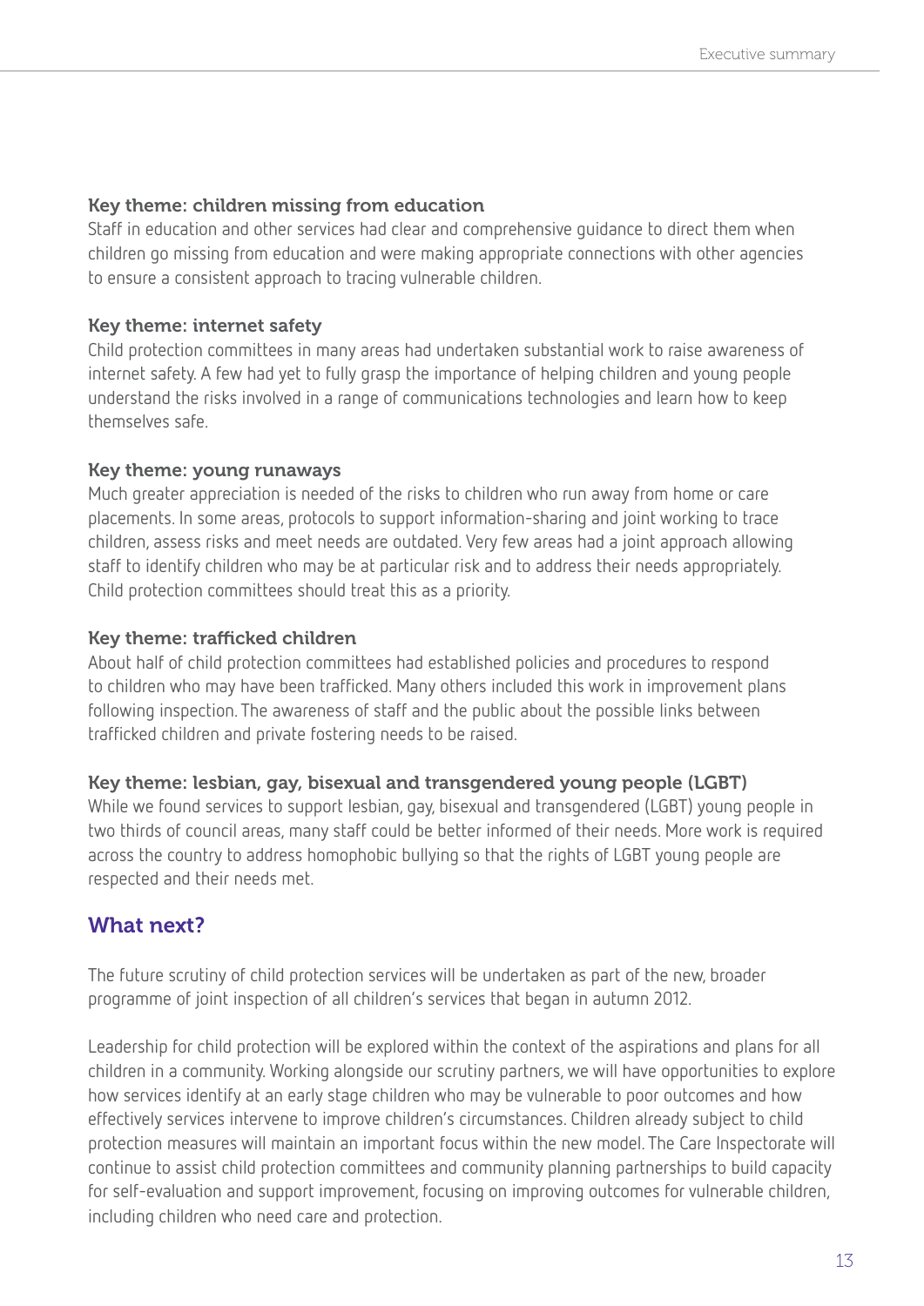#### Key theme: children missing from education

Staff in education and other services had clear and comprehensive guidance to direct them when children go missing from education and were making appropriate connections with other agencies to ensure a consistent approach to tracing vulnerable children.

#### Key theme: internet safety

Child protection committees in many areas had undertaken substantial work to raise awareness of internet safety. A few had yet to fully grasp the importance of helping children and young people understand the risks involved in a range of communications technologies and learn how to keep themselves safe.

#### Key theme: young runaways

Much greater appreciation is needed of the risks to children who run away from home or care placements. In some areas, protocols to support information-sharing and joint working to trace children, assess risks and meet needs are outdated. Very few areas had a joint approach allowing staff to identify children who may be at particular risk and to address their needs appropriately. Child protection committees should treat this as a priority.

#### Key theme: trafficked children

About half of child protection committees had established policies and procedures to respond to children who may have been trafficked. Many others included this work in improvement plans following inspection. The awareness of staff and the public about the possible links between trafficked children and private fostering needs to be raised.

#### Key theme: lesbian, gay, bisexual and transgendered young people (LGBT)

While we found services to support lesbian, gay, bisexual and transgendered (LGBT) young people in two thirds of council areas, many staff could be better informed of their needs. More work is required across the country to address homophobic bullying so that the rights of LGBT young people are respected and their needs met.

## What next?

The future scrutiny of child protection services will be undertaken as part of the new, broader programme of joint inspection of all children's services that began in autumn 2012.

Leadership for child protection will be explored within the context of the aspirations and plans for all children in a community. Working alongside our scrutiny partners, we will have opportunities to explore how services identify at an early stage children who may be vulnerable to poor outcomes and how effectively services intervene to improve children's circumstances. Children already subject to child protection measures will maintain an important focus within the new model. The Care Inspectorate will continue to assist child protection committees and community planning partnerships to build capacity for self-evaluation and support improvement, focusing on improving outcomes for vulnerable children, including children who need care and protection.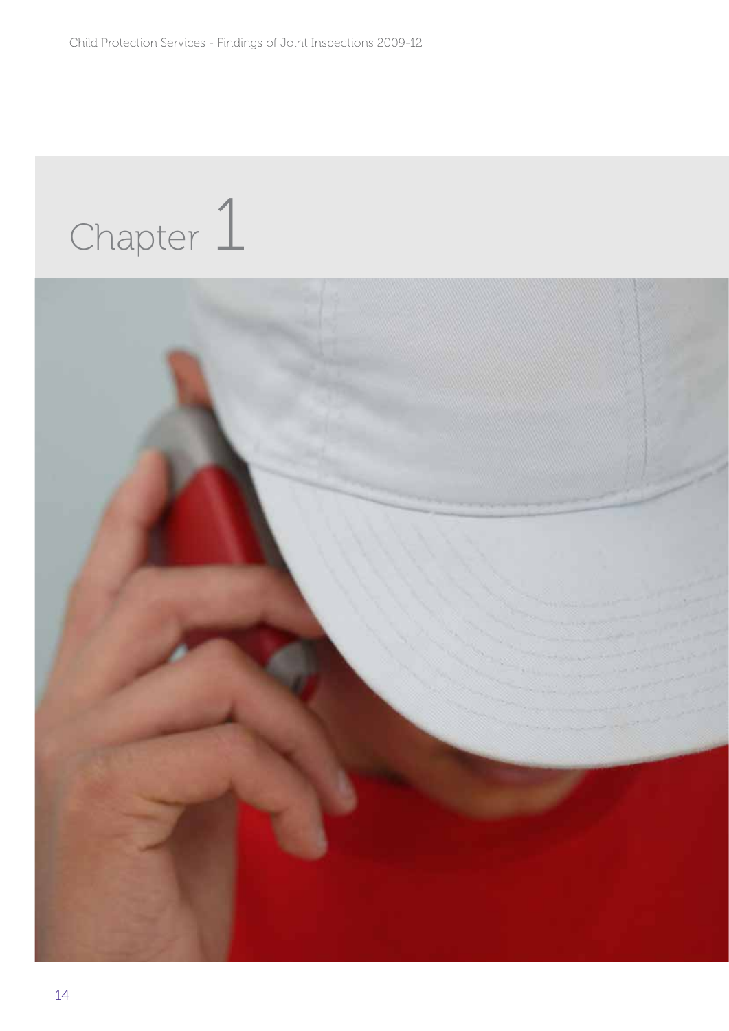# Chapter 1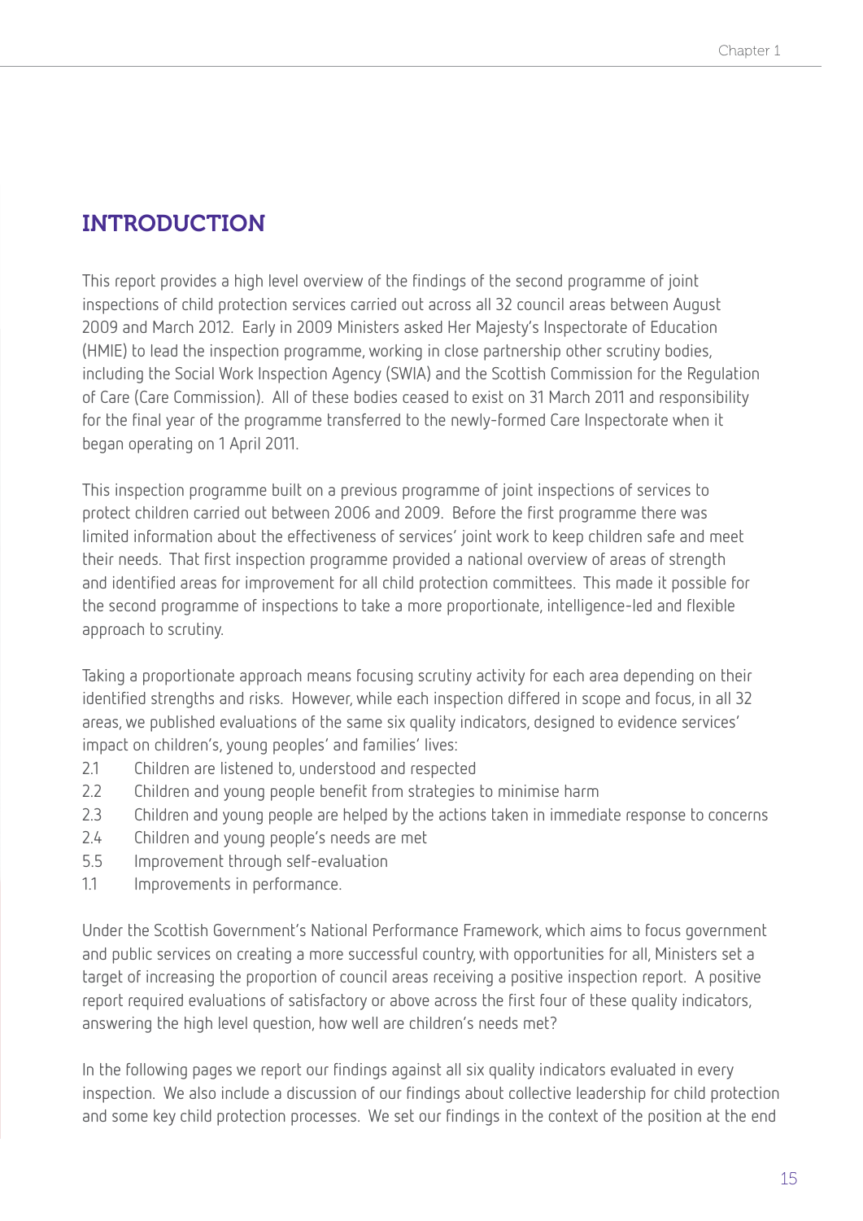# INTRODUCTION

This report provides a high level overview of the findings of the second programme of joint inspections of child protection services carried out across all 32 council areas between August 2009 and March 2012. Early in 2009 Ministers asked Her Majesty's Inspectorate of Education (HMIE) to lead the inspection programme, working in close partnership other scrutiny bodies, including the Social Work Inspection Agency (SWIA) and the Scottish Commission for the Regulation of Care (Care Commission). All of these bodies ceased to exist on 31 March 2011 and responsibility for the final year of the programme transferred to the newly-formed Care Inspectorate when it began operating on 1 April 2011.

This inspection programme built on a previous programme of joint inspections of services to protect children carried out between 2006 and 2009. Before the first programme there was limited information about the effectiveness of services' joint work to keep children safe and meet their needs. That first inspection programme provided a national overview of areas of strength and identified areas for improvement for all child protection committees. This made it possible for the second programme of inspections to take a more proportionate, intelligence-led and flexible approach to scrutiny.

Taking a proportionate approach means focusing scrutiny activity for each area depending on their identified strengths and risks. However, while each inspection differed in scope and focus, in all 32 areas, we published evaluations of the same six quality indicators, designed to evidence services' impact on children's, young peoples' and families' lives:

- 2.1 Children are listened to, understood and respected
- 2.2 Children and young people benefit from strategies to minimise harm
- 2.3 Children and young people are helped by the actions taken in immediate response to concerns
- 2.4 Children and young people's needs are met
- 5.5 Improvement through self-evaluation
- 1.1 Improvements in performance.

Under the Scottish Government's National Performance Framework, which aims to focus government and public services on creating a more successful country, with opportunities for all, Ministers set a target of increasing the proportion of council areas receiving a positive inspection report. A positive report required evaluations of satisfactory or above across the first four of these quality indicators, answering the high level question, how well are children's needs met?

In the following pages we report our findings against all six quality indicators evaluated in every inspection. We also include a discussion of our findings about collective leadership for child protection and some key child protection processes. We set our findings in the context of the position at the end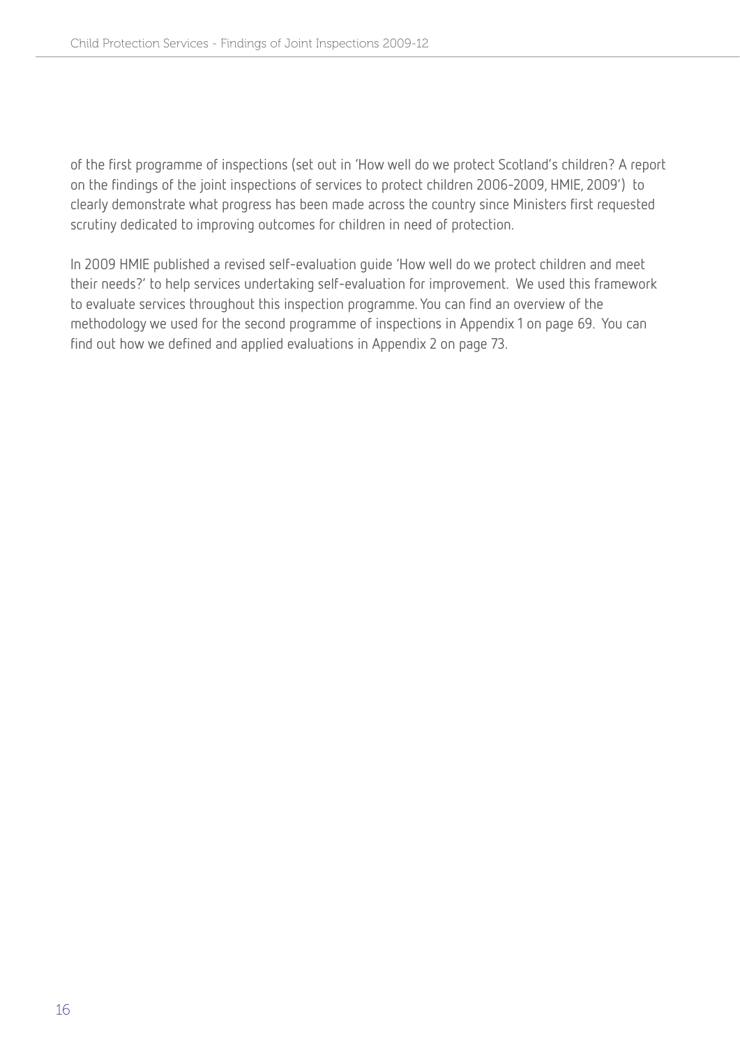of the first programme of inspections (set out in 'How well do we protect Scotland's children? A report on the findings of the joint inspections of services to protect children 2006-2009, HMIE, 2009') to clearly demonstrate what progress has been made across the country since Ministers first requested scrutiny dedicated to improving outcomes for children in need of protection.

In 2009 HMIE published a revised self-evaluation guide 'How well do we protect children and meet their needs?' to help services undertaking self-evaluation for improvement. We used this framework to evaluate services throughout this inspection programme. You can find an overview of the methodology we used for the second programme of inspections in Appendix 1 on page 69. You can find out how we defined and applied evaluations in Appendix 2 on page 73.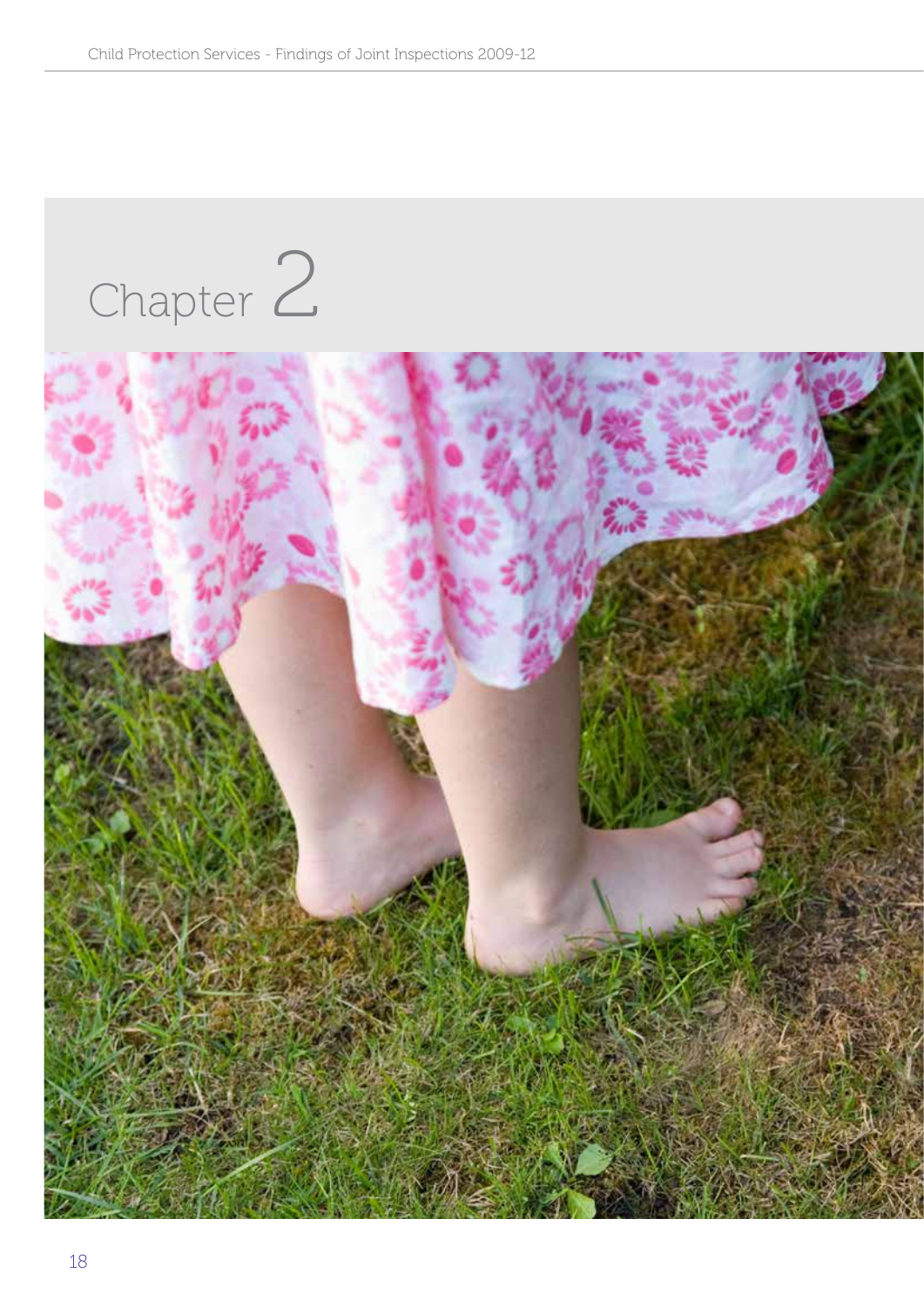# Chapter 2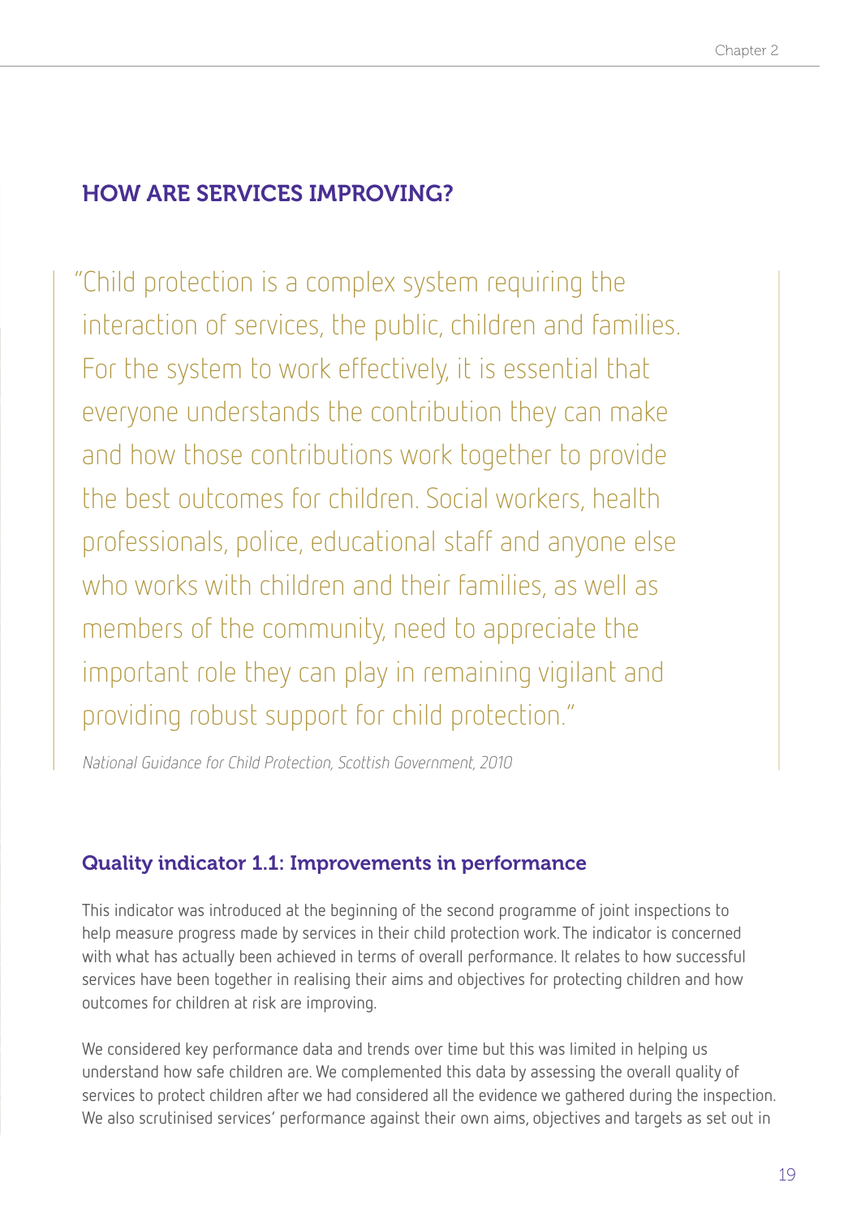## HOW ARE SERVICES IMPROVING?

> "Child protection is a complex system requiring the interaction of services, the public, children and families. For the system to work effectively, it is essential that everyone understands the contribution they can make and how those contributions work together to provide the best outcomes for children. Social workers, health professionals, police, educational staff and anyone else who works with children and their families, as well as members of the community, need to appreciate the important role they can play in remaining vigilant and providing robust support for child protection."
>
> *National Guidance for Child Protection, Scottish Government, 2010*

### Quality indicator 1.1: Improvements in performance

This indicator was introduced at the beginning of the second programme of joint inspections to help measure progress made by services in their child protection work. The indicator is concerned with what has actually been achieved in terms of overall performance. It relates to how successful services have been together in realising their aims and objectives for protecting children and how outcomes for children at risk are improving.

We considered key performance data and trends over time but this was limited in helping us understand how safe children are. We complemented this data by assessing the overall quality of services to protect children after we had considered all the evidence we gathered during the inspection. We also scrutinised services' performance against their own aims, objectives and targets as set out in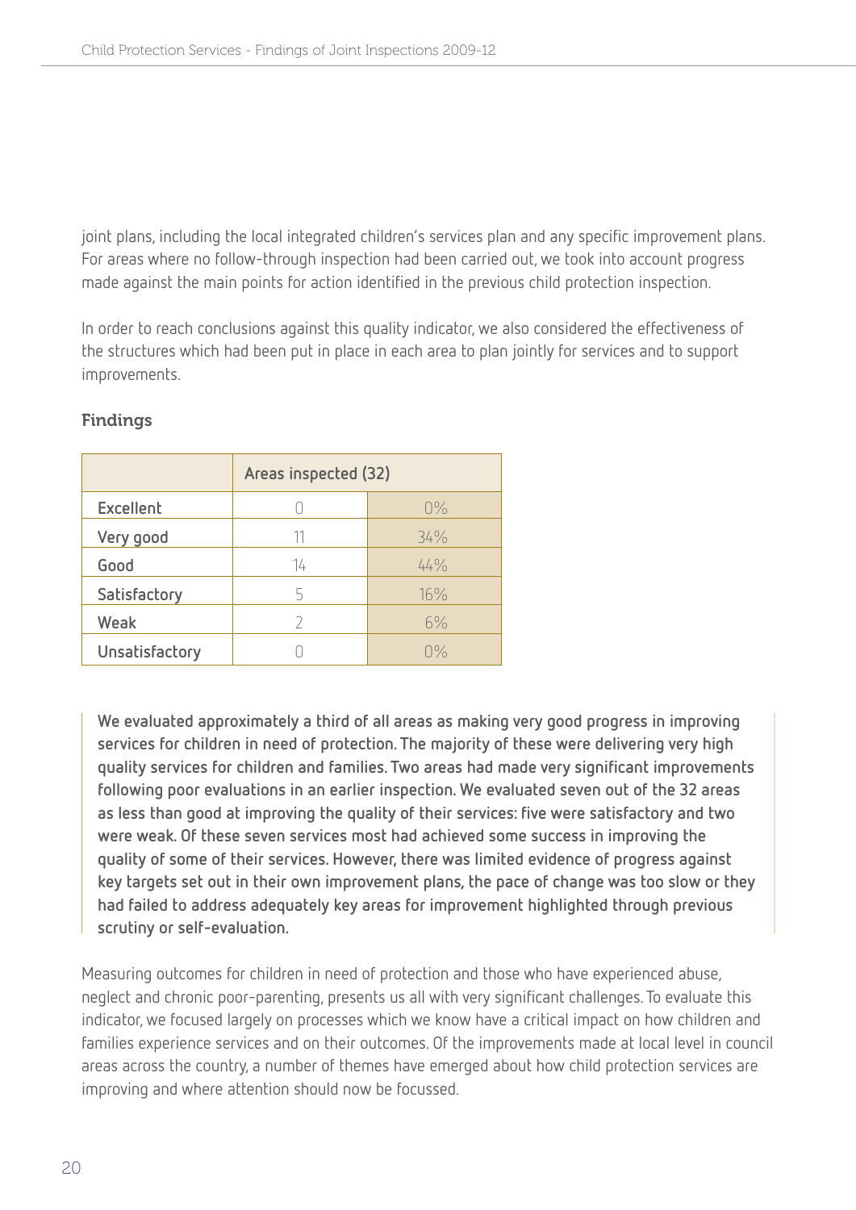joint plans, including the local integrated children's services plan and any specific improvement plans. For areas where no follow-through inspection had been carried out, we took into account progress made against the main points for action identified in the previous child protection inspection.

In order to reach conclusions against this quality indicator, we also considered the effectiveness of the structures which had been put in place in each area to plan jointly for services and to support improvements.

### Findings

| | Areas inspected (32) | |
|---|---|---|
| Excellent | 0 | 0% |
| Very good | 11 | 34% |
| Good | 14 | 44% |
| Satisfactory | 5 | 16% |
| Weak | 2 | 6% |
| Unsatisfactory | 0 | 0% |

**We evaluated approximately a third of all areas as making very good progress in improving services for children in need of protection. The majority of these were delivering very high quality services for children and families. Two areas had made very significant improvements following poor evaluations in an earlier inspection. We evaluated seven out of the 32 areas as less than good at improving the quality of their services: five were satisfactory and two were weak. Of these seven services most had achieved some success in improving the quality of some of their services. However, there was limited evidence of progress against key targets set out in their own improvement plans, the pace of change was too slow or they had failed to address adequately key areas for improvement highlighted through previous scrutiny or self-evaluation.**

Measuring outcomes for children in need of protection and those who have experienced abuse, neglect and chronic poor-parenting, presents us all with very significant challenges. To evaluate this indicator, we focused largely on processes which we know have a critical impact on how children and families experience services and on their outcomes. Of the improvements made at local level in council areas across the country, a number of themes have emerged about how child protection services are improving and where attention should now be focussed.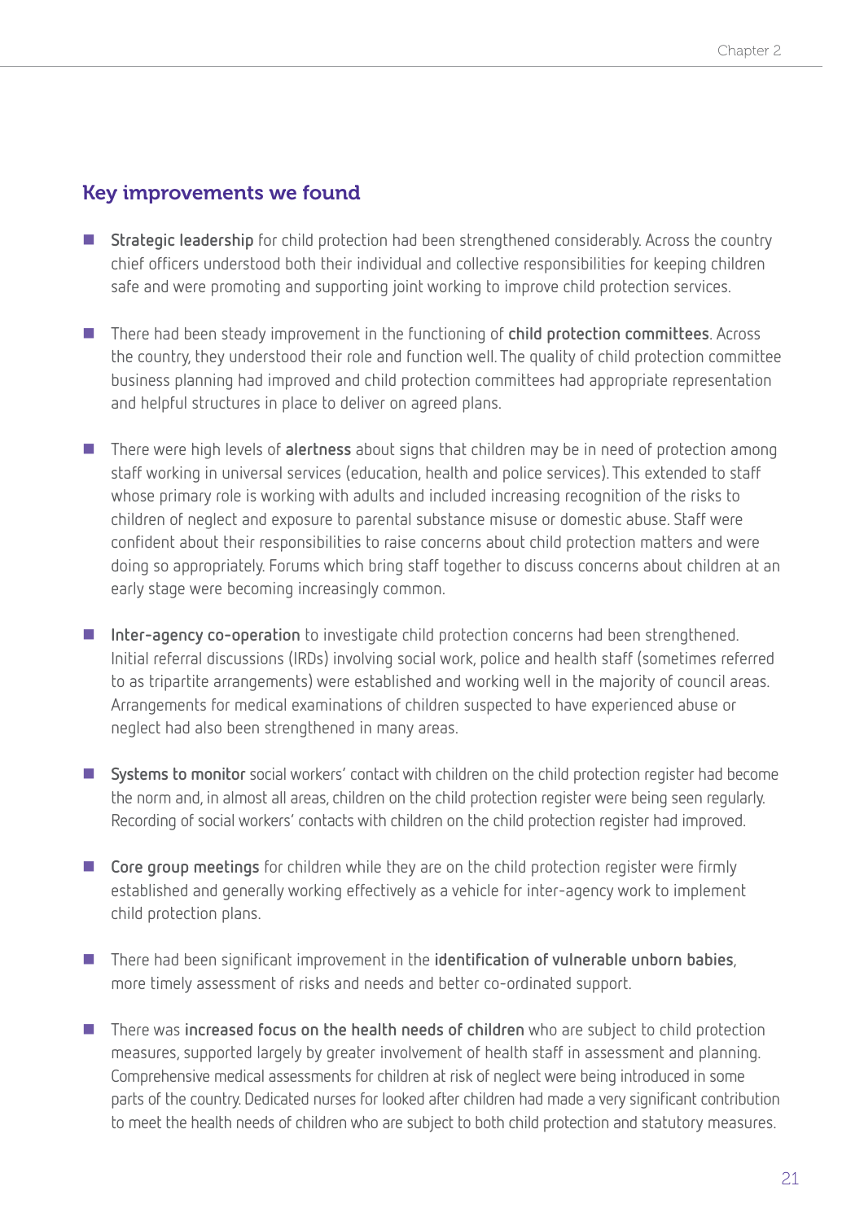## Key improvements we found

- **Strategic leadership** for child protection had been strengthened considerably. Across the country chief officers understood both their individual and collective responsibilities for keeping children safe and were promoting and supporting joint working to improve child protection services.

- There had been steady improvement in the functioning of **child protection committees**. Across the country, they understood their role and function well. The quality of child protection committee business planning had improved and child protection committees had appropriate representation and helpful structures in place to deliver on agreed plans.

- There were high levels of **alertness** about signs that children may be in need of protection among staff working in universal services (education, health and police services). This extended to staff whose primary role is working with adults and included increasing recognition of the risks to children of neglect and exposure to parental substance misuse or domestic abuse. Staff were confident about their responsibilities to raise concerns about child protection matters and were doing so appropriately. Forums which bring staff together to discuss concerns about children at an early stage were becoming increasingly common.

- **Inter-agency co-operation** to investigate child protection concerns had been strengthened. Initial referral discussions (IRDs) involving social work, police and health staff (sometimes referred to as tripartite arrangements) were established and working well in the majority of council areas. Arrangements for medical examinations of children suspected to have experienced abuse or neglect had also been strengthened in many areas.

- **Systems to monitor** social workers' contact with children on the child protection register had become the norm and, in almost all areas, children on the child protection register were being seen regularly. Recording of social workers' contacts with children on the child protection register had improved.

- **Core group meetings** for children while they are on the child protection register were firmly established and generally working effectively as a vehicle for inter-agency work to implement child protection plans.

- There had been significant improvement in the **identification of vulnerable unborn babies**, more timely assessment of risks and needs and better co-ordinated support.

- There was **increased focus on the health needs of children** who are subject to child protection measures, supported largely by greater involvement of health staff in assessment and planning. Comprehensive medical assessments for children at risk of neglect were being introduced in some parts of the country. Dedicated nurses for looked after children had made a very significant contribution to meet the health needs of children who are subject to both child protection and statutory measures.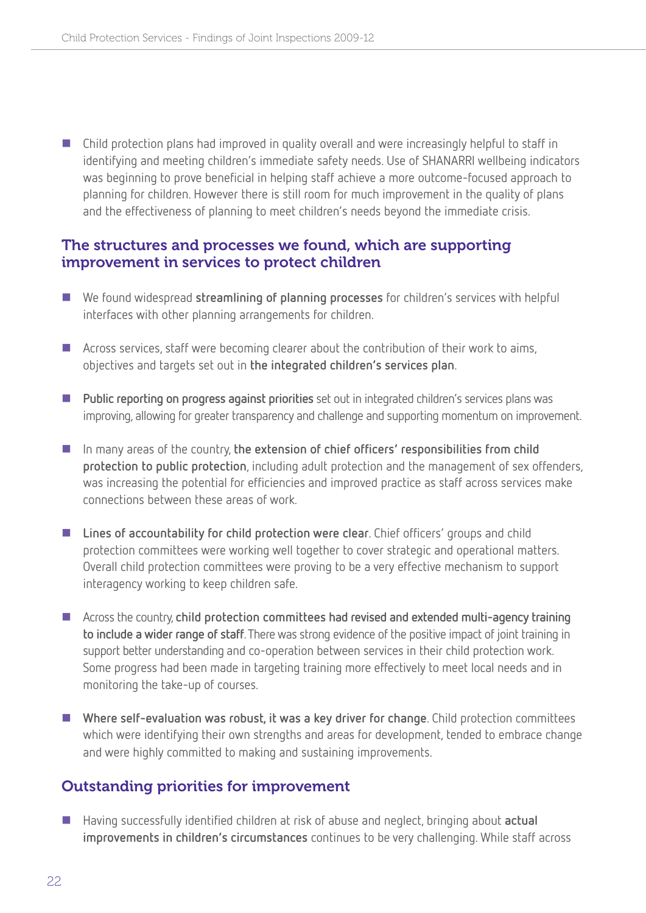- Child protection plans had improved in quality overall and were increasingly helpful to staff in identifying and meeting children's immediate safety needs. Use of SHANARRI wellbeing indicators was beginning to prove beneficial in helping staff achieve a more outcome-focused approach to planning for children. However there is still room for much improvement in the quality of plans and the effectiveness of planning to meet children's needs beyond the immediate crisis.

## The structures and processes we found, which are supporting improvement in services to protect children

- We found widespread **streamlining of planning processes** for children's services with helpful interfaces with other planning arrangements for children.
- Across services, staff were becoming clearer about the contribution of their work to aims, objectives and targets set out in **the integrated children's services plan**.
- **Public reporting on progress against priorities** set out in integrated children's services plans was improving, allowing for greater transparency and challenge and supporting momentum on improvement.
- In many areas of the country, **the extension of chief officers' responsibilities from child protection to public protection**, including adult protection and the management of sex offenders, was increasing the potential for efficiencies and improved practice as staff across services make connections between these areas of work.
- **Lines of accountability for child protection were clear**. Chief officers' groups and child protection committees were working well together to cover strategic and operational matters. Overall child protection committees were proving to be a very effective mechanism to support interagency working to keep children safe.
- Across the country, **child protection committees had revised and extended multi-agency training to include a wider range of staff**. There was strong evidence of the positive impact of joint training in support better understanding and co-operation between services in their child protection work. Some progress had been made in targeting training more effectively to meet local needs and in monitoring the take-up of courses.
- **Where self-evaluation was robust, it was a key driver for change**. Child protection committees which were identifying their own strengths and areas for development, tended to embrace change and were highly committed to making and sustaining improvements.

## Outstanding priorities for improvement

- Having successfully identified children at risk of abuse and neglect, bringing about **actual improvements in children's circumstances** continues to be very challenging. While staff across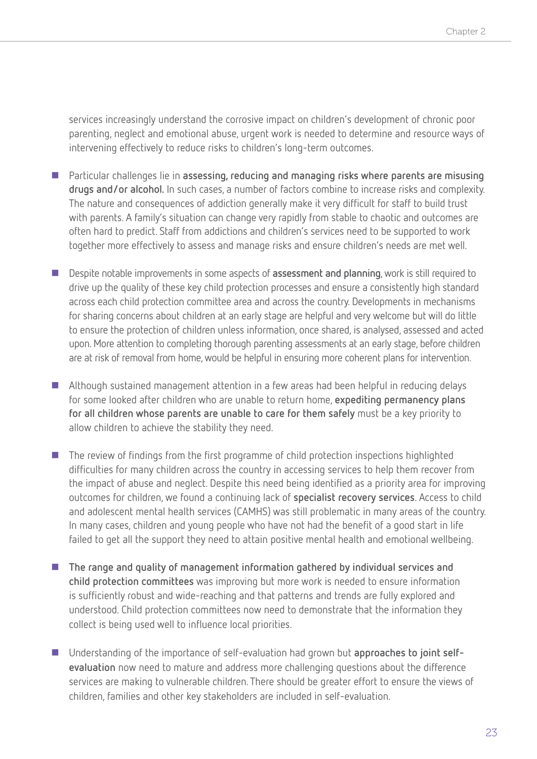services increasingly understand the corrosive impact on children's development of chronic poor parenting, neglect and emotional abuse, urgent work is needed to determine and resource ways of intervening effectively to reduce risks to children's long-term outcomes.

- Particular challenges lie in **assessing, reducing and managing risks where parents are misusing drugs and/or alcohol.** In such cases, a number of factors combine to increase risks and complexity. The nature and consequences of addiction generally make it very difficult for staff to build trust with parents. A family's situation can change very rapidly from stable to chaotic and outcomes are often hard to predict. Staff from addictions and children's services need to be supported to work together more effectively to assess and manage risks and ensure children's needs are met well.

- Despite notable improvements in some aspects of **assessment and planning**, work is still required to drive up the quality of these key child protection processes and ensure a consistently high standard across each child protection committee area and across the country. Developments in mechanisms for sharing concerns about children at an early stage are helpful and very welcome but will do little to ensure the protection of children unless information, once shared, is analysed, assessed and acted upon. More attention to completing thorough parenting assessments at an early stage, before children are at risk of removal from home, would be helpful in ensuring more coherent plans for intervention.

- Although sustained management attention in a few areas had been helpful in reducing delays for some looked after children who are unable to return home, **expediting permanency plans for all children whose parents are unable to care for them safely** must be a key priority to allow children to achieve the stability they need.

- The review of findings from the first programme of child protection inspections highlighted difficulties for many children across the country in accessing services to help them recover from the impact of abuse and neglect. Despite this need being identified as a priority area for improving outcomes for children, we found a continuing lack of **specialist recovery services**. Access to child and adolescent mental health services (CAMHS) was still problematic in many areas of the country. In many cases, children and young people who have not had the benefit of a good start in life failed to get all the support they need to attain positive mental health and emotional wellbeing.

- **The range and quality of management information gathered by individual services and child protection committees** was improving but more work is needed to ensure information is sufficiently robust and wide-reaching and that patterns and trends are fully explored and understood. Child protection committees now need to demonstrate that the information they collect is being used well to influence local priorities.

- Understanding of the importance of self-evaluation had grown but **approaches to joint self-evaluation** now need to mature and address more challenging questions about the difference services are making to vulnerable children. There should be greater effort to ensure the views of children, families and other key stakeholders are included in self-evaluation.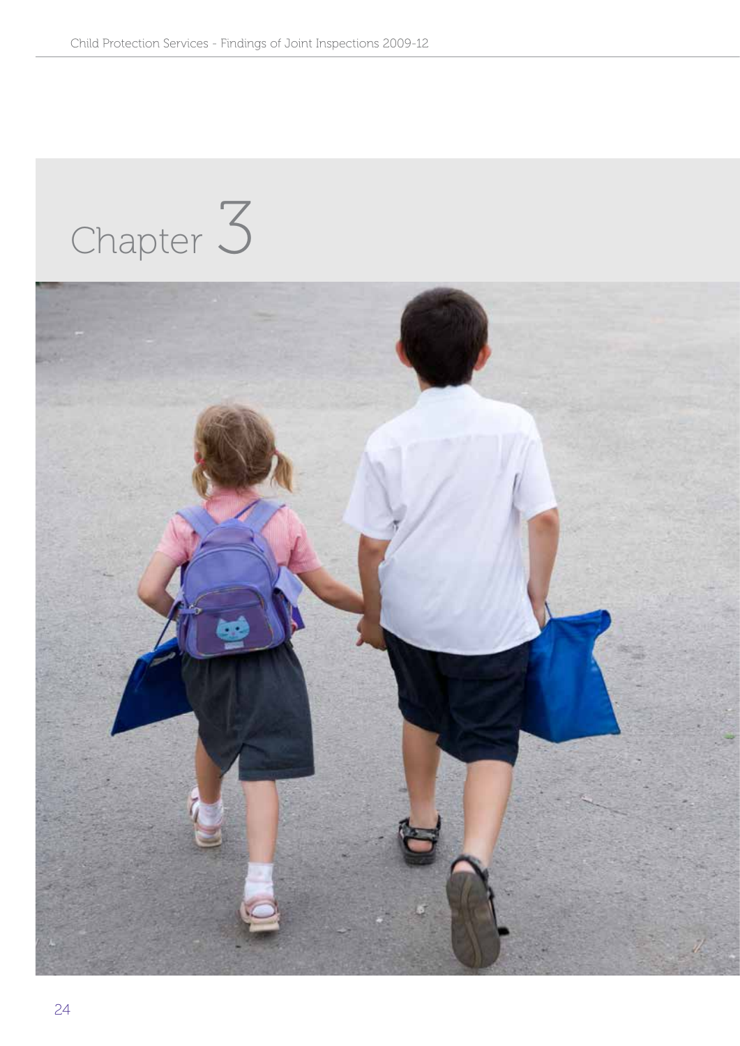# Chapter 3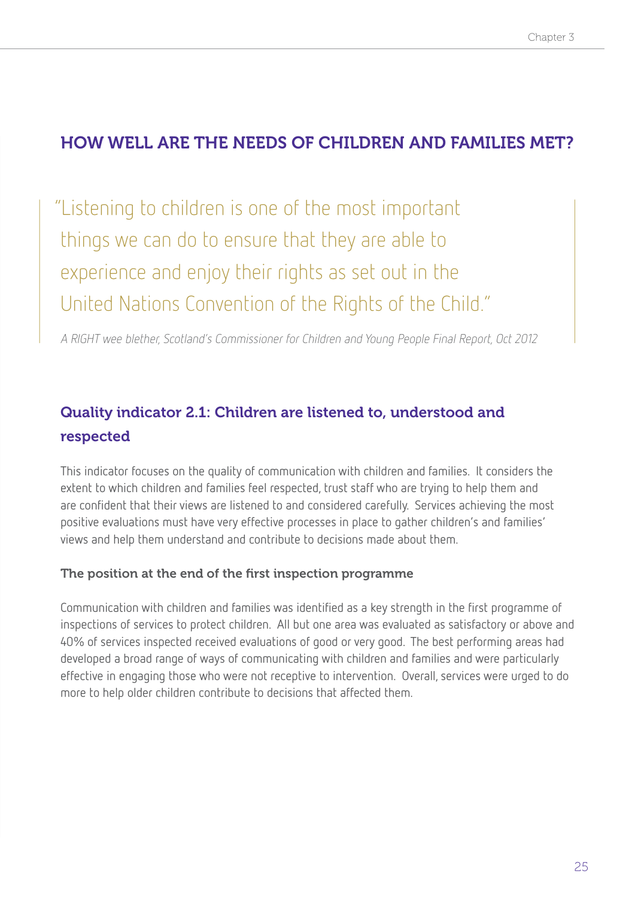## HOW WELL ARE THE NEEDS OF CHILDREN AND FAMILIES MET?

> "Listening to children is one of the most important things we can do to ensure that they are able to experience and enjoy their rights as set out in the United Nations Convention of the Rights of the Child."
>
> *A RIGHT wee blether, Scotland's Commissioner for Children and Young People Final Report, Oct 2012*

### Quality indicator 2.1: Children are listened to, understood and respected

This indicator focuses on the quality of communication with children and families. It considers the extent to which children and families feel respected, trust staff who are trying to help them and are confident that their views are listened to and considered carefully. Services achieving the most positive evaluations must have very effective processes in place to gather children's and families' views and help them understand and contribute to decisions made about them.

#### The position at the end of the first inspection programme

Communication with children and families was identified as a key strength in the first programme of inspections of services to protect children. All but one area was evaluated as satisfactory or above and 40% of services inspected received evaluations of good or very good. The best performing areas had developed a broad range of ways of communicating with children and families and were particularly effective in engaging those who were not receptive to intervention. Overall, services were urged to do more to help older children contribute to decisions that affected them.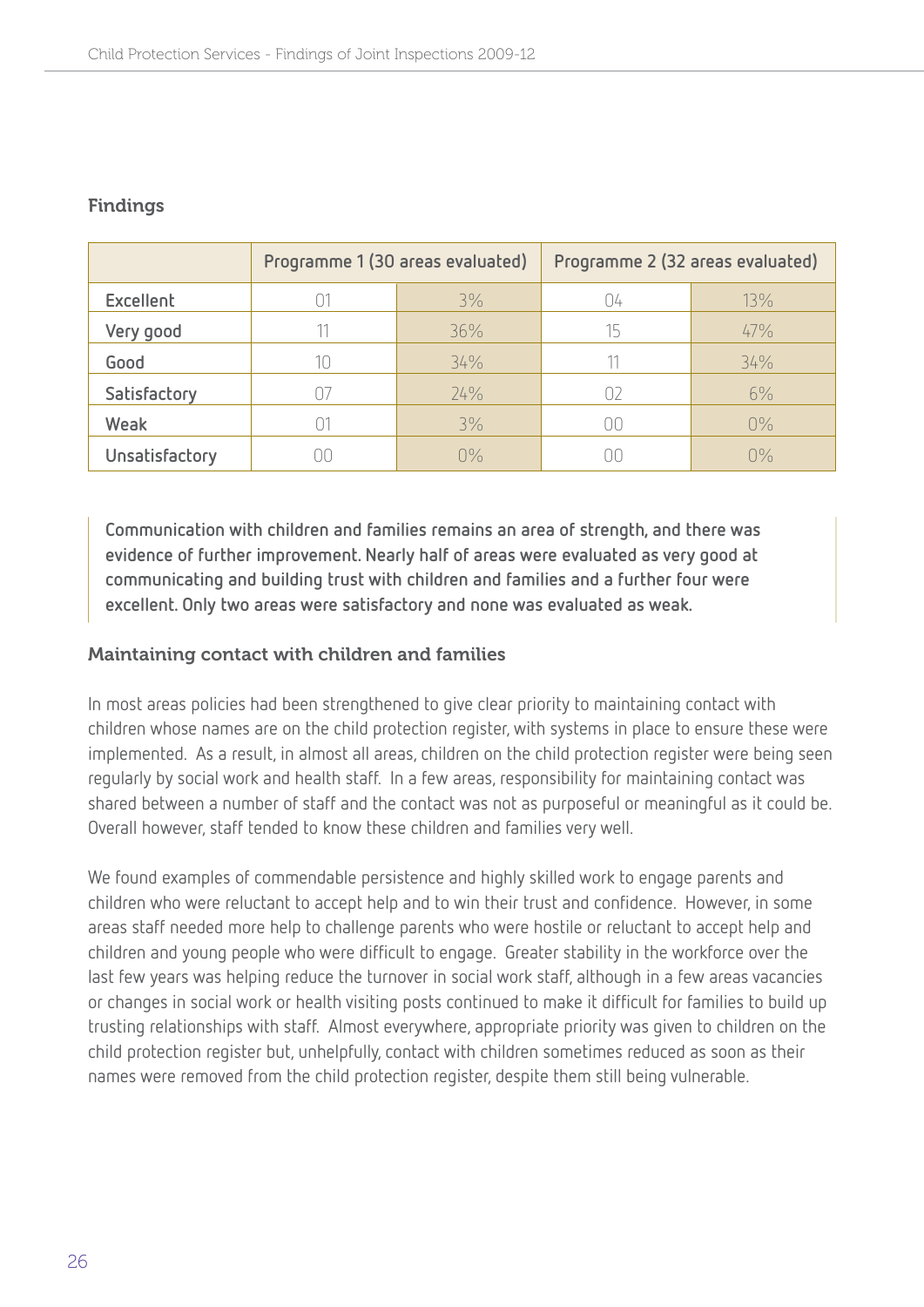### Findings

| | Programme 1 (30 areas evaluated) | | Programme 2 (32 areas evaluated) | |
|---|---|---|---|---|
| Excellent | 01 | 3% | 04 | 13% |
| Very good | 11 | 36% | 15 | 47% |
| Good | 10 | 34% | 11 | 34% |
| Satisfactory | 07 | 24% | 02 | 6% |
| Weak | 01 | 3% | 00 | 0% |
| Unsatisfactory | 00 | 0% | 00 | 0% |

**Communication with children and families remains an area of strength, and there was evidence of further improvement. Nearly half of areas were evaluated as very good at communicating and building trust with children and families and a further four were excellent. Only two areas were satisfactory and none was evaluated as weak.**

### Maintaining contact with children and families

In most areas policies had been strengthened to give clear priority to maintaining contact with children whose names are on the child protection register, with systems in place to ensure these were implemented. As a result, in almost all areas, children on the child protection register were being seen regularly by social work and health staff. In a few areas, responsibility for maintaining contact was shared between a number of staff and the contact was not as purposeful or meaningful as it could be. Overall however, staff tended to know these children and families very well.

We found examples of commendable persistence and highly skilled work to engage parents and children who were reluctant to accept help and to win their trust and confidence. However, in some areas staff needed more help to challenge parents who were hostile or reluctant to accept help and children and young people who were difficult to engage. Greater stability in the workforce over the last few years was helping reduce the turnover in social work staff, although in a few areas vacancies or changes in social work or health visiting posts continued to make it difficult for families to build up trusting relationships with staff. Almost everywhere, appropriate priority was given to children on the child protection register but, unhelpfully, contact with children sometimes reduced as soon as their names were removed from the child protection register, despite them still being vulnerable.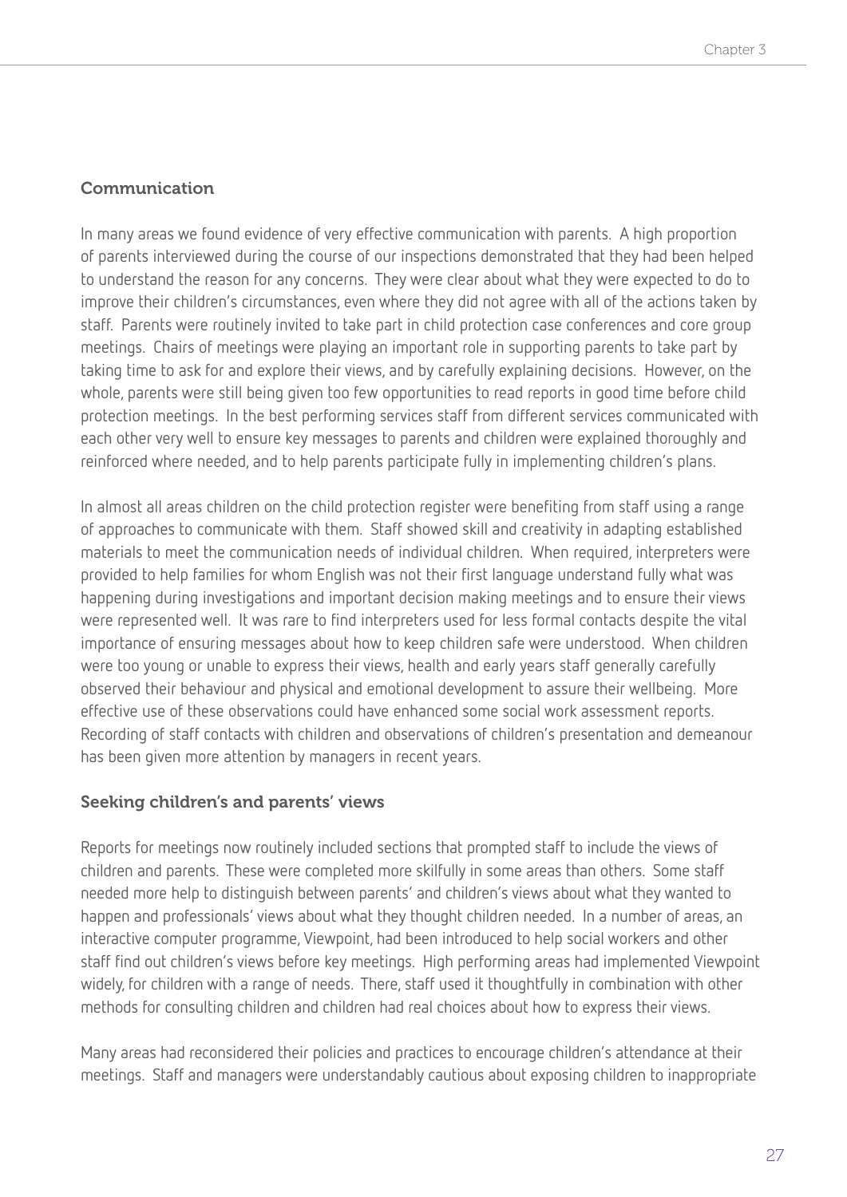## Communication

In many areas we found evidence of very effective communication with parents. A high proportion of parents interviewed during the course of our inspections demonstrated that they had been helped to understand the reason for any concerns. They were clear about what they were expected to do to improve their children's circumstances, even where they did not agree with all of the actions taken by staff. Parents were routinely invited to take part in child protection case conferences and core group meetings. Chairs of meetings were playing an important role in supporting parents to take part by taking time to ask for and explore their views, and by carefully explaining decisions. However, on the whole, parents were still being given too few opportunities to read reports in good time before child protection meetings. In the best performing services staff from different services communicated with each other very well to ensure key messages to parents and children were explained thoroughly and reinforced where needed, and to help parents participate fully in implementing children's plans.

In almost all areas children on the child protection register were benefiting from staff using a range of approaches to communicate with them. Staff showed skill and creativity in adapting established materials to meet the communication needs of individual children. When required, interpreters were provided to help families for whom English was not their first language understand fully what was happening during investigations and important decision making meetings and to ensure their views were represented well. It was rare to find interpreters used for less formal contacts despite the vital importance of ensuring messages about how to keep children safe were understood. When children were too young or unable to express their views, health and early years staff generally carefully observed their behaviour and physical and emotional development to assure their wellbeing. More effective use of these observations could have enhanced some social work assessment reports. Recording of staff contacts with children and observations of children's presentation and demeanour has been given more attention by managers in recent years.

## Seeking children's and parents' views

Reports for meetings now routinely included sections that prompted staff to include the views of children and parents. These were completed more skilfully in some areas than others. Some staff needed more help to distinguish between parents' and children's views about what they wanted to happen and professionals' views about what they thought children needed. In a number of areas, an interactive computer programme, Viewpoint, had been introduced to help social workers and other staff find out children's views before key meetings. High performing areas had implemented Viewpoint widely, for children with a range of needs. There, staff used it thoughtfully in combination with other methods for consulting children and children had real choices about how to express their views.

Many areas had reconsidered their policies and practices to encourage children's attendance at their meetings. Staff and managers were understandably cautious about exposing children to inappropriate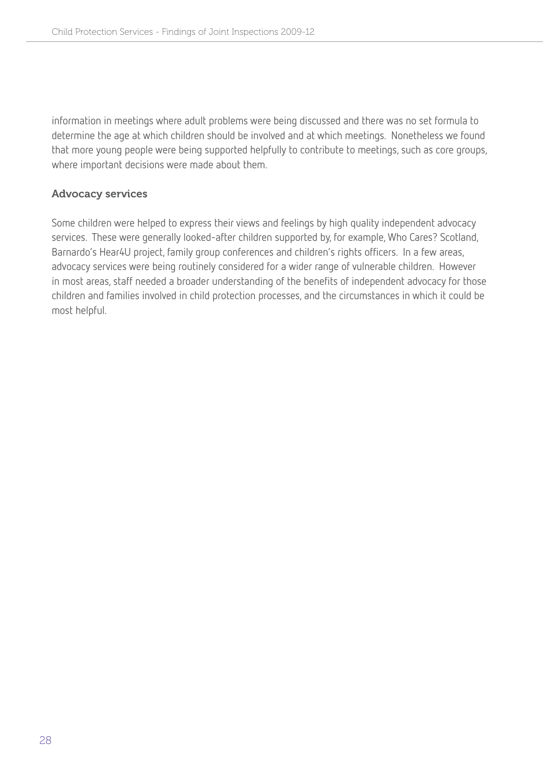information in meetings where adult problems were being discussed and there was no set formula to determine the age at which children should be involved and at which meetings. Nonetheless we found that more young people were being supported helpfully to contribute to meetings, such as core groups, where important decisions were made about them.

### Advocacy services

Some children were helped to express their views and feelings by high quality independent advocacy services. These were generally looked-after children supported by, for example, Who Cares? Scotland, Barnardo's Hear4U project, family group conferences and children's rights officers. In a few areas, advocacy services were being routinely considered for a wider range of vulnerable children. However in most areas, staff needed a broader understanding of the benefits of independent advocacy for those children and families involved in child protection processes, and the circumstances in which it could be most helpful.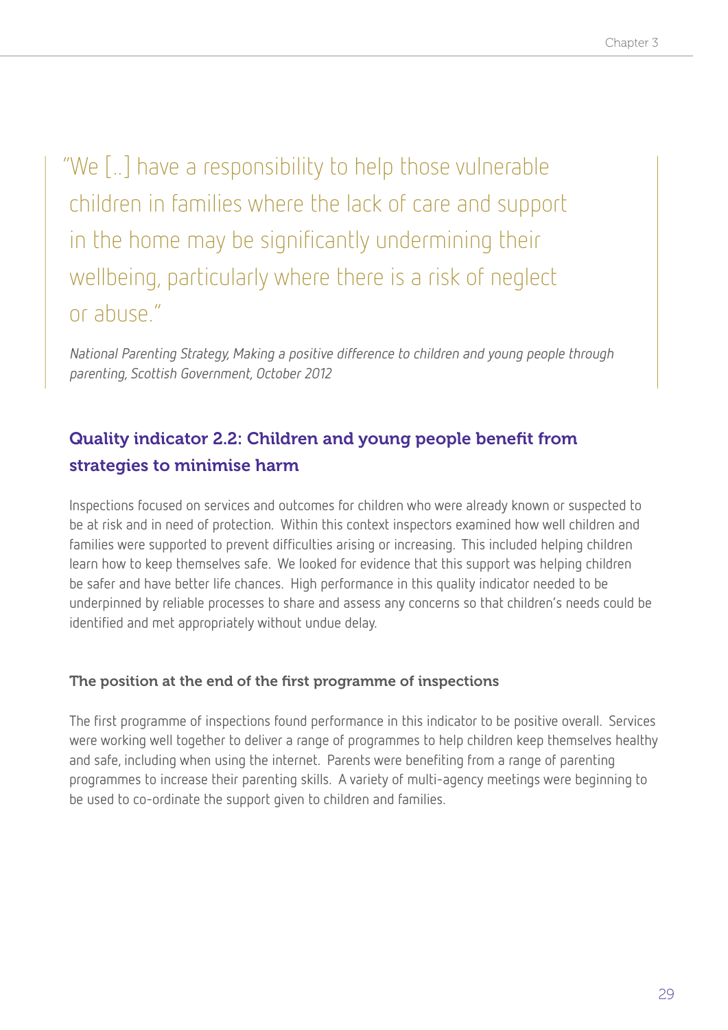> "We [..] have a responsibility to help those vulnerable children in families where the lack of care and support in the home may be significantly undermining their wellbeing, particularly where there is a risk of neglect or abuse."
>
> *National Parenting Strategy, Making a positive difference to children and young people through parenting, Scottish Government, October 2012*

## Quality indicator 2.2: Children and young people benefit from strategies to minimise harm

Inspections focused on services and outcomes for children who were already known or suspected to be at risk and in need of protection. Within this context inspectors examined how well children and families were supported to prevent difficulties arising or increasing. This included helping children learn how to keep themselves safe. We looked for evidence that this support was helping children be safer and have better life chances. High performance in this quality indicator needed to be underpinned by reliable processes to share and assess any concerns so that children's needs could be identified and met appropriately without undue delay.

### The position at the end of the first programme of inspections

The first programme of inspections found performance in this indicator to be positive overall. Services were working well together to deliver a range of programmes to help children keep themselves healthy and safe, including when using the internet. Parents were benefiting from a range of parenting programmes to increase their parenting skills. A variety of multi-agency meetings were beginning to be used to co-ordinate the support given to children and families.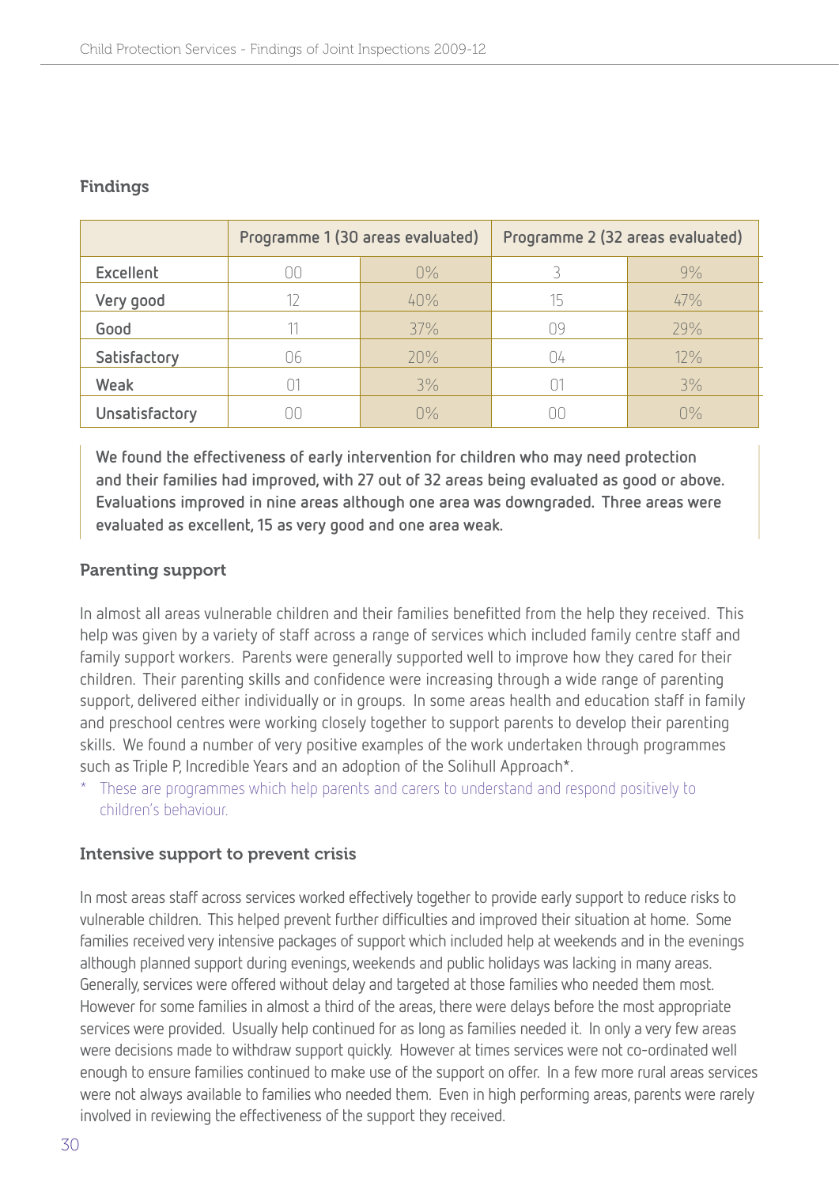### Findings

| | Programme 1 (30 areas evaluated) | | Programme 2 (32 areas evaluated) | |
|---|---|---|---|---|
| Excellent | 00 | 0% | 3 | 9% |
| Very good | 12 | 40% | 15 | 47% |
| Good | 11 | 37% | 09 | 29% |
| Satisfactory | 06 | 20% | 04 | 12% |
| Weak | 01 | 3% | 01 | 3% |
| Unsatisfactory | 00 | 0% | 00 | 0% |

**We found the effectiveness of early intervention for children who may need protection and their families had improved, with 27 out of 32 areas being evaluated as good or above. Evaluations improved in nine areas although one area was downgraded. Three areas were evaluated as excellent, 15 as very good and one area weak.**

### Parenting support

In almost all areas vulnerable children and their families benefitted from the help they received. This help was given by a variety of staff across a range of services which included family centre staff and family support workers. Parents were generally supported well to improve how they cared for their children. Their parenting skills and confidence were increasing through a wide range of parenting support, delivered either individually or in groups. In some areas health and education staff in family and preschool centres were working closely together to support parents to develop their parenting skills. We found a number of very positive examples of the work undertaken through programmes such as Triple P, Incredible Years and an adoption of the Solihull Approach*.

\* These are programmes which help parents and carers to understand and respond positively to children's behaviour.

### Intensive support to prevent crisis

In most areas staff across services worked effectively together to provide early support to reduce risks to vulnerable children. This helped prevent further difficulties and improved their situation at home. Some families received very intensive packages of support which included help at weekends and in the evenings although planned support during evenings, weekends and public holidays was lacking in many areas. Generally, services were offered without delay and targeted at those families who needed them most. However for some families in almost a third of the areas, there were delays before the most appropriate services were provided. Usually help continued for as long as families needed it. In only a very few areas were decisions made to withdraw support quickly. However at times services were not co-ordinated well enough to ensure families continued to make use of the support on offer. In a few more rural areas services were not always available to families who needed them. Even in high performing areas, parents were rarely involved in reviewing the effectiveness of the support they received.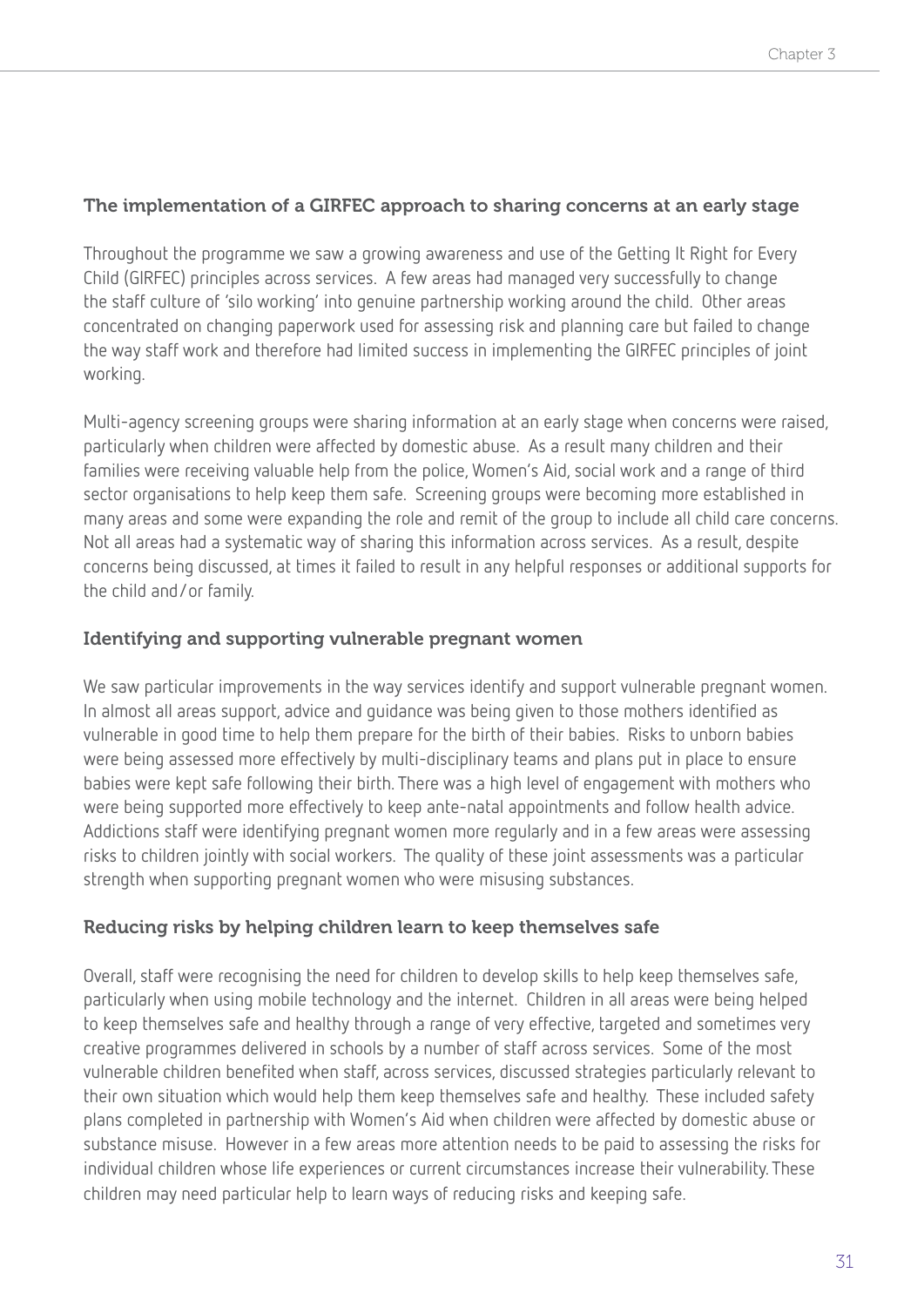### The implementation of a GIRFEC approach to sharing concerns at an early stage

Throughout the programme we saw a growing awareness and use of the Getting It Right for Every Child (GIRFEC) principles across services. A few areas had managed very successfully to change the staff culture of 'silo working' into genuine partnership working around the child. Other areas concentrated on changing paperwork used for assessing risk and planning care but failed to change the way staff work and therefore had limited success in implementing the GIRFEC principles of joint working.

Multi-agency screening groups were sharing information at an early stage when concerns were raised, particularly when children were affected by domestic abuse. As a result many children and their families were receiving valuable help from the police, Women's Aid, social work and a range of third sector organisations to help keep them safe. Screening groups were becoming more established in many areas and some were expanding the role and remit of the group to include all child care concerns. Not all areas had a systematic way of sharing this information across services. As a result, despite concerns being discussed, at times it failed to result in any helpful responses or additional supports for the child and/or family.

### Identifying and supporting vulnerable pregnant women

We saw particular improvements in the way services identify and support vulnerable pregnant women. In almost all areas support, advice and guidance was being given to those mothers identified as vulnerable in good time to help them prepare for the birth of their babies. Risks to unborn babies were being assessed more effectively by multi-disciplinary teams and plans put in place to ensure babies were kept safe following their birth. There was a high level of engagement with mothers who were being supported more effectively to keep ante-natal appointments and follow health advice. Addictions staff were identifying pregnant women more regularly and in a few areas were assessing risks to children jointly with social workers. The quality of these joint assessments was a particular strength when supporting pregnant women who were misusing substances.

### Reducing risks by helping children learn to keep themselves safe

Overall, staff were recognising the need for children to develop skills to help keep themselves safe, particularly when using mobile technology and the internet. Children in all areas were being helped to keep themselves safe and healthy through a range of very effective, targeted and sometimes very creative programmes delivered in schools by a number of staff across services. Some of the most vulnerable children benefited when staff, across services, discussed strategies particularly relevant to their own situation which would help them keep themselves safe and healthy. These included safety plans completed in partnership with Women's Aid when children were affected by domestic abuse or substance misuse. However in a few areas more attention needs to be paid to assessing the risks for individual children whose life experiences or current circumstances increase their vulnerability. These children may need particular help to learn ways of reducing risks and keeping safe.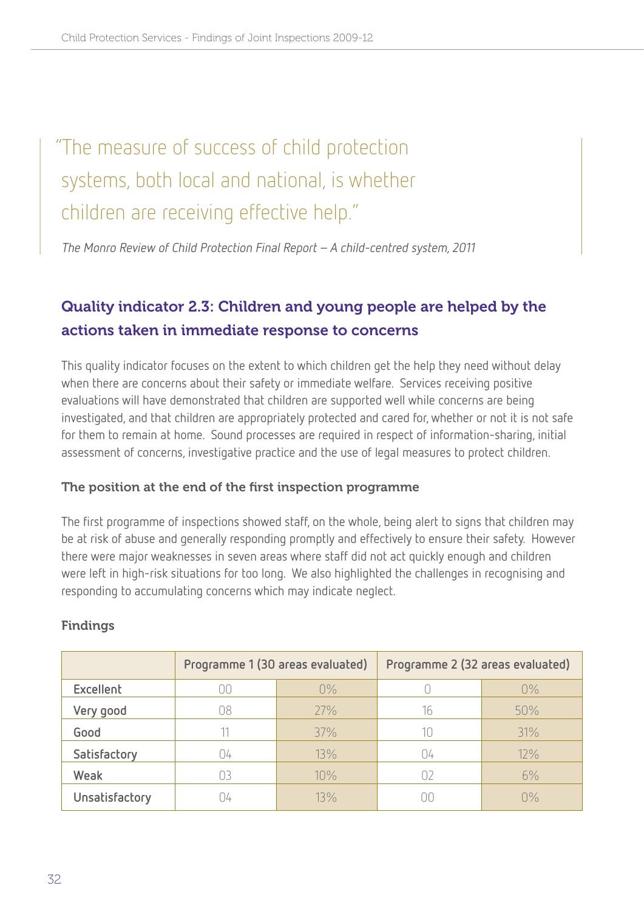> "The measure of success of child protection systems, both local and national, is whether children are receiving effective help."
>
> *The Monro Review of Child Protection Final Report – A child-centred system, 2011*

## Quality indicator 2.3: Children and young people are helped by the actions taken in immediate response to concerns

This quality indicator focuses on the extent to which children get the help they need without delay when there are concerns about their safety or immediate welfare. Services receiving positive evaluations will have demonstrated that children are supported well while concerns are being investigated, and that children are appropriately protected and cared for, whether or not it is not safe for them to remain at home. Sound processes are required in respect of information-sharing, initial assessment of concerns, investigative practice and the use of legal measures to protect children.

### The position at the end of the first inspection programme

The first programme of inspections showed staff, on the whole, being alert to signs that children may be at risk of abuse and generally responding promptly and effectively to ensure their safety. However there were major weaknesses in seven areas where staff did not act quickly enough and children were left in high-risk situations for too long. We also highlighted the challenges in recognising and responding to accumulating concerns which may indicate neglect.

### Findings

| | Programme 1 (30 areas evaluated) | | Programme 2 (32 areas evaluated) | |
|---|---|---|---|---|
| **Excellent** | 00 | 0% | 0 | 0% |
| **Very good** | 08 | 27% | 16 | 50% |
| **Good** | 11 | 37% | 10 | 31% |
| **Satisfactory** | 04 | 13% | 04 | 12% |
| **Weak** | 03 | 10% | 02 | 6% |
| **Unsatisfactory** | 04 | 13% | 00 | 0% |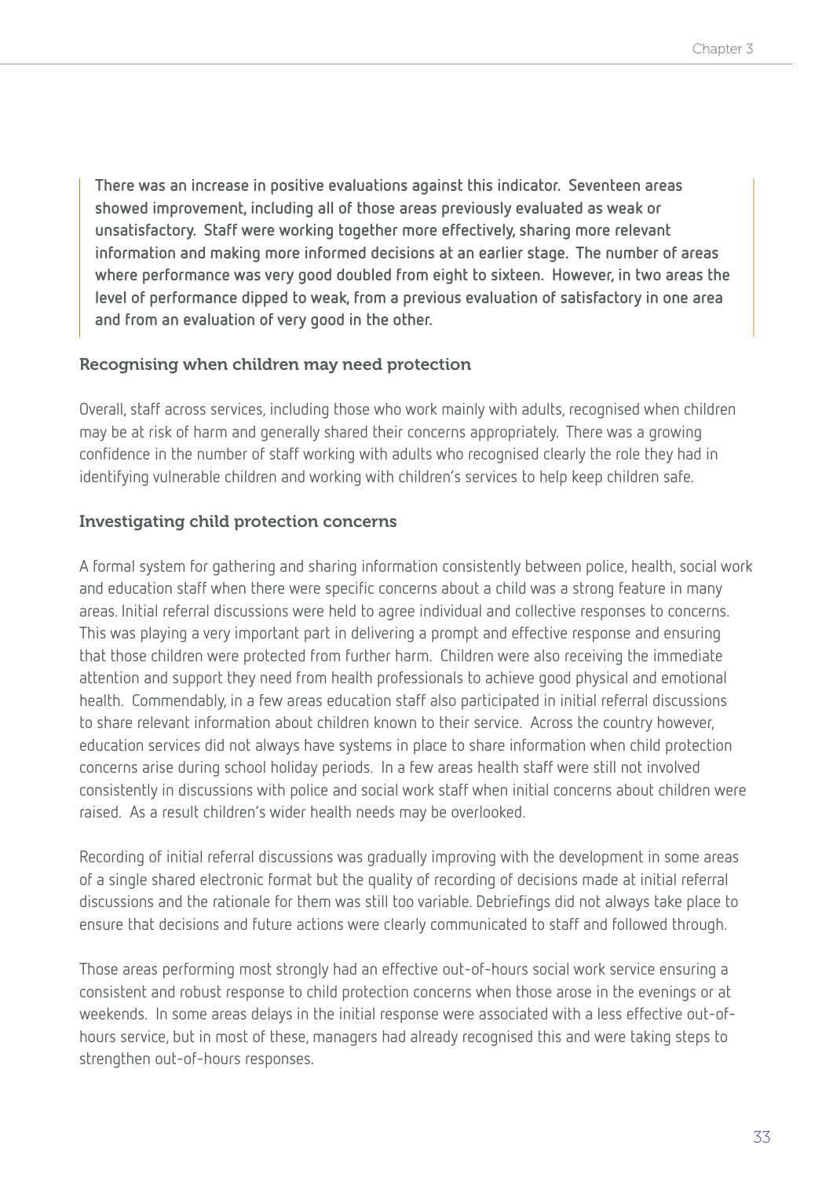**There was an increase in positive evaluations against this indicator. Seventeen areas showed improvement, including all of those areas previously evaluated as weak or unsatisfactory. Staff were working together more effectively, sharing more relevant information and making more informed decisions at an earlier stage. The number of areas where performance was very good doubled from eight to sixteen. However, in two areas the level of performance dipped to weak, from a previous evaluation of satisfactory in one area and from an evaluation of very good in the other.**

### Recognising when children may need protection

Overall, staff across services, including those who work mainly with adults, recognised when children may be at risk of harm and generally shared their concerns appropriately. There was a growing confidence in the number of staff working with adults who recognised clearly the role they had in identifying vulnerable children and working with children's services to help keep children safe.

### Investigating child protection concerns

A formal system for gathering and sharing information consistently between police, health, social work and education staff when there were specific concerns about a child was a strong feature in many areas. Initial referral discussions were held to agree individual and collective responses to concerns. This was playing a very important part in delivering a prompt and effective response and ensuring that those children were protected from further harm. Children were also receiving the immediate attention and support they need from health professionals to achieve good physical and emotional health. Commendably, in a few areas education staff also participated in initial referral discussions to share relevant information about children known to their service. Across the country however, education services did not always have systems in place to share information when child protection concerns arise during school holiday periods. In a few areas health staff were still not involved consistently in discussions with police and social work staff when initial concerns about children were raised. As a result children's wider health needs may be overlooked.

Recording of initial referral discussions was gradually improving with the development in some areas of a single shared electronic format but the quality of recording of decisions made at initial referral discussions and the rationale for them was still too variable. Debriefings did not always take place to ensure that decisions and future actions were clearly communicated to staff and followed through.

Those areas performing most strongly had an effective out-of-hours social work service ensuring a consistent and robust response to child protection concerns when those arose in the evenings or at weekends. In some areas delays in the initial response were associated with a less effective out-of-hours service, but in most of these, managers had already recognised this and were taking steps to strengthen out-of-hours responses.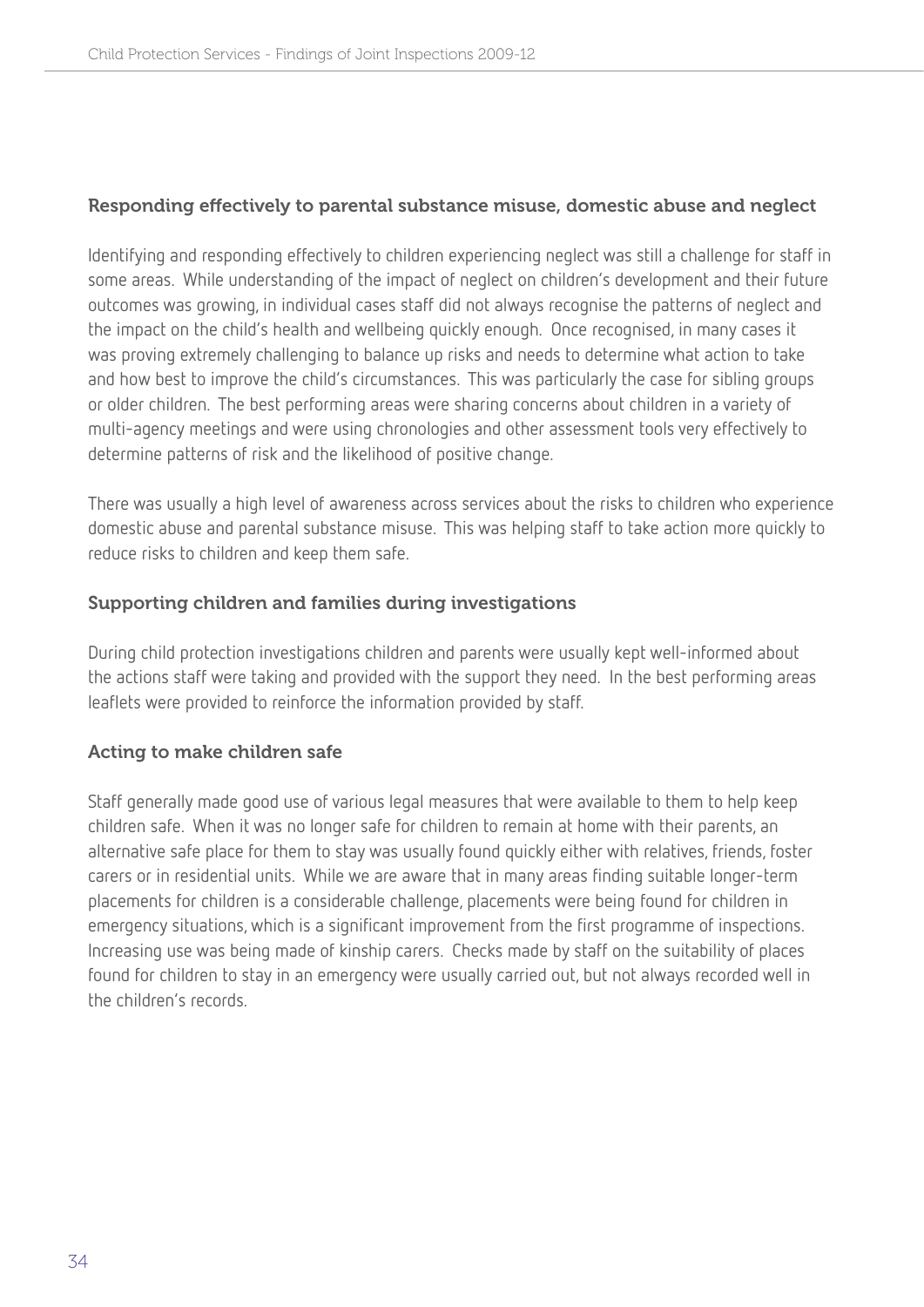### Responding effectively to parental substance misuse, domestic abuse and neglect

Identifying and responding effectively to children experiencing neglect was still a challenge for staff in some areas. While understanding of the impact of neglect on children's development and their future outcomes was growing, in individual cases staff did not always recognise the patterns of neglect and the impact on the child's health and wellbeing quickly enough. Once recognised, in many cases it was proving extremely challenging to balance up risks and needs to determine what action to take and how best to improve the child's circumstances. This was particularly the case for sibling groups or older children. The best performing areas were sharing concerns about children in a variety of multi-agency meetings and were using chronologies and other assessment tools very effectively to determine patterns of risk and the likelihood of positive change.

There was usually a high level of awareness across services about the risks to children who experience domestic abuse and parental substance misuse. This was helping staff to take action more quickly to reduce risks to children and keep them safe.

### Supporting children and families during investigations

During child protection investigations children and parents were usually kept well-informed about the actions staff were taking and provided with the support they need. In the best performing areas leaflets were provided to reinforce the information provided by staff.

### Acting to make children safe

Staff generally made good use of various legal measures that were available to them to help keep children safe. When it was no longer safe for children to remain at home with their parents, an alternative safe place for them to stay was usually found quickly either with relatives, friends, foster carers or in residential units. While we are aware that in many areas finding suitable longer-term placements for children is a considerable challenge, placements were being found for children in emergency situations, which is a significant improvement from the first programme of inspections. Increasing use was being made of kinship carers. Checks made by staff on the suitability of places found for children to stay in an emergency were usually carried out, but not always recorded well in the children's records.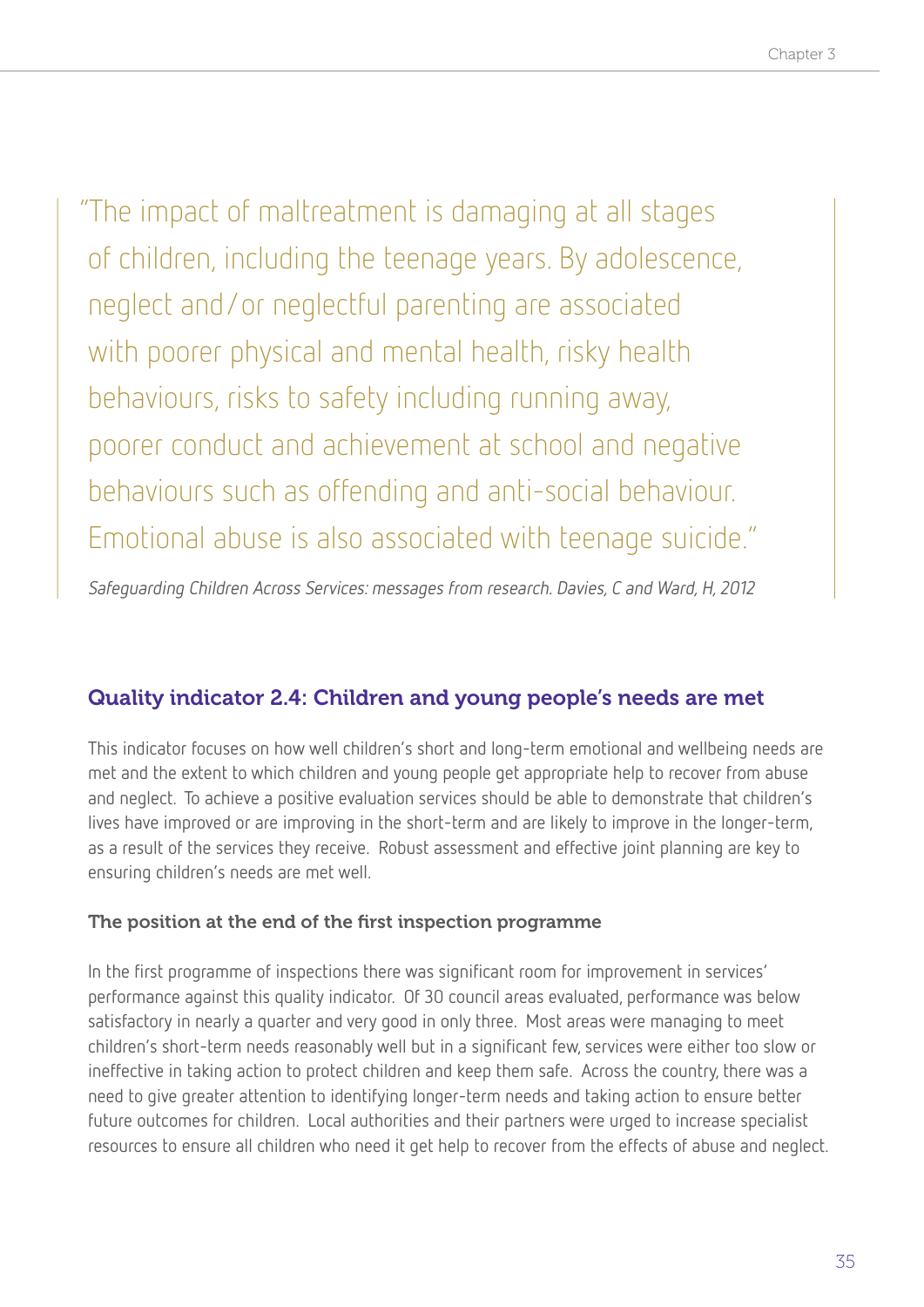> "The impact of maltreatment is damaging at all stages of children, including the teenage years. By adolescence, neglect and/or neglectful parenting are associated with poorer physical and mental health, risky health behaviours, risks to safety including running away, poorer conduct and achievement at school and negative behaviours such as offending and anti-social behaviour. Emotional abuse is also associated with teenage suicide."
>
> *Safeguarding Children Across Services: messages from research. Davies, C and Ward, H, 2012*

## Quality indicator 2.4: Children and young people's needs are met

This indicator focuses on how well children's short and long-term emotional and wellbeing needs are met and the extent to which children and young people get appropriate help to recover from abuse and neglect. To achieve a positive evaluation services should be able to demonstrate that children's lives have improved or are improving in the short-term and are likely to improve in the longer-term, as a result of the services they receive. Robust assessment and effective joint planning are key to ensuring children's needs are met well.

### The position at the end of the first inspection programme

In the first programme of inspections there was significant room for improvement in services' performance against this quality indicator. Of 30 council areas evaluated, performance was below satisfactory in nearly a quarter and very good in only three. Most areas were managing to meet children's short-term needs reasonably well but in a significant few, services were either too slow or ineffective in taking action to protect children and keep them safe. Across the country, there was a need to give greater attention to identifying longer-term needs and taking action to ensure better future outcomes for children. Local authorities and their partners were urged to increase specialist resources to ensure all children who need it get help to recover from the effects of abuse and neglect.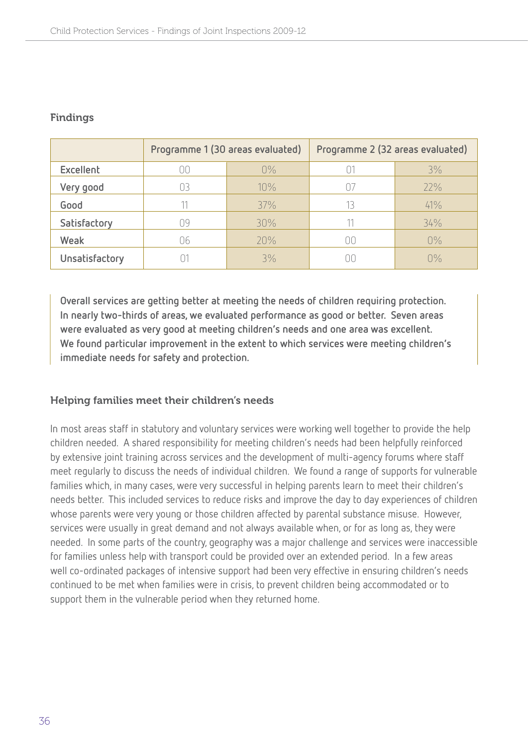## Findings

| | Programme 1 (30 areas evaluated) | | Programme 2 (32 areas evaluated) | |
|---|---|---|---|---|
| Excellent | 00 | 0% | 01 | 3% |
| Very good | 03 | 10% | 07 | 22% |
| Good | 11 | 37% | 13 | 41% |
| Satisfactory | 09 | 30% | 11 | 34% |
| Weak | 06 | 20% | 00 | 0% |
| Unsatisfactory | 01 | 3% | 00 | 0% |

**Overall services are getting better at meeting the needs of children requiring protection. In nearly two-thirds of areas, we evaluated performance as good or better. Seven areas were evaluated as very good at meeting children's needs and one area was excellent. We found particular improvement in the extent to which services were meeting children's immediate needs for safety and protection.**

## Helping families meet their children's needs

In most areas staff in statutory and voluntary services were working well together to provide the help children needed. A shared responsibility for meeting children's needs had been helpfully reinforced by extensive joint training across services and the development of multi-agency forums where staff meet regularly to discuss the needs of individual children. We found a range of supports for vulnerable families which, in many cases, were very successful in helping parents learn to meet their children's needs better. This included services to reduce risks and improve the day to day experiences of children whose parents were very young or those children affected by parental substance misuse. However, services were usually in great demand and not always available when, or for as long as, they were needed. In some parts of the country, geography was a major challenge and services were inaccessible for families unless help with transport could be provided over an extended period. In a few areas well co-ordinated packages of intensive support had been very effective in ensuring children's needs continued to be met when families were in crisis, to prevent children being accommodated or to support them in the vulnerable period when they returned home.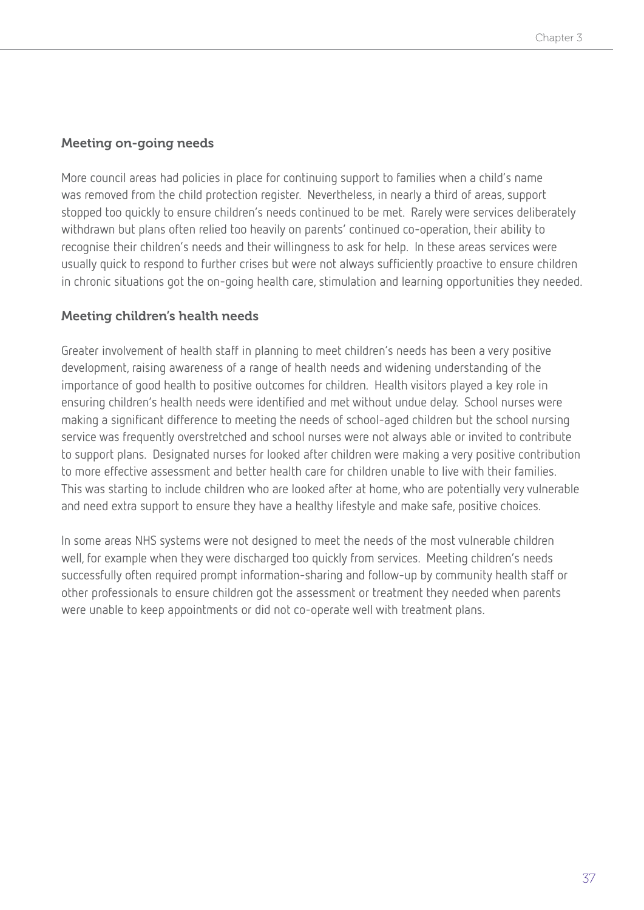### Meeting on-going needs

More council areas had policies in place for continuing support to families when a child's name was removed from the child protection register. Nevertheless, in nearly a third of areas, support stopped too quickly to ensure children's needs continued to be met. Rarely were services deliberately withdrawn but plans often relied too heavily on parents' continued co-operation, their ability to recognise their children's needs and their willingness to ask for help. In these areas services were usually quick to respond to further crises but were not always sufficiently proactive to ensure children in chronic situations got the on-going health care, stimulation and learning opportunities they needed.

### Meeting children's health needs

Greater involvement of health staff in planning to meet children's needs has been a very positive development, raising awareness of a range of health needs and widening understanding of the importance of good health to positive outcomes for children. Health visitors played a key role in ensuring children's health needs were identified and met without undue delay. School nurses were making a significant difference to meeting the needs of school-aged children but the school nursing service was frequently overstretched and school nurses were not always able or invited to contribute to support plans. Designated nurses for looked after children were making a very positive contribution to more effective assessment and better health care for children unable to live with their families. This was starting to include children who are looked after at home, who are potentially very vulnerable and need extra support to ensure they have a healthy lifestyle and make safe, positive choices.

In some areas NHS systems were not designed to meet the needs of the most vulnerable children well, for example when they were discharged too quickly from services. Meeting children's needs successfully often required prompt information-sharing and follow-up by community health staff or other professionals to ensure children got the assessment or treatment they needed when parents were unable to keep appointments or did not co-operate well with treatment plans.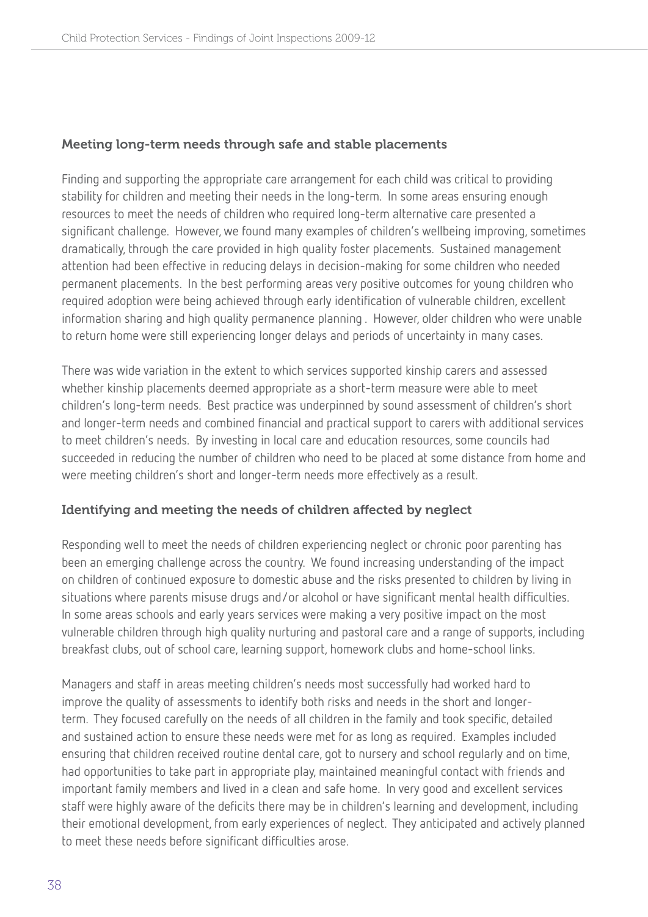### Meeting long-term needs through safe and stable placements

Finding and supporting the appropriate care arrangement for each child was critical to providing stability for children and meeting their needs in the long-term. In some areas ensuring enough resources to meet the needs of children who required long-term alternative care presented a significant challenge. However, we found many examples of children's wellbeing improving, sometimes dramatically, through the care provided in high quality foster placements. Sustained management attention had been effective in reducing delays in decision-making for some children who needed permanent placements. In the best performing areas very positive outcomes for young children who required adoption were being achieved through early identification of vulnerable children, excellent information sharing and high quality permanence planning . However, older children who were unable to return home were still experiencing longer delays and periods of uncertainty in many cases.

There was wide variation in the extent to which services supported kinship carers and assessed whether kinship placements deemed appropriate as a short-term measure were able to meet children's long-term needs. Best practice was underpinned by sound assessment of children's short and longer-term needs and combined financial and practical support to carers with additional services to meet children's needs. By investing in local care and education resources, some councils had succeeded in reducing the number of children who need to be placed at some distance from home and were meeting children's short and longer-term needs more effectively as a result.

### Identifying and meeting the needs of children affected by neglect

Responding well to meet the needs of children experiencing neglect or chronic poor parenting has been an emerging challenge across the country. We found increasing understanding of the impact on children of continued exposure to domestic abuse and the risks presented to children by living in situations where parents misuse drugs and/or alcohol or have significant mental health difficulties. In some areas schools and early years services were making a very positive impact on the most vulnerable children through high quality nurturing and pastoral care and a range of supports, including breakfast clubs, out of school care, learning support, homework clubs and home-school links.

Managers and staff in areas meeting children's needs most successfully had worked hard to improve the quality of assessments to identify both risks and needs in the short and longer-term. They focused carefully on the needs of all children in the family and took specific, detailed and sustained action to ensure these needs were met for as long as required. Examples included ensuring that children received routine dental care, got to nursery and school regularly and on time, had opportunities to take part in appropriate play, maintained meaningful contact with friends and important family members and lived in a clean and safe home. In very good and excellent services staff were highly aware of the deficits there may be in children's learning and development, including their emotional development, from early experiences of neglect. They anticipated and actively planned to meet these needs before significant difficulties arose.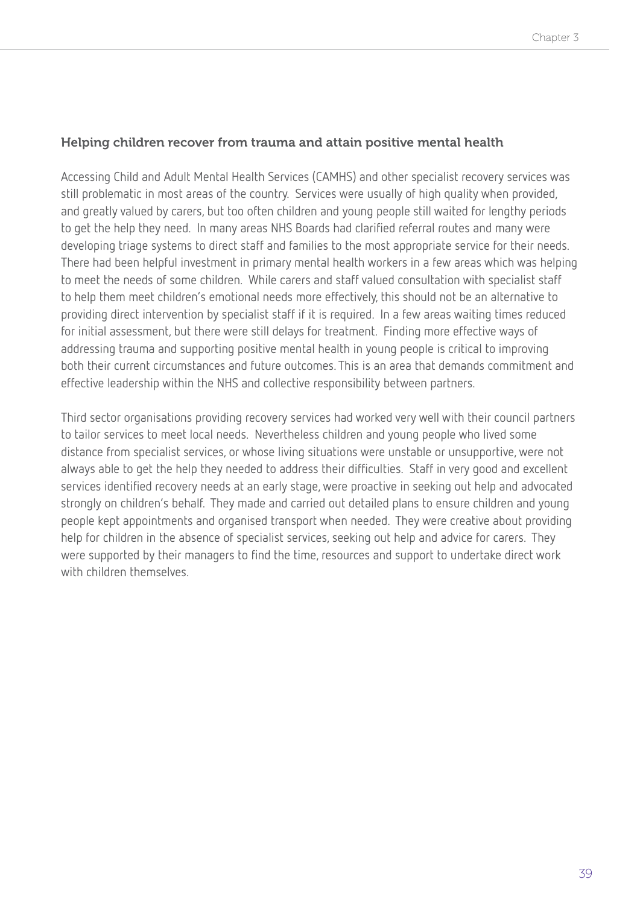### Helping children recover from trauma and attain positive mental health

Accessing Child and Adult Mental Health Services (CAMHS) and other specialist recovery services was still problematic in most areas of the country. Services were usually of high quality when provided, and greatly valued by carers, but too often children and young people still waited for lengthy periods to get the help they need. In many areas NHS Boards had clarified referral routes and many were developing triage systems to direct staff and families to the most appropriate service for their needs. There had been helpful investment in primary mental health workers in a few areas which was helping to meet the needs of some children. While carers and staff valued consultation with specialist staff to help them meet children's emotional needs more effectively, this should not be an alternative to providing direct intervention by specialist staff if it is required. In a few areas waiting times reduced for initial assessment, but there were still delays for treatment. Finding more effective ways of addressing trauma and supporting positive mental health in young people is critical to improving both their current circumstances and future outcomes. This is an area that demands commitment and effective leadership within the NHS and collective responsibility between partners.

Third sector organisations providing recovery services had worked very well with their council partners to tailor services to meet local needs. Nevertheless children and young people who lived some distance from specialist services, or whose living situations were unstable or unsupportive, were not always able to get the help they needed to address their difficulties. Staff in very good and excellent services identified recovery needs at an early stage, were proactive in seeking out help and advocated strongly on children's behalf. They made and carried out detailed plans to ensure children and young people kept appointments and organised transport when needed. They were creative about providing help for children in the absence of specialist services, seeking out help and advice for carers. They were supported by their managers to find the time, resources and support to undertake direct work with children themselves.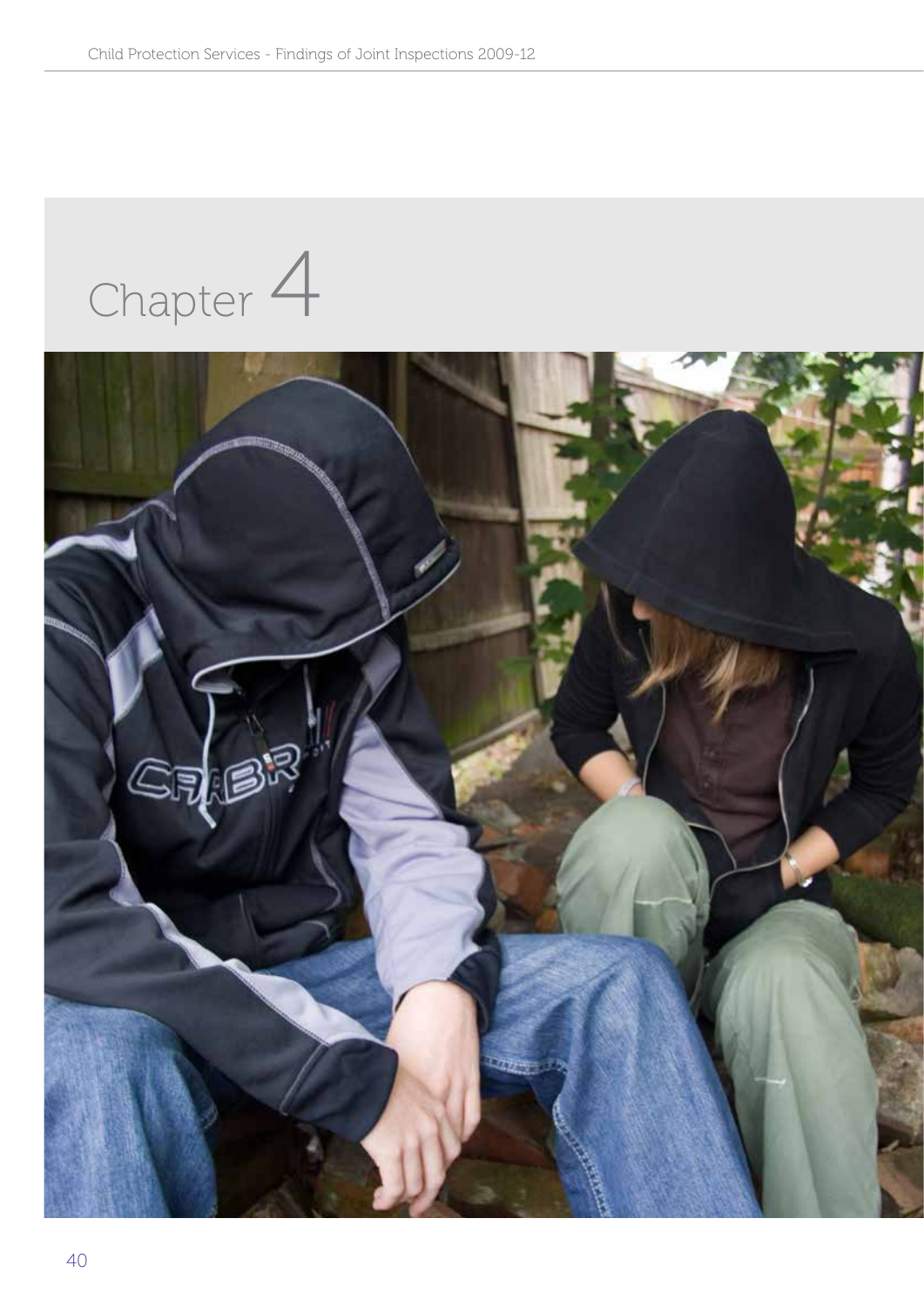# Chapter 4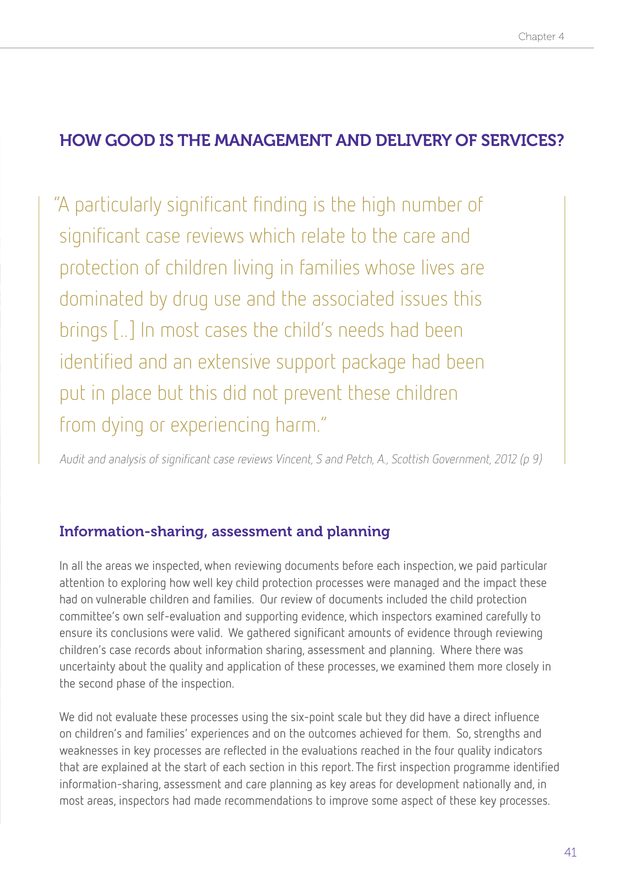## HOW GOOD IS THE MANAGEMENT AND DELIVERY OF SERVICES?

> "A particularly significant finding is the high number of significant case reviews which relate to the care and protection of children living in families whose lives are dominated by drug use and the associated issues this brings [..] In most cases the child's needs had been identified and an extensive support package had been put in place but this did not prevent these children from dying or experiencing harm."
>
> *Audit and analysis of significant case reviews Vincent, S and Petch, A., Scottish Government, 2012 (p 9)*

### Information-sharing, assessment and planning

In all the areas we inspected, when reviewing documents before each inspection, we paid particular attention to exploring how well key child protection processes were managed and the impact these had on vulnerable children and families. Our review of documents included the child protection committee's own self-evaluation and supporting evidence, which inspectors examined carefully to ensure its conclusions were valid. We gathered significant amounts of evidence through reviewing children's case records about information sharing, assessment and planning. Where there was uncertainty about the quality and application of these processes, we examined them more closely in the second phase of the inspection.

We did not evaluate these processes using the six-point scale but they did have a direct influence on children's and families' experiences and on the outcomes achieved for them. So, strengths and weaknesses in key processes are reflected in the evaluations reached in the four quality indicators that are explained at the start of each section in this report. The first inspection programme identified information-sharing, assessment and care planning as key areas for development nationally and, in most areas, inspectors had made recommendations to improve some aspect of these key processes.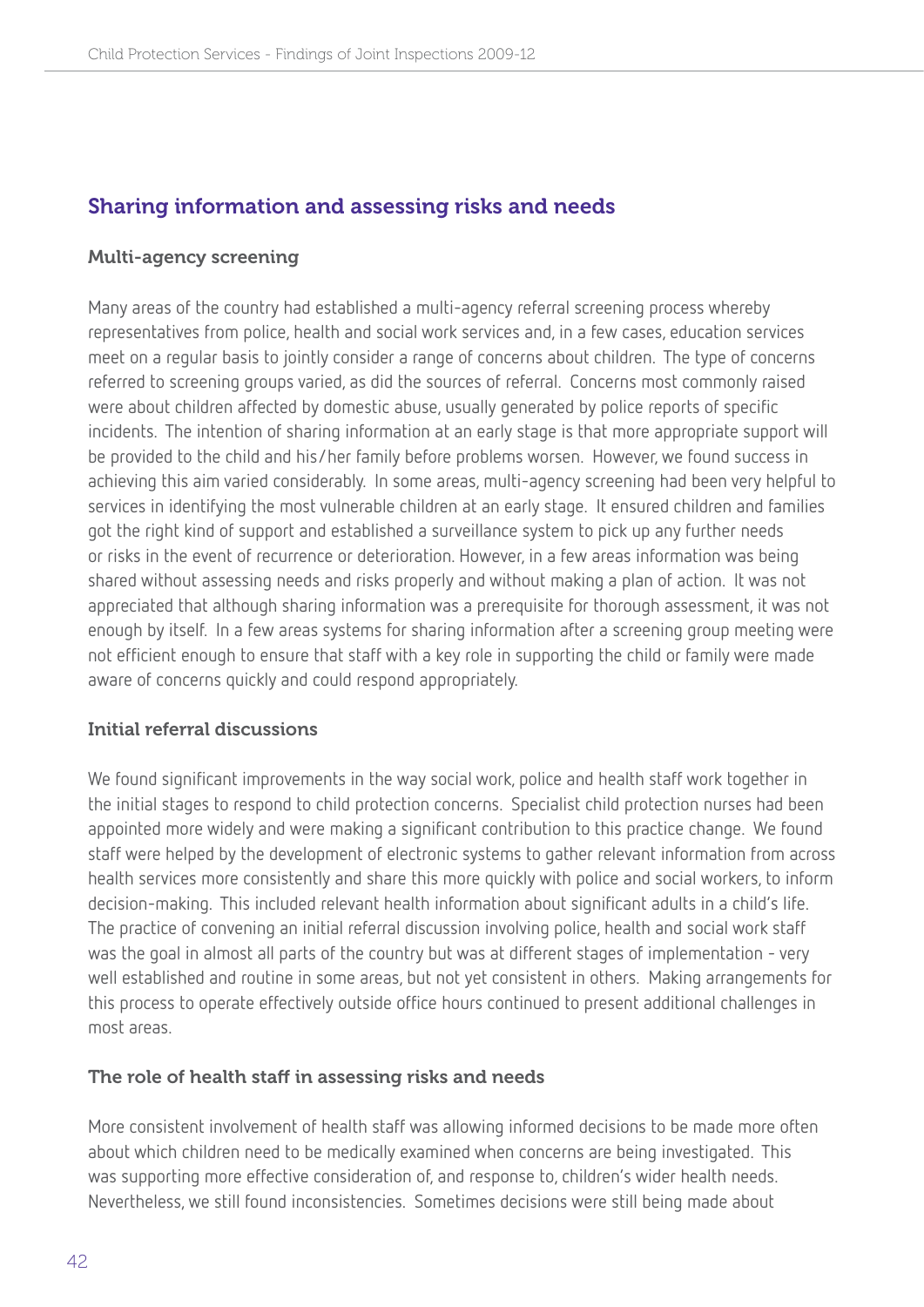## Sharing information and assessing risks and needs

### Multi-agency screening

Many areas of the country had established a multi-agency referral screening process whereby representatives from police, health and social work services and, in a few cases, education services meet on a regular basis to jointly consider a range of concerns about children. The type of concerns referred to screening groups varied, as did the sources of referral. Concerns most commonly raised were about children affected by domestic abuse, usually generated by police reports of specific incidents. The intention of sharing information at an early stage is that more appropriate support will be provided to the child and his/her family before problems worsen. However, we found success in achieving this aim varied considerably. In some areas, multi-agency screening had been very helpful to services in identifying the most vulnerable children at an early stage. It ensured children and families got the right kind of support and established a surveillance system to pick up any further needs or risks in the event of recurrence or deterioration. However, in a few areas information was being shared without assessing needs and risks properly and without making a plan of action. It was not appreciated that although sharing information was a prerequisite for thorough assessment, it was not enough by itself. In a few areas systems for sharing information after a screening group meeting were not efficient enough to ensure that staff with a key role in supporting the child or family were made aware of concerns quickly and could respond appropriately.

### Initial referral discussions

We found significant improvements in the way social work, police and health staff work together in the initial stages to respond to child protection concerns. Specialist child protection nurses had been appointed more widely and were making a significant contribution to this practice change. We found staff were helped by the development of electronic systems to gather relevant information from across health services more consistently and share this more quickly with police and social workers, to inform decision-making. This included relevant health information about significant adults in a child's life. The practice of convening an initial referral discussion involving police, health and social work staff was the goal in almost all parts of the country but was at different stages of implementation - very well established and routine in some areas, but not yet consistent in others. Making arrangements for this process to operate effectively outside office hours continued to present additional challenges in most areas.

### The role of health staff in assessing risks and needs

More consistent involvement of health staff was allowing informed decisions to be made more often about which children need to be medically examined when concerns are being investigated. This was supporting more effective consideration of, and response to, children's wider health needs. Nevertheless, we still found inconsistencies. Sometimes decisions were still being made about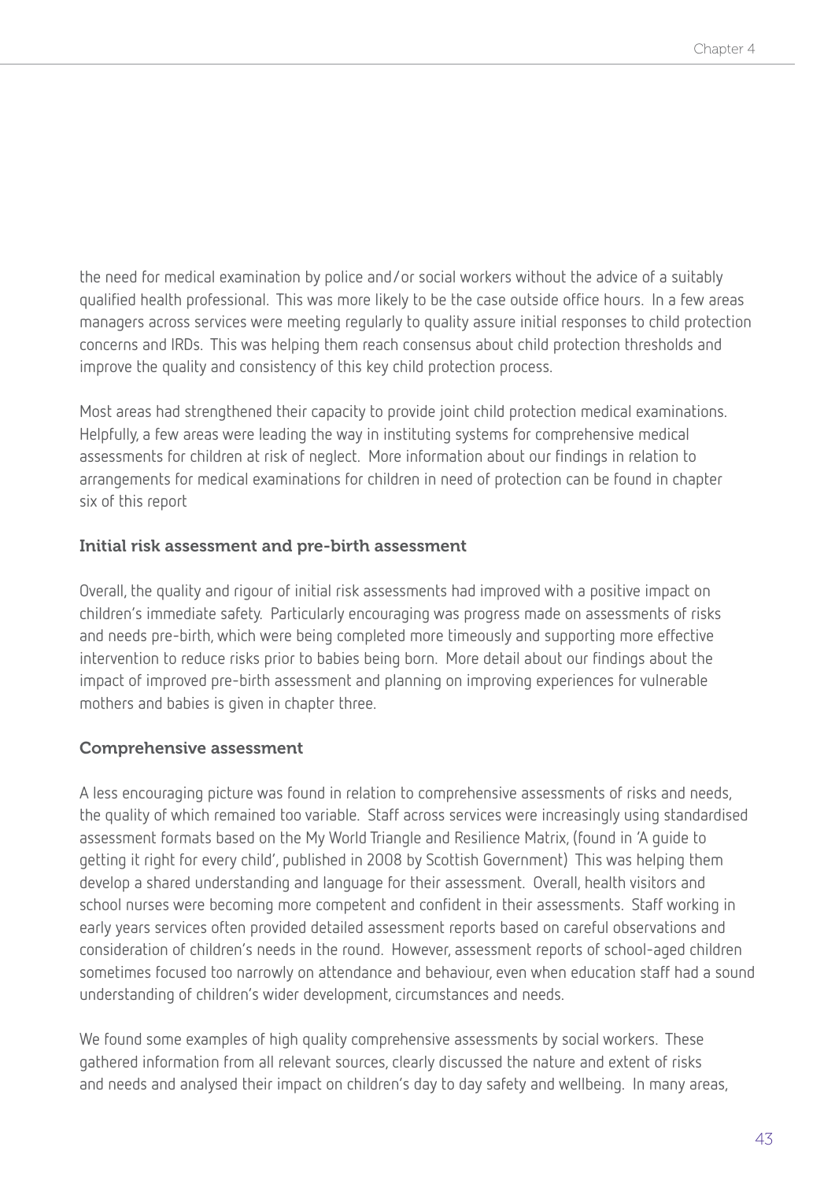the need for medical examination by police and/or social workers without the advice of a suitably qualified health professional. This was more likely to be the case outside office hours. In a few areas managers across services were meeting regularly to quality assure initial responses to child protection concerns and IRDs. This was helping them reach consensus about child protection thresholds and improve the quality and consistency of this key child protection process.

Most areas had strengthened their capacity to provide joint child protection medical examinations. Helpfully, a few areas were leading the way in instituting systems for comprehensive medical assessments for children at risk of neglect. More information about our findings in relation to arrangements for medical examinations for children in need of protection can be found in chapter six of this report

### Initial risk assessment and pre-birth assessment

Overall, the quality and rigour of initial risk assessments had improved with a positive impact on children's immediate safety. Particularly encouraging was progress made on assessments of risks and needs pre-birth, which were being completed more timeously and supporting more effective intervention to reduce risks prior to babies being born. More detail about our findings about the impact of improved pre-birth assessment and planning on improving experiences for vulnerable mothers and babies is given in chapter three.

### Comprehensive assessment

A less encouraging picture was found in relation to comprehensive assessments of risks and needs, the quality of which remained too variable. Staff across services were increasingly using standardised assessment formats based on the My World Triangle and Resilience Matrix, (found in 'A guide to getting it right for every child', published in 2008 by Scottish Government) This was helping them develop a shared understanding and language for their assessment. Overall, health visitors and school nurses were becoming more competent and confident in their assessments. Staff working in early years services often provided detailed assessment reports based on careful observations and consideration of children's needs in the round. However, assessment reports of school-aged children sometimes focused too narrowly on attendance and behaviour, even when education staff had a sound understanding of children's wider development, circumstances and needs.

We found some examples of high quality comprehensive assessments by social workers. These gathered information from all relevant sources, clearly discussed the nature and extent of risks and needs and analysed their impact on children's day to day safety and wellbeing. In many areas,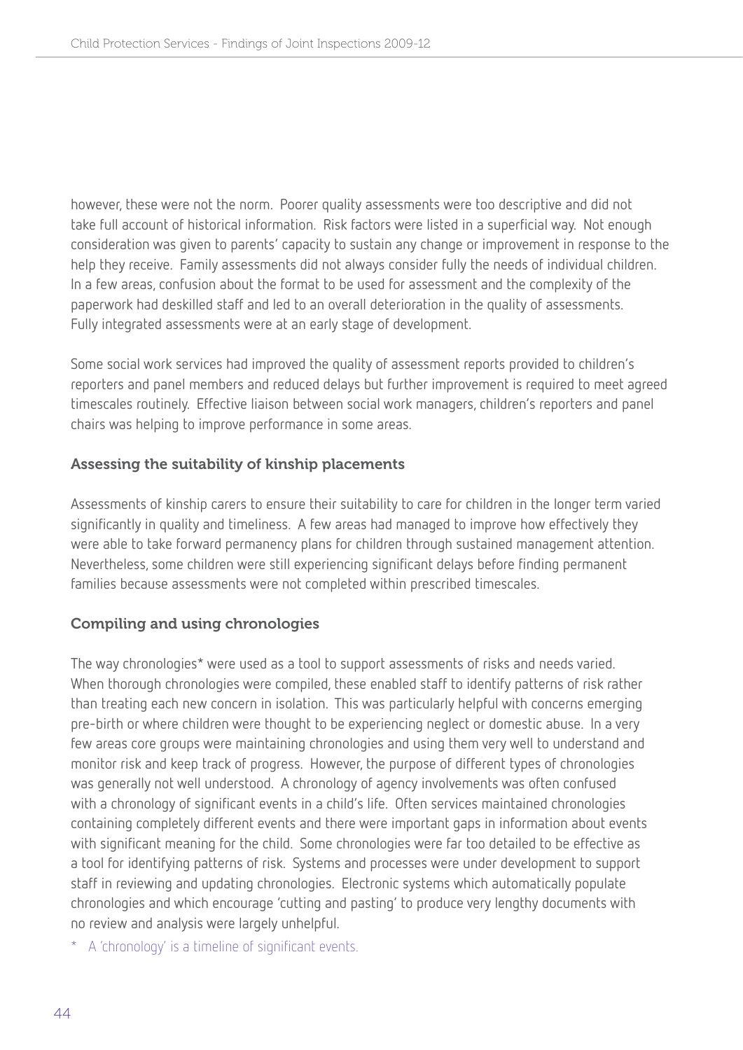however, these were not the norm. Poorer quality assessments were too descriptive and did not take full account of historical information. Risk factors were listed in a superficial way. Not enough consideration was given to parents' capacity to sustain any change or improvement in response to the help they receive. Family assessments did not always consider fully the needs of individual children. In a few areas, confusion about the format to be used for assessment and the complexity of the paperwork had deskilled staff and led to an overall deterioration in the quality of assessments. Fully integrated assessments were at an early stage of development.

Some social work services had improved the quality of assessment reports provided to children's reporters and panel members and reduced delays but further improvement is required to meet agreed timescales routinely. Effective liaison between social work managers, children's reporters and panel chairs was helping to improve performance in some areas.

### Assessing the suitability of kinship placements

Assessments of kinship carers to ensure their suitability to care for children in the longer term varied significantly in quality and timeliness. A few areas had managed to improve how effectively they were able to take forward permanency plans for children through sustained management attention. Nevertheless, some children were still experiencing significant delays before finding permanent families because assessments were not completed within prescribed timescales.

### Compiling and using chronologies

The way chronologies* were used as a tool to support assessments of risks and needs varied. When thorough chronologies were compiled, these enabled staff to identify patterns of risk rather than treating each new concern in isolation. This was particularly helpful with concerns emerging pre-birth or where children were thought to be experiencing neglect or domestic abuse. In a very few areas core groups were maintaining chronologies and using them very well to understand and monitor risk and keep track of progress. However, the purpose of different types of chronologies was generally not well understood. A chronology of agency involvements was often confused with a chronology of significant events in a child's life. Often services maintained chronologies containing completely different events and there were important gaps in information about events with significant meaning for the child. Some chronologies were far too detailed to be effective as a tool for identifying patterns of risk. Systems and processes were under development to support staff in reviewing and updating chronologies. Electronic systems which automatically populate chronologies and which encourage 'cutting and pasting' to produce very lengthy documents with no review and analysis were largely unhelpful.

\* A 'chronology' is a timeline of significant events.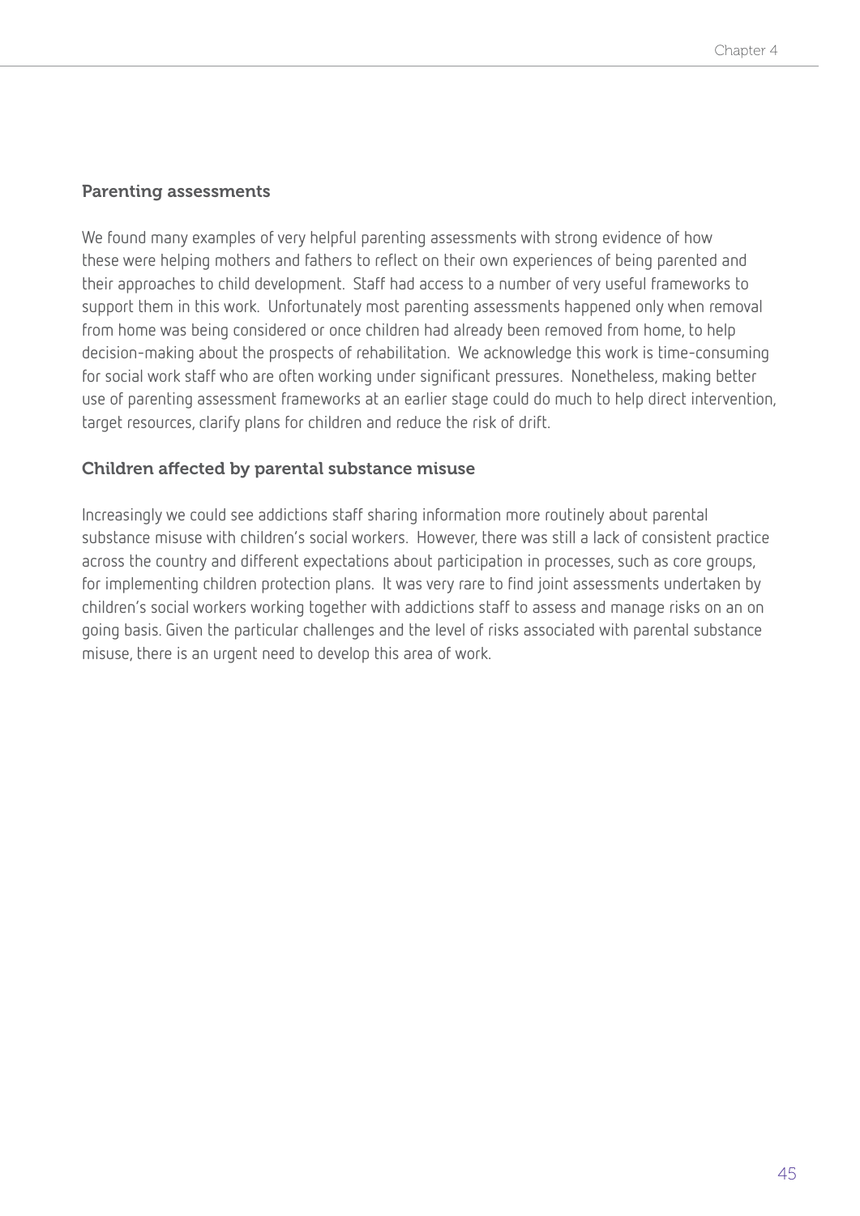### Parenting assessments

We found many examples of very helpful parenting assessments with strong evidence of how these were helping mothers and fathers to reflect on their own experiences of being parented and their approaches to child development. Staff had access to a number of very useful frameworks to support them in this work. Unfortunately most parenting assessments happened only when removal from home was being considered or once children had already been removed from home, to help decision-making about the prospects of rehabilitation. We acknowledge this work is time-consuming for social work staff who are often working under significant pressures. Nonetheless, making better use of parenting assessment frameworks at an earlier stage could do much to help direct intervention, target resources, clarify plans for children and reduce the risk of drift.

### Children affected by parental substance misuse

Increasingly we could see addictions staff sharing information more routinely about parental substance misuse with children's social workers. However, there was still a lack of consistent practice across the country and different expectations about participation in processes, such as core groups, for implementing children protection plans. It was very rare to find joint assessments undertaken by children's social workers working together with addictions staff to assess and manage risks on an on going basis. Given the particular challenges and the level of risks associated with parental substance misuse, there is an urgent need to develop this area of work.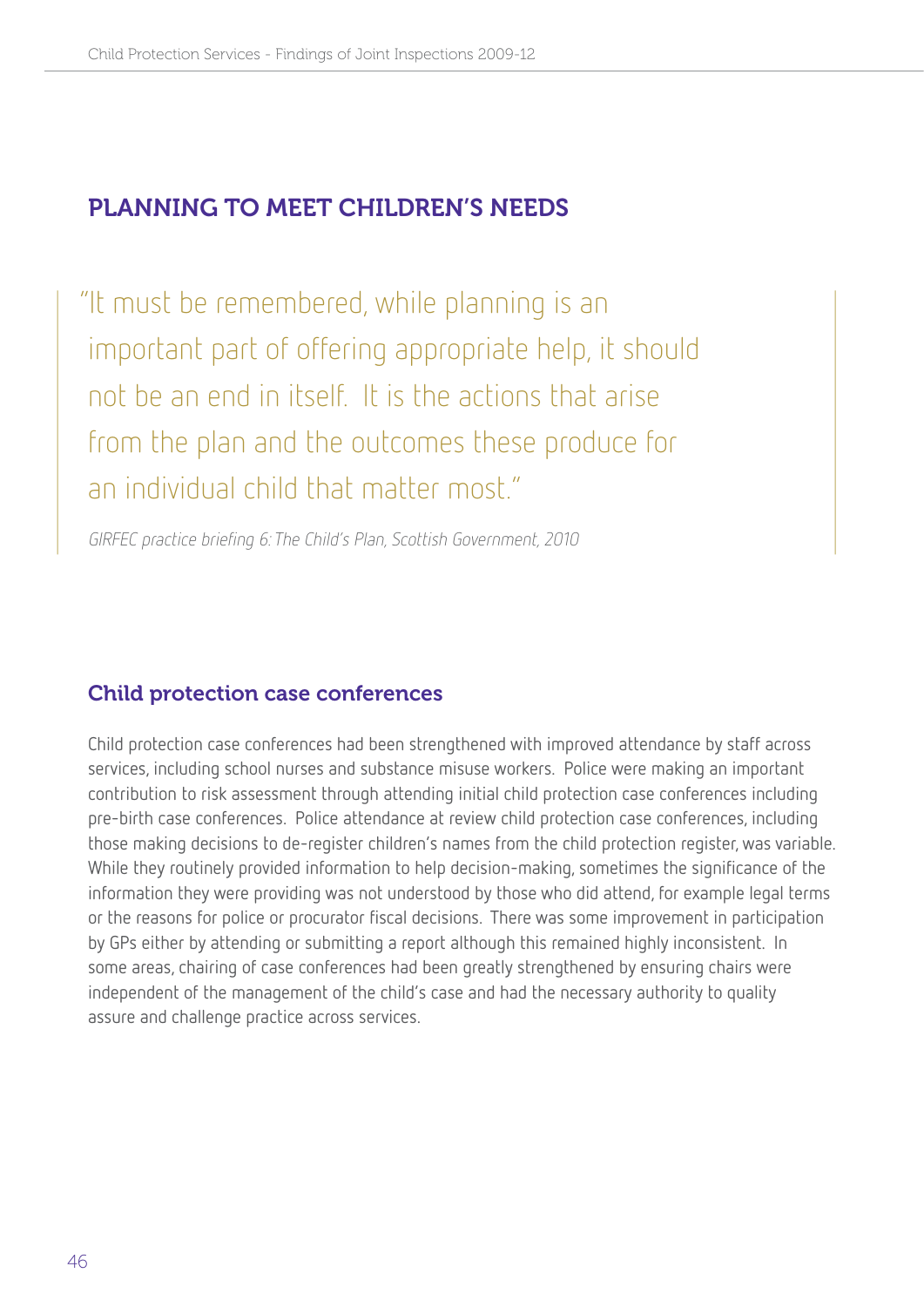## PLANNING TO MEET CHILDREN'S NEEDS

> "It must be remembered, while planning is an important part of offering appropriate help, it should not be an end in itself. It is the actions that arise from the plan and the outcomes these produce for an individual child that matter most."
>
> *GIRFEC practice briefing 6: The Child's Plan, Scottish Government, 2010*

### Child protection case conferences

Child protection case conferences had been strengthened with improved attendance by staff across services, including school nurses and substance misuse workers. Police were making an important contribution to risk assessment through attending initial child protection case conferences including pre-birth case conferences. Police attendance at review child protection case conferences, including those making decisions to de-register children's names from the child protection register, was variable. While they routinely provided information to help decision-making, sometimes the significance of the information they were providing was not understood by those who did attend, for example legal terms or the reasons for police or procurator fiscal decisions. There was some improvement in participation by GPs either by attending or submitting a report although this remained highly inconsistent. In some areas, chairing of case conferences had been greatly strengthened by ensuring chairs were independent of the management of the child's case and had the necessary authority to quality assure and challenge practice across services.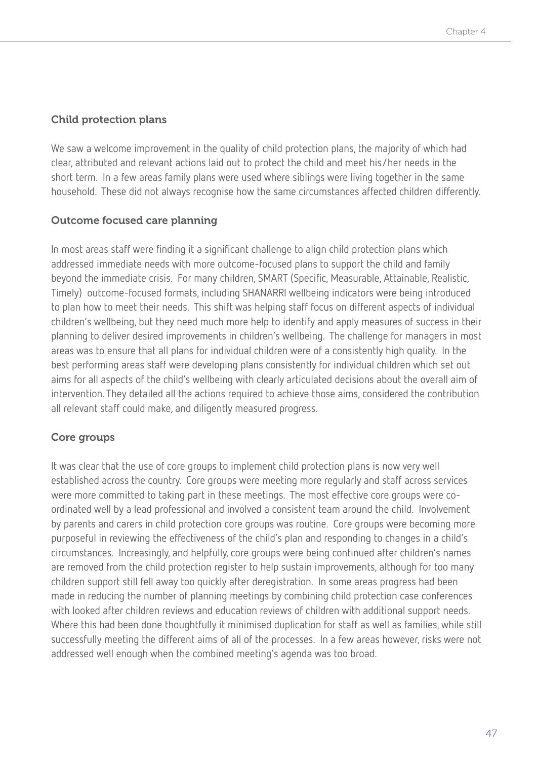### Child protection plans

We saw a welcome improvement in the quality of child protection plans, the majority of which had clear, attributed and relevant actions laid out to protect the child and meet his/her needs in the short term. In a few areas family plans were used where siblings were living together in the same household. These did not always recognise how the same circumstances affected children differently.

### Outcome focused care planning

In most areas staff were finding it a significant challenge to align child protection plans which addressed immediate needs with more outcome-focused plans to support the child and family beyond the immediate crisis. For many children, SMART (Specific, Measurable, Attainable, Realistic, Timely) outcome-focused formats, including SHANARRI wellbeing indicators were being introduced to plan how to meet their needs. This shift was helping staff focus on different aspects of individual children's wellbeing, but they need much more help to identify and apply measures of success in their planning to deliver desired improvements in children's wellbeing. The challenge for managers in most areas was to ensure that all plans for individual children were of a consistently high quality. In the best performing areas staff were developing plans consistently for individual children which set out aims for all aspects of the child's wellbeing with clearly articulated decisions about the overall aim of intervention. They detailed all the actions required to achieve those aims, considered the contribution all relevant staff could make, and diligently measured progress.

### Core groups

It was clear that the use of core groups to implement child protection plans is now very well established across the country. Core groups were meeting more regularly and staff across services were more committed to taking part in these meetings. The most effective core groups were co-ordinated well by a lead professional and involved a consistent team around the child. Involvement by parents and carers in child protection core groups was routine. Core groups were becoming more purposeful in reviewing the effectiveness of the child's plan and responding to changes in a child's circumstances. Increasingly, and helpfully, core groups were being continued after children's names are removed from the child protection register to help sustain improvements, although for too many children support still fell away too quickly after deregistration. In some areas progress had been made in reducing the number of planning meetings by combining child protection case conferences with looked after children reviews and education reviews of children with additional support needs. Where this had been done thoughtfully it minimised duplication for staff as well as families, while still successfully meeting the different aims of all of the processes. In a few areas however, risks were not addressed well enough when the combined meeting's agenda was too broad.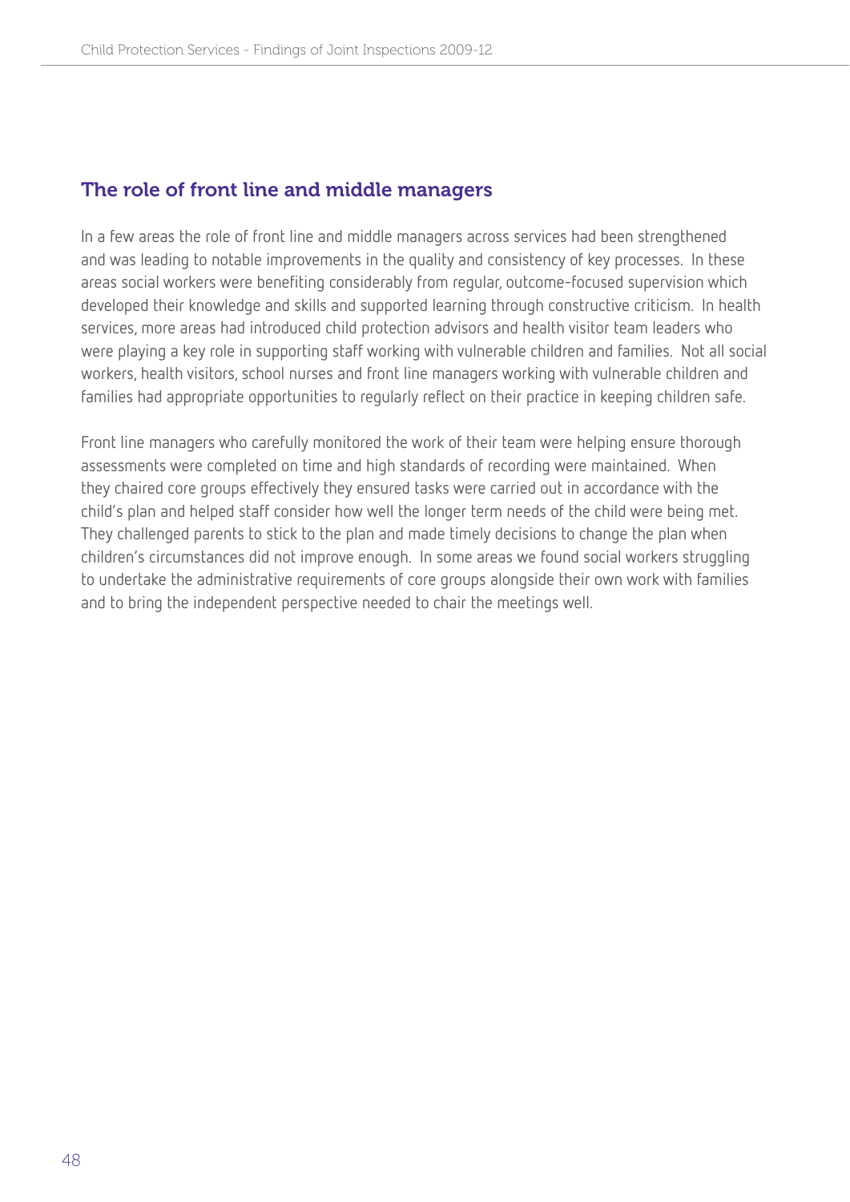## The role of front line and middle managers

In a few areas the role of front line and middle managers across services had been strengthened and was leading to notable improvements in the quality and consistency of key processes. In these areas social workers were benefiting considerably from regular, outcome-focused supervision which developed their knowledge and skills and supported learning through constructive criticism. In health services, more areas had introduced child protection advisors and health visitor team leaders who were playing a key role in supporting staff working with vulnerable children and families. Not all social workers, health visitors, school nurses and front line managers working with vulnerable children and families had appropriate opportunities to regularly reflect on their practice in keeping children safe.

Front line managers who carefully monitored the work of their team were helping ensure thorough assessments were completed on time and high standards of recording were maintained. When they chaired core groups effectively they ensured tasks were carried out in accordance with the child's plan and helped staff consider how well the longer term needs of the child were being met. They challenged parents to stick to the plan and made timely decisions to change the plan when children's circumstances did not improve enough. In some areas we found social workers struggling to undertake the administrative requirements of core groups alongside their own work with families and to bring the independent perspective needed to chair the meetings well.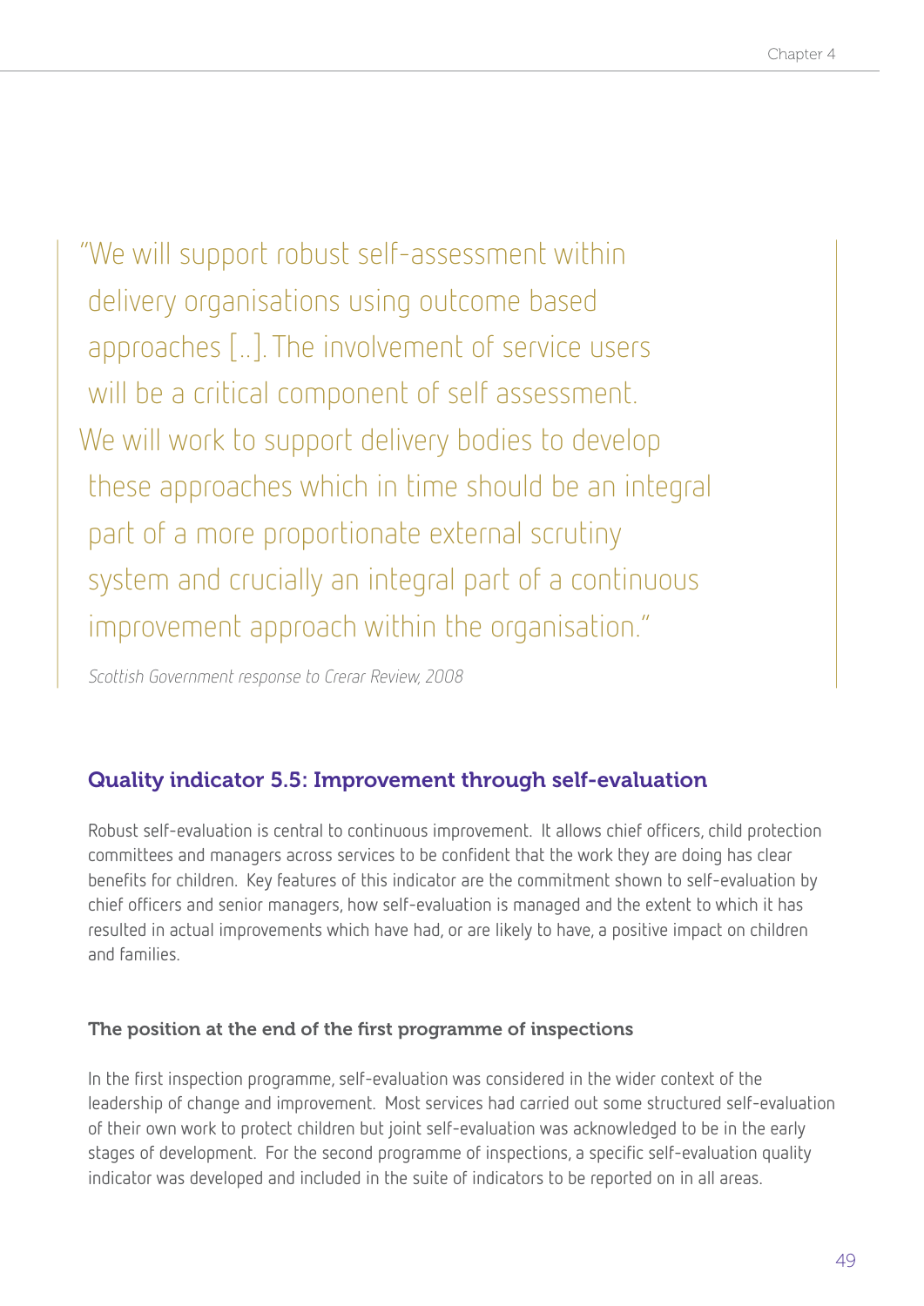> "We will support robust self-assessment within delivery organisations using outcome based approaches [..]. The involvement of service users will be a critical component of self assessment. We will work to support delivery bodies to develop these approaches which in time should be an integral part of a more proportionate external scrutiny system and crucially an integral part of a continuous improvement approach within the organisation."
>
> *Scottish Government response to Crerar Review, 2008*

## Quality indicator 5.5: Improvement through self-evaluation

Robust self-evaluation is central to continuous improvement. It allows chief officers, child protection committees and managers across services to be confident that the work they are doing has clear benefits for children. Key features of this indicator are the commitment shown to self-evaluation by chief officers and senior managers, how self-evaluation is managed and the extent to which it has resulted in actual improvements which have had, or are likely to have, a positive impact on children and families.

### The position at the end of the first programme of inspections

In the first inspection programme, self-evaluation was considered in the wider context of the leadership of change and improvement. Most services had carried out some structured self-evaluation of their own work to protect children but joint self-evaluation was acknowledged to be in the early stages of development. For the second programme of inspections, a specific self-evaluation quality indicator was developed and included in the suite of indicators to be reported on in all areas.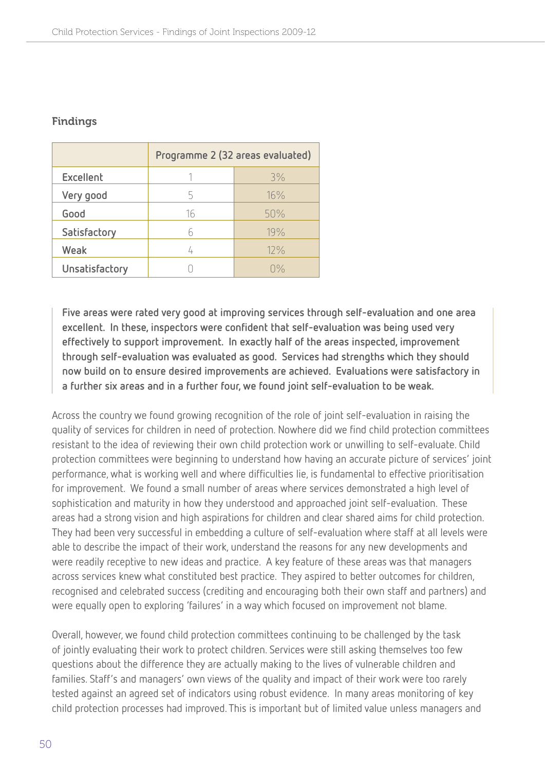### Findings

| | Programme 2 (32 areas evaluated) | |
|---|---|---|
| Excellent | 1 | 3% |
| Very good | 5 | 16% |
| Good | 16 | 50% |
| Satisfactory | 6 | 19% |
| Weak | 4 | 12% |
| Unsatisfactory | 0 | 0% |

**Five areas were rated very good at improving services through self-evaluation and one area excellent. In these, inspectors were confident that self-evaluation was being used very effectively to support improvement. In exactly half of the areas inspected, improvement through self-evaluation was evaluated as good. Services had strengths which they should now build on to ensure desired improvements are achieved. Evaluations were satisfactory in a further six areas and in a further four, we found joint self-evaluation to be weak.**

Across the country we found growing recognition of the role of joint self-evaluation in raising the quality of services for children in need of protection. Nowhere did we find child protection committees resistant to the idea of reviewing their own child protection work or unwilling to self-evaluate. Child protection committees were beginning to understand how having an accurate picture of services' joint performance, what is working well and where difficulties lie, is fundamental to effective prioritisation for improvement. We found a small number of areas where services demonstrated a high level of sophistication and maturity in how they understood and approached joint self-evaluation. These areas had a strong vision and high aspirations for children and clear shared aims for child protection. They had been very successful in embedding a culture of self-evaluation where staff at all levels were able to describe the impact of their work, understand the reasons for any new developments and were readily receptive to new ideas and practice. A key feature of these areas was that managers across services knew what constituted best practice. They aspired to better outcomes for children, recognised and celebrated success (crediting and encouraging both their own staff and partners) and were equally open to exploring 'failures' in a way which focused on improvement not blame.

Overall, however, we found child protection committees continuing to be challenged by the task of jointly evaluating their work to protect children. Services were still asking themselves too few questions about the difference they are actually making to the lives of vulnerable children and families. Staff's and managers' own views of the quality and impact of their work were too rarely tested against an agreed set of indicators using robust evidence. In many areas monitoring of key child protection processes had improved. This is important but of limited value unless managers and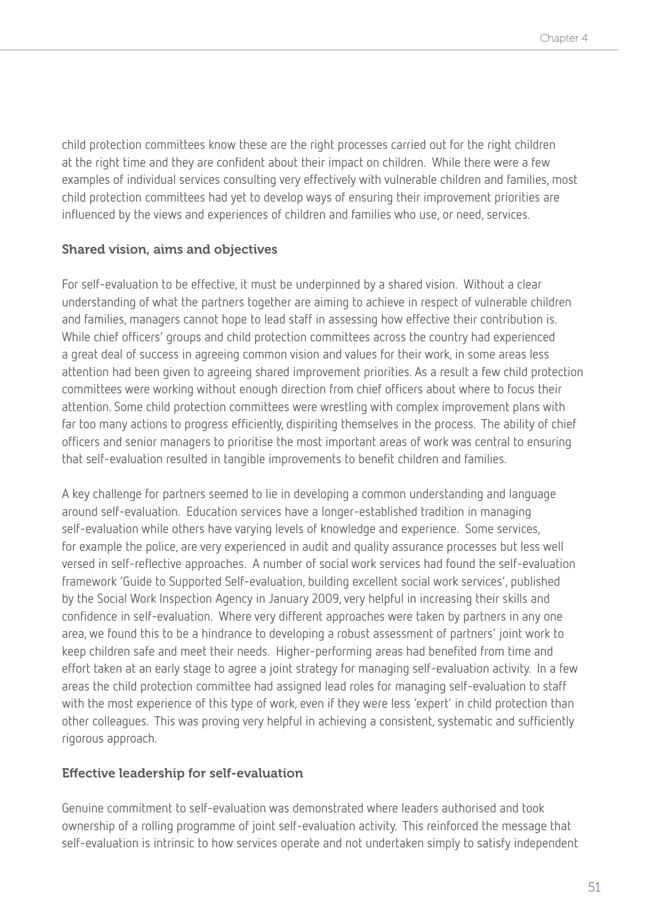child protection committees know these are the right processes carried out for the right children at the right time and they are confident about their impact on children. While there were a few examples of individual services consulting very effectively with vulnerable children and families, most child protection committees had yet to develop ways of ensuring their improvement priorities are influenced by the views and experiences of children and families who use, or need, services.

### Shared vision, aims and objectives

For self-evaluation to be effective, it must be underpinned by a shared vision. Without a clear understanding of what the partners together are aiming to achieve in respect of vulnerable children and families, managers cannot hope to lead staff in assessing how effective their contribution is. While chief officers' groups and child protection committees across the country had experienced a great deal of success in agreeing common vision and values for their work, in some areas less attention had been given to agreeing shared improvement priorities. As a result a few child protection committees were working without enough direction from chief officers about where to focus their attention. Some child protection committees were wrestling with complex improvement plans with far too many actions to progress efficiently, dispiriting themselves in the process. The ability of chief officers and senior managers to prioritise the most important areas of work was central to ensuring that self-evaluation resulted in tangible improvements to benefit children and families.

A key challenge for partners seemed to lie in developing a common understanding and language around self-evaluation. Education services have a longer-established tradition in managing self-evaluation while others have varying levels of knowledge and experience. Some services, for example the police, are very experienced in audit and quality assurance processes but less well versed in self-reflective approaches. A number of social work services had found the self-evaluation framework 'Guide to Supported Self-evaluation, building excellent social work services', published by the Social Work Inspection Agency in January 2009, very helpful in increasing their skills and confidence in self-evaluation. Where very different approaches were taken by partners in any one area, we found this to be a hindrance to developing a robust assessment of partners' joint work to keep children safe and meet their needs. Higher-performing areas had benefited from time and effort taken at an early stage to agree a joint strategy for managing self-evaluation activity. In a few areas the child protection committee had assigned lead roles for managing self-evaluation to staff with the most experience of this type of work, even if they were less 'expert' in child protection than other colleagues. This was proving very helpful in achieving a consistent, systematic and sufficiently rigorous approach.

### Effective leadership for self-evaluation

Genuine commitment to self-evaluation was demonstrated where leaders authorised and took ownership of a rolling programme of joint self-evaluation activity. This reinforced the message that self-evaluation is intrinsic to how services operate and not undertaken simply to satisfy independent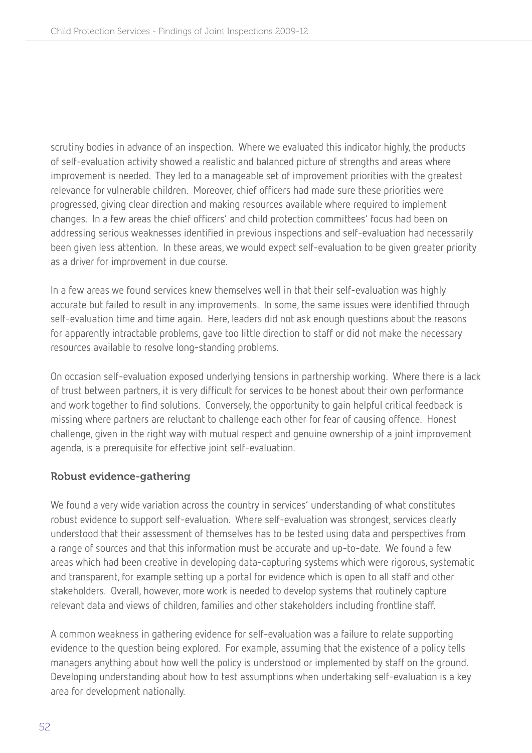scrutiny bodies in advance of an inspection. Where we evaluated this indicator highly, the products of self-evaluation activity showed a realistic and balanced picture of strengths and areas where improvement is needed. They led to a manageable set of improvement priorities with the greatest relevance for vulnerable children. Moreover, chief officers had made sure these priorities were progressed, giving clear direction and making resources available where required to implement changes. In a few areas the chief officers' and child protection committees' focus had been on addressing serious weaknesses identified in previous inspections and self-evaluation had necessarily been given less attention. In these areas, we would expect self-evaluation to be given greater priority as a driver for improvement in due course.

In a few areas we found services knew themselves well in that their self-evaluation was highly accurate but failed to result in any improvements. In some, the same issues were identified through self-evaluation time and time again. Here, leaders did not ask enough questions about the reasons for apparently intractable problems, gave too little direction to staff or did not make the necessary resources available to resolve long-standing problems.

On occasion self-evaluation exposed underlying tensions in partnership working. Where there is a lack of trust between partners, it is very difficult for services to be honest about their own performance and work together to find solutions. Conversely, the opportunity to gain helpful critical feedback is missing where partners are reluctant to challenge each other for fear of causing offence. Honest challenge, given in the right way with mutual respect and genuine ownership of a joint improvement agenda, is a prerequisite for effective joint self-evaluation.

### Robust evidence-gathering

We found a very wide variation across the country in services' understanding of what constitutes robust evidence to support self-evaluation. Where self-evaluation was strongest, services clearly understood that their assessment of themselves has to be tested using data and perspectives from a range of sources and that this information must be accurate and up-to-date. We found a few areas which had been creative in developing data-capturing systems which were rigorous, systematic and transparent, for example setting up a portal for evidence which is open to all staff and other stakeholders. Overall, however, more work is needed to develop systems that routinely capture relevant data and views of children, families and other stakeholders including frontline staff.

A common weakness in gathering evidence for self-evaluation was a failure to relate supporting evidence to the question being explored. For example, assuming that the existence of a policy tells managers anything about how well the policy is understood or implemented by staff on the ground. Developing understanding about how to test assumptions when undertaking self-evaluation is a key area for development nationally.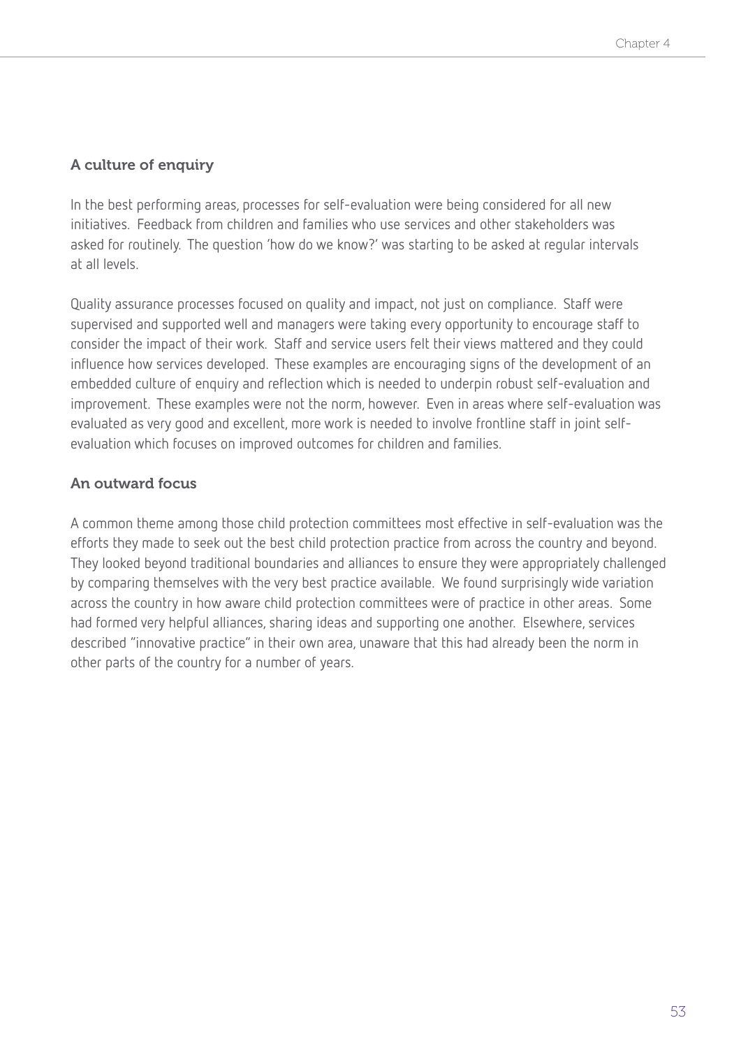### A culture of enquiry

In the best performing areas, processes for self-evaluation were being considered for all new initiatives. Feedback from children and families who use services and other stakeholders was asked for routinely. The question 'how do we know?' was starting to be asked at regular intervals at all levels.

Quality assurance processes focused on quality and impact, not just on compliance. Staff were supervised and supported well and managers were taking every opportunity to encourage staff to consider the impact of their work. Staff and service users felt their views mattered and they could influence how services developed. These examples are encouraging signs of the development of an embedded culture of enquiry and reflection which is needed to underpin robust self-evaluation and improvement. These examples were not the norm, however. Even in areas where self-evaluation was evaluated as very good and excellent, more work is needed to involve frontline staff in joint self-evaluation which focuses on improved outcomes for children and families.

### An outward focus

A common theme among those child protection committees most effective in self-evaluation was the efforts they made to seek out the best child protection practice from across the country and beyond. They looked beyond traditional boundaries and alliances to ensure they were appropriately challenged by comparing themselves with the very best practice available. We found surprisingly wide variation across the country in how aware child protection committees were of practice in other areas. Some had formed very helpful alliances, sharing ideas and supporting one another. Elsewhere, services described "innovative practice" in their own area, unaware that this had already been the norm in other parts of the country for a number of years.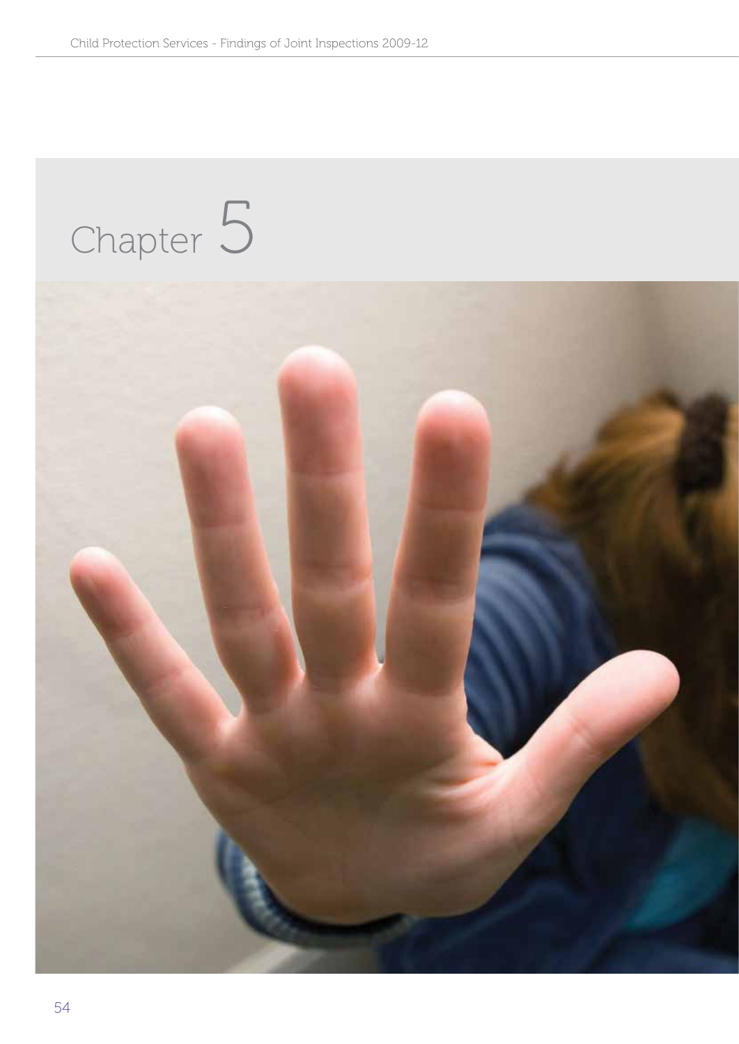# Chapter 5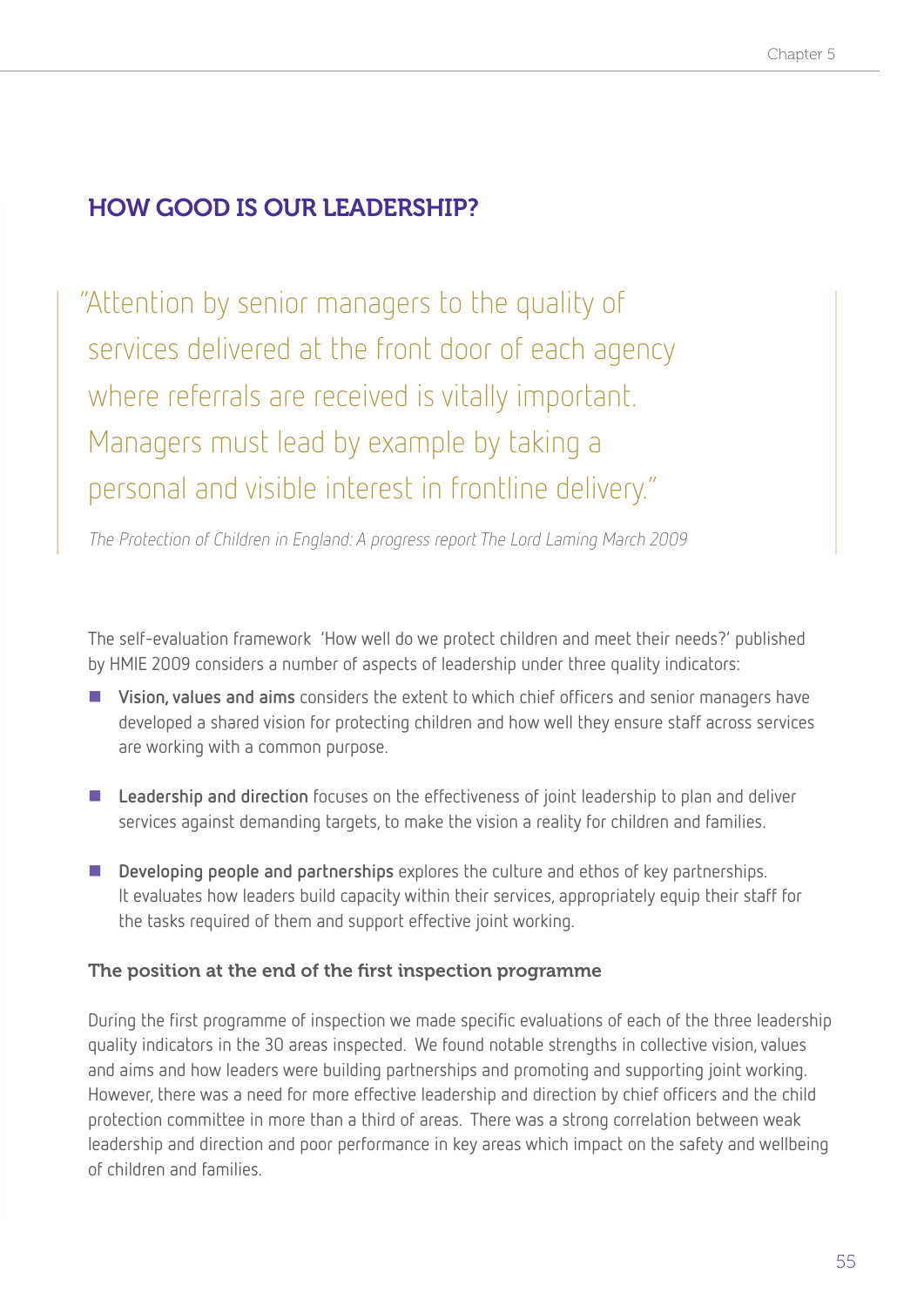## HOW GOOD IS OUR LEADERSHIP?

> "Attention by senior managers to the quality of services delivered at the front door of each agency where referrals are received is vitally important. Managers must lead by example by taking a personal and visible interest in frontline delivery."
>
> *The Protection of Children in England: A progress report The Lord Laming March 2009*

The self-evaluation framework 'How well do we protect children and meet their needs?' published by HMIE 2009 considers a number of aspects of leadership under three quality indicators:

- **Vision, values and aims** considers the extent to which chief officers and senior managers have developed a shared vision for protecting children and how well they ensure staff across services are working with a common purpose.
- **Leadership and direction** focuses on the effectiveness of joint leadership to plan and deliver services against demanding targets, to make the vision a reality for children and families.
- **Developing people and partnerships** explores the culture and ethos of key partnerships. It evaluates how leaders build capacity within their services, appropriately equip their staff for the tasks required of them and support effective joint working.

### The position at the end of the first inspection programme

During the first programme of inspection we made specific evaluations of each of the three leadership quality indicators in the 30 areas inspected. We found notable strengths in collective vision, values and aims and how leaders were building partnerships and promoting and supporting joint working. However, there was a need for more effective leadership and direction by chief officers and the child protection committee in more than a third of areas. There was a strong correlation between weak leadership and direction and poor performance in key areas which impact on the safety and wellbeing of children and families.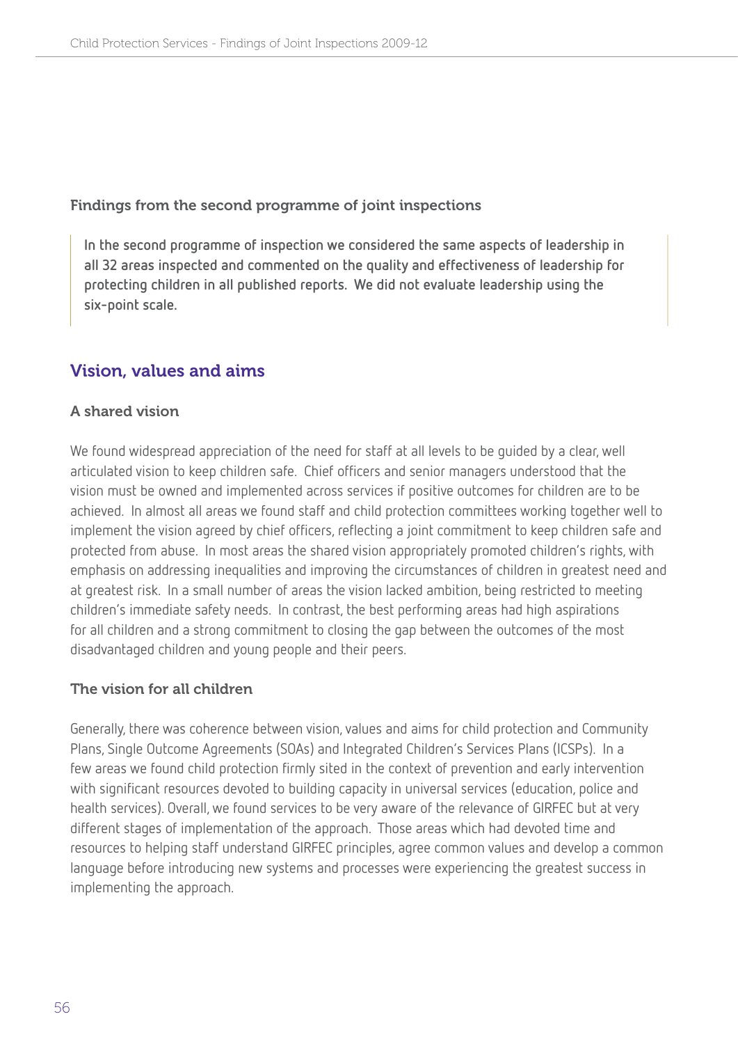### Findings from the second programme of joint inspections

> **In the second programme of inspection we considered the same aspects of leadership in all 32 areas inspected and commented on the quality and effectiveness of leadership for protecting children in all published reports. We did not evaluate leadership using the six-point scale.**

## Vision, values and aims

### A shared vision

We found widespread appreciation of the need for staff at all levels to be guided by a clear, well articulated vision to keep children safe. Chief officers and senior managers understood that the vision must be owned and implemented across services if positive outcomes for children are to be achieved. In almost all areas we found staff and child protection committees working together well to implement the vision agreed by chief officers, reflecting a joint commitment to keep children safe and protected from abuse. In most areas the shared vision appropriately promoted children's rights, with emphasis on addressing inequalities and improving the circumstances of children in greatest need and at greatest risk. In a small number of areas the vision lacked ambition, being restricted to meeting children's immediate safety needs. In contrast, the best performing areas had high aspirations for all children and a strong commitment to closing the gap between the outcomes of the most disadvantaged children and young people and their peers.

### The vision for all children

Generally, there was coherence between vision, values and aims for child protection and Community Plans, Single Outcome Agreements (SOAs) and Integrated Children's Services Plans (ICSPs). In a few areas we found child protection firmly sited in the context of prevention and early intervention with significant resources devoted to building capacity in universal services (education, police and health services). Overall, we found services to be very aware of the relevance of GIRFEC but at very different stages of implementation of the approach. Those areas which had devoted time and resources to helping staff understand GIRFEC principles, agree common values and develop a common language before introducing new systems and processes were experiencing the greatest success in implementing the approach.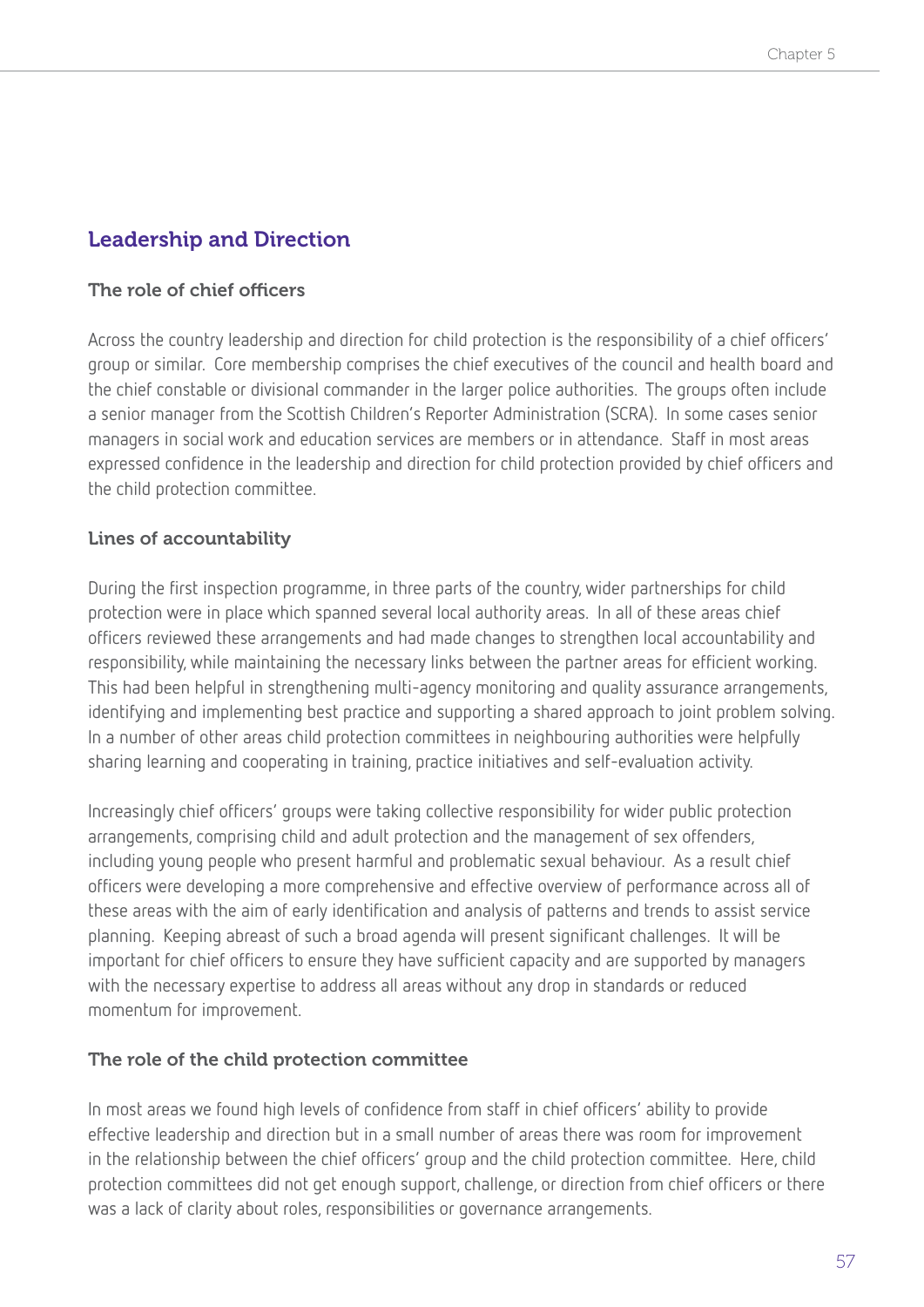## Leadership and Direction

### The role of chief officers

Across the country leadership and direction for child protection is the responsibility of a chief officers' group or similar. Core membership comprises the chief executives of the council and health board and the chief constable or divisional commander in the larger police authorities. The groups often include a senior manager from the Scottish Children's Reporter Administration (SCRA). In some cases senior managers in social work and education services are members or in attendance. Staff in most areas expressed confidence in the leadership and direction for child protection provided by chief officers and the child protection committee.

### Lines of accountability

During the first inspection programme, in three parts of the country, wider partnerships for child protection were in place which spanned several local authority areas. In all of these areas chief officers reviewed these arrangements and had made changes to strengthen local accountability and responsibility, while maintaining the necessary links between the partner areas for efficient working. This had been helpful in strengthening multi-agency monitoring and quality assurance arrangements, identifying and implementing best practice and supporting a shared approach to joint problem solving. In a number of other areas child protection committees in neighbouring authorities were helpfully sharing learning and cooperating in training, practice initiatives and self-evaluation activity.

Increasingly chief officers' groups were taking collective responsibility for wider public protection arrangements, comprising child and adult protection and the management of sex offenders, including young people who present harmful and problematic sexual behaviour. As a result chief officers were developing a more comprehensive and effective overview of performance across all of these areas with the aim of early identification and analysis of patterns and trends to assist service planning. Keeping abreast of such a broad agenda will present significant challenges. It will be important for chief officers to ensure they have sufficient capacity and are supported by managers with the necessary expertise to address all areas without any drop in standards or reduced momentum for improvement.

### The role of the child protection committee

In most areas we found high levels of confidence from staff in chief officers' ability to provide effective leadership and direction but in a small number of areas there was room for improvement in the relationship between the chief officers' group and the child protection committee. Here, child protection committees did not get enough support, challenge, or direction from chief officers or there was a lack of clarity about roles, responsibilities or governance arrangements.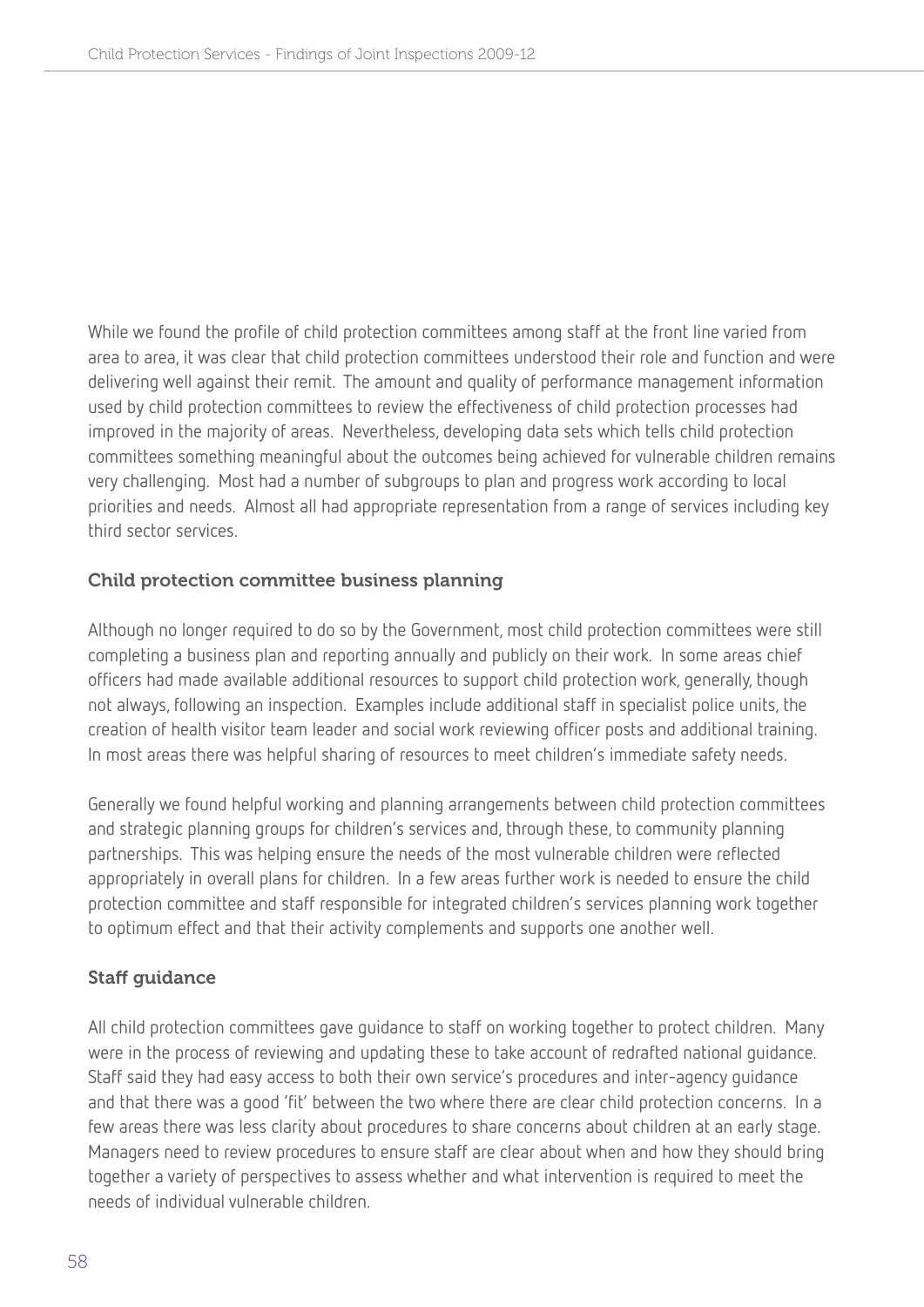While we found the profile of child protection committees among staff at the front line varied from area to area, it was clear that child protection committees understood their role and function and were delivering well against their remit. The amount and quality of performance management information used by child protection committees to review the effectiveness of child protection processes had improved in the majority of areas. Nevertheless, developing data sets which tells child protection committees something meaningful about the outcomes being achieved for vulnerable children remains very challenging. Most had a number of subgroups to plan and progress work according to local priorities and needs. Almost all had appropriate representation from a range of services including key third sector services.

### Child protection committee business planning

Although no longer required to do so by the Government, most child protection committees were still completing a business plan and reporting annually and publicly on their work. In some areas chief officers had made available additional resources to support child protection work, generally, though not always, following an inspection. Examples include additional staff in specialist police units, the creation of health visitor team leader and social work reviewing officer posts and additional training. In most areas there was helpful sharing of resources to meet children's immediate safety needs.

Generally we found helpful working and planning arrangements between child protection committees and strategic planning groups for children's services and, through these, to community planning partnerships. This was helping ensure the needs of the most vulnerable children were reflected appropriately in overall plans for children. In a few areas further work is needed to ensure the child protection committee and staff responsible for integrated children's services planning work together to optimum effect and that their activity complements and supports one another well.

### Staff guidance

All child protection committees gave guidance to staff on working together to protect children. Many were in the process of reviewing and updating these to take account of redrafted national guidance. Staff said they had easy access to both their own service's procedures and inter-agency guidance and that there was a good 'fit' between the two where there are clear child protection concerns. In a few areas there was less clarity about procedures to share concerns about children at an early stage. Managers need to review procedures to ensure staff are clear about when and how they should bring together a variety of perspectives to assess whether and what intervention is required to meet the needs of individual vulnerable children.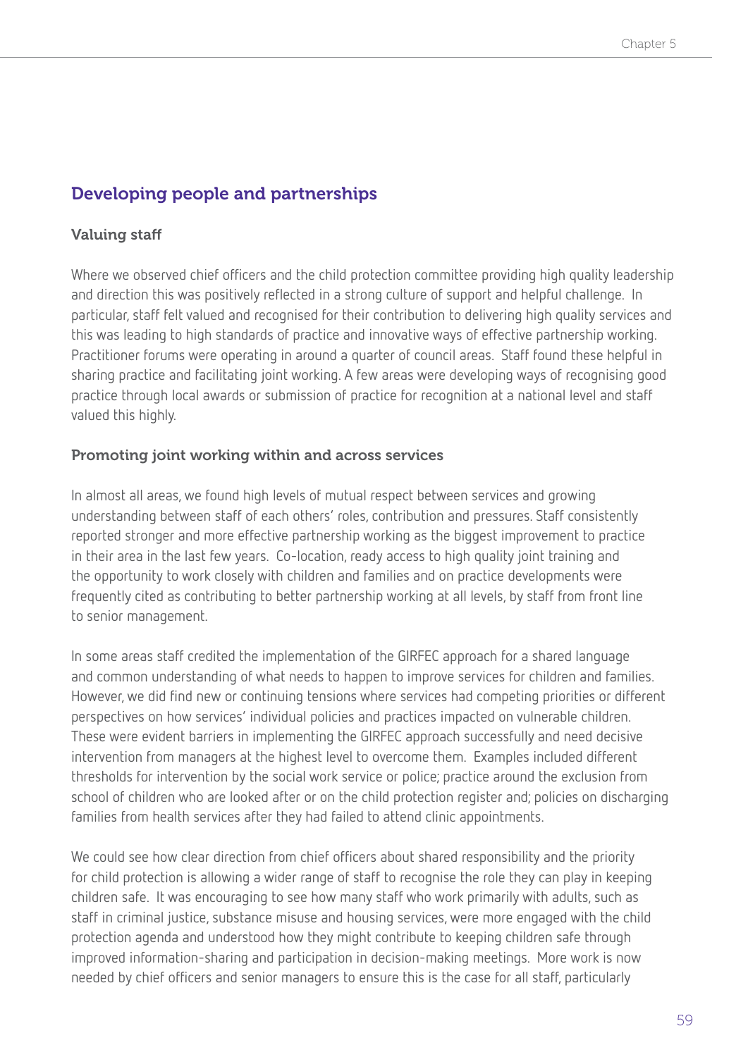## Developing people and partnerships

### Valuing staff

Where we observed chief officers and the child protection committee providing high quality leadership and direction this was positively reflected in a strong culture of support and helpful challenge. In particular, staff felt valued and recognised for their contribution to delivering high quality services and this was leading to high standards of practice and innovative ways of effective partnership working. Practitioner forums were operating in around a quarter of council areas. Staff found these helpful in sharing practice and facilitating joint working. A few areas were developing ways of recognising good practice through local awards or submission of practice for recognition at a national level and staff valued this highly.

### Promoting joint working within and across services

In almost all areas, we found high levels of mutual respect between services and growing understanding between staff of each others' roles, contribution and pressures. Staff consistently reported stronger and more effective partnership working as the biggest improvement to practice in their area in the last few years. Co-location, ready access to high quality joint training and the opportunity to work closely with children and families and on practice developments were frequently cited as contributing to better partnership working at all levels, by staff from front line to senior management.

In some areas staff credited the implementation of the GIRFEC approach for a shared language and common understanding of what needs to happen to improve services for children and families. However, we did find new or continuing tensions where services had competing priorities or different perspectives on how services' individual policies and practices impacted on vulnerable children. These were evident barriers in implementing the GIRFEC approach successfully and need decisive intervention from managers at the highest level to overcome them. Examples included different thresholds for intervention by the social work service or police; practice around the exclusion from school of children who are looked after or on the child protection register and; policies on discharging families from health services after they had failed to attend clinic appointments.

We could see how clear direction from chief officers about shared responsibility and the priority for child protection is allowing a wider range of staff to recognise the role they can play in keeping children safe. It was encouraging to see how many staff who work primarily with adults, such as staff in criminal justice, substance misuse and housing services, were more engaged with the child protection agenda and understood how they might contribute to keeping children safe through improved information-sharing and participation in decision-making meetings. More work is now needed by chief officers and senior managers to ensure this is the case for all staff, particularly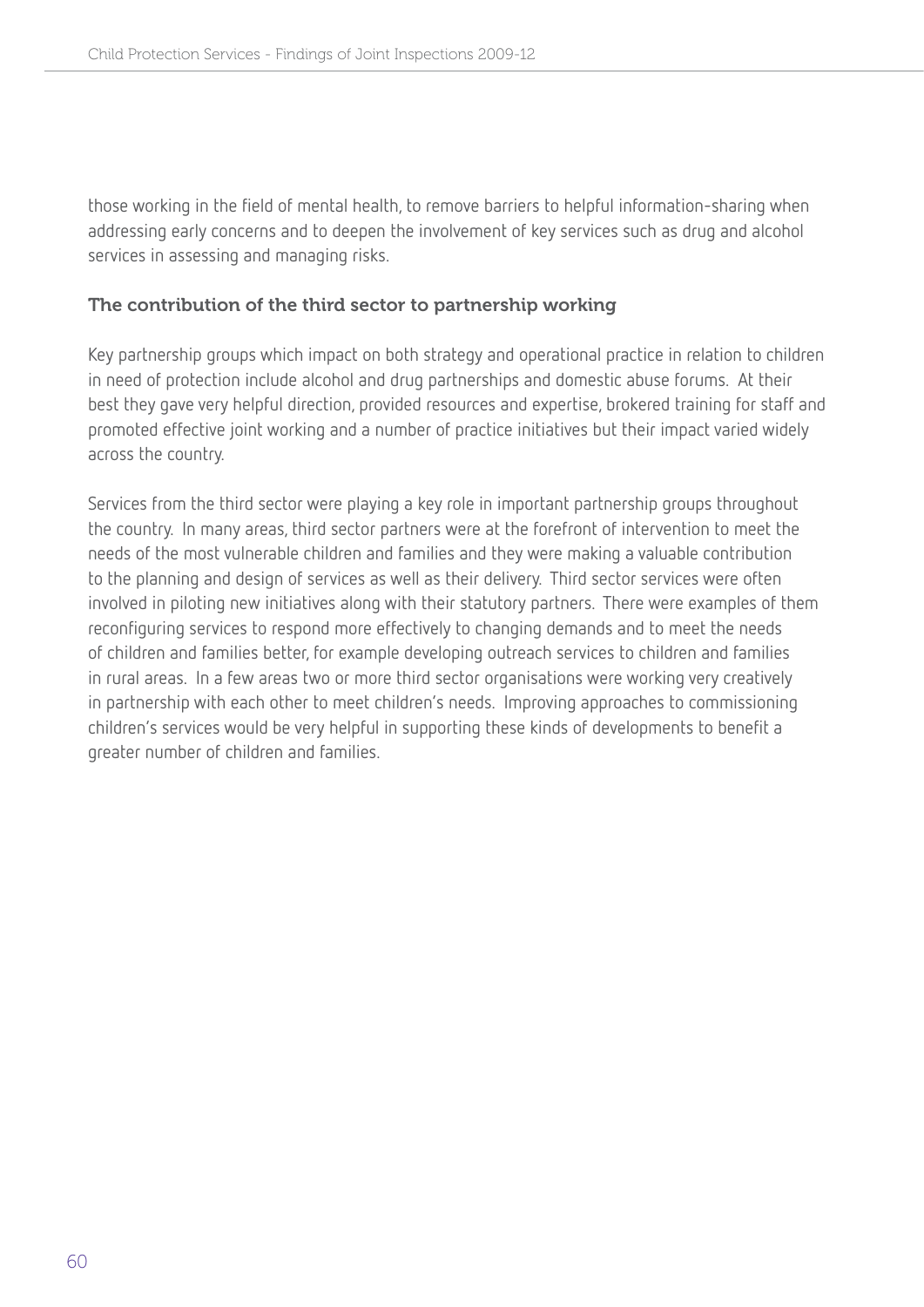those working in the field of mental health, to remove barriers to helpful information-sharing when addressing early concerns and to deepen the involvement of key services such as drug and alcohol services in assessing and managing risks.

### The contribution of the third sector to partnership working

Key partnership groups which impact on both strategy and operational practice in relation to children in need of protection include alcohol and drug partnerships and domestic abuse forums. At their best they gave very helpful direction, provided resources and expertise, brokered training for staff and promoted effective joint working and a number of practice initiatives but their impact varied widely across the country.

Services from the third sector were playing a key role in important partnership groups throughout the country. In many areas, third sector partners were at the forefront of intervention to meet the needs of the most vulnerable children and families and they were making a valuable contribution to the planning and design of services as well as their delivery. Third sector services were often involved in piloting new initiatives along with their statutory partners. There were examples of them reconfiguring services to respond more effectively to changing demands and to meet the needs of children and families better, for example developing outreach services to children and families in rural areas. In a few areas two or more third sector organisations were working very creatively in partnership with each other to meet children's needs. Improving approaches to commissioning children's services would be very helpful in supporting these kinds of developments to benefit a greater number of children and families.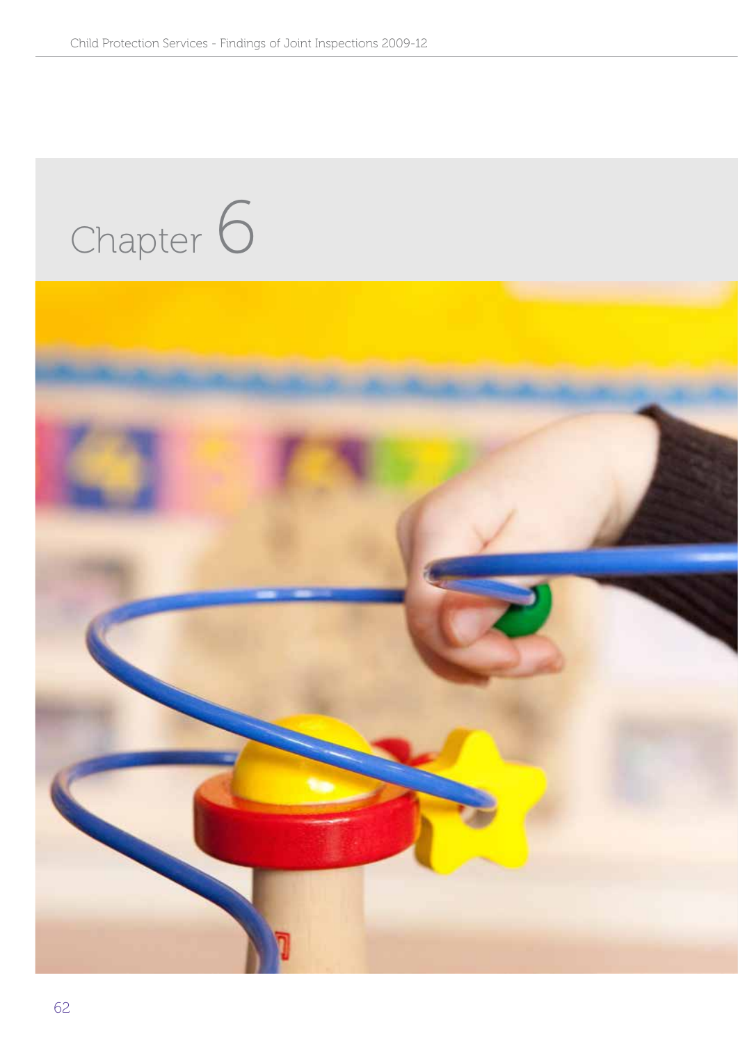# Chapter 6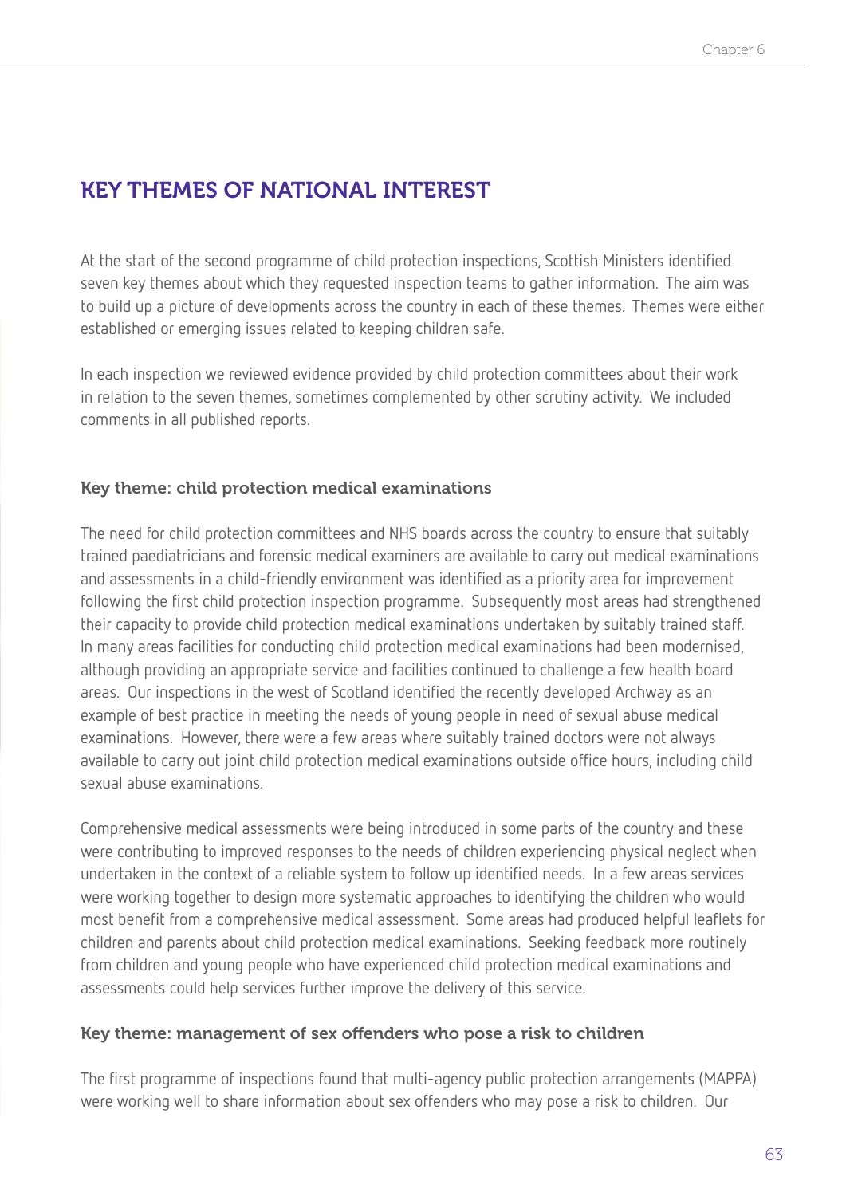## KEY THEMES OF NATIONAL INTEREST

At the start of the second programme of child protection inspections, Scottish Ministers identified seven key themes about which they requested inspection teams to gather information. The aim was to build up a picture of developments across the country in each of these themes. Themes were either established or emerging issues related to keeping children safe.

In each inspection we reviewed evidence provided by child protection committees about their work in relation to the seven themes, sometimes complemented by other scrutiny activity. We included comments in all published reports.

### Key theme: child protection medical examinations

The need for child protection committees and NHS boards across the country to ensure that suitably trained paediatricians and forensic medical examiners are available to carry out medical examinations and assessments in a child-friendly environment was identified as a priority area for improvement following the first child protection inspection programme. Subsequently most areas had strengthened their capacity to provide child protection medical examinations undertaken by suitably trained staff. In many areas facilities for conducting child protection medical examinations had been modernised, although providing an appropriate service and facilities continued to challenge a few health board areas. Our inspections in the west of Scotland identified the recently developed Archway as an example of best practice in meeting the needs of young people in need of sexual abuse medical examinations. However, there were a few areas where suitably trained doctors were not always available to carry out joint child protection medical examinations outside office hours, including child sexual abuse examinations.

Comprehensive medical assessments were being introduced in some parts of the country and these were contributing to improved responses to the needs of children experiencing physical neglect when undertaken in the context of a reliable system to follow up identified needs. In a few areas services were working together to design more systematic approaches to identifying the children who would most benefit from a comprehensive medical assessment. Some areas had produced helpful leaflets for children and parents about child protection medical examinations. Seeking feedback more routinely from children and young people who have experienced child protection medical examinations and assessments could help services further improve the delivery of this service.

### Key theme: management of sex offenders who pose a risk to children

The first programme of inspections found that multi-agency public protection arrangements (MAPPA) were working well to share information about sex offenders who may pose a risk to children. Our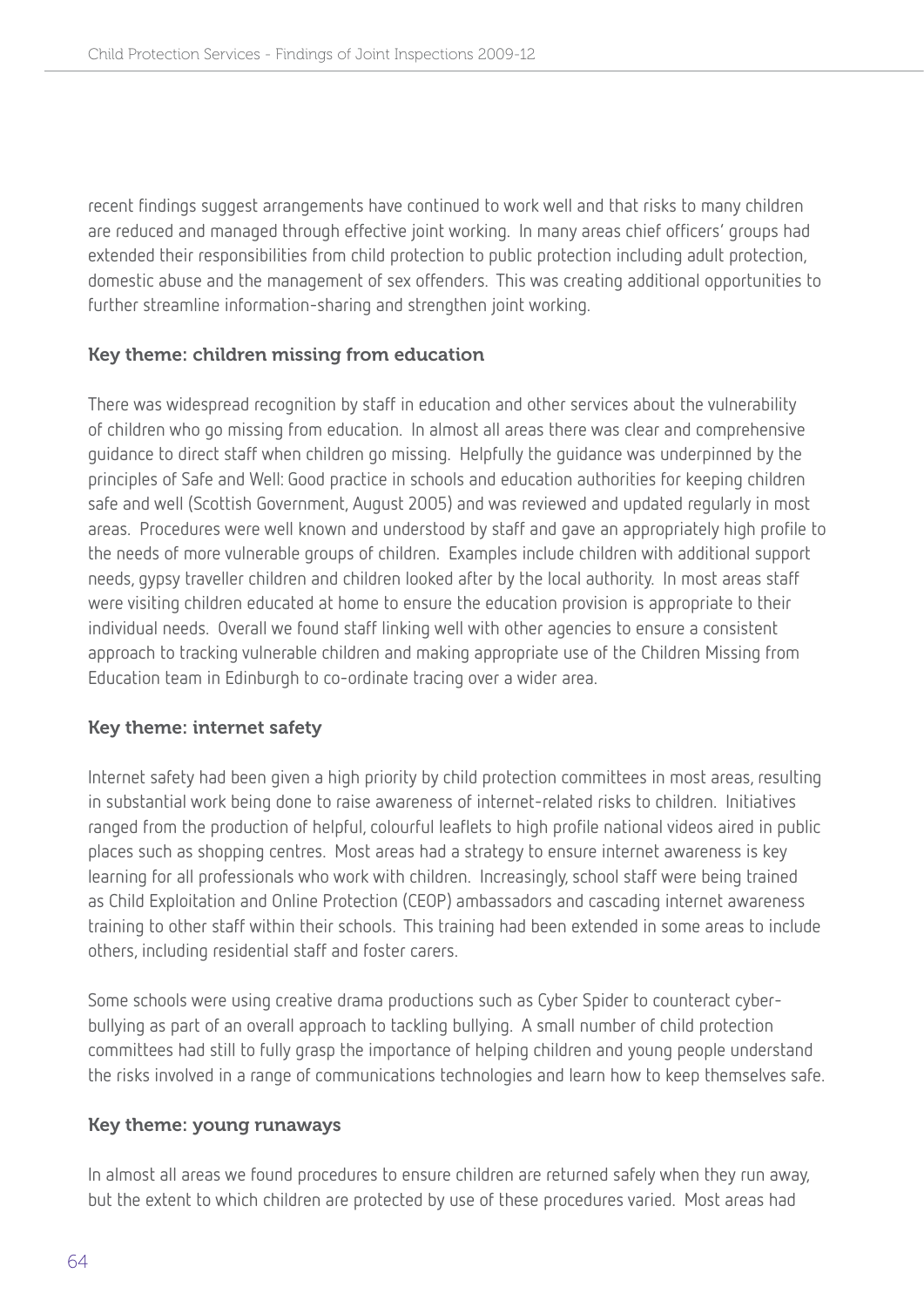recent findings suggest arrangements have continued to work well and that risks to many children are reduced and managed through effective joint working. In many areas chief officers' groups had extended their responsibilities from child protection to public protection including adult protection, domestic abuse and the management of sex offenders. This was creating additional opportunities to further streamline information-sharing and strengthen joint working.

### Key theme: children missing from education

There was widespread recognition by staff in education and other services about the vulnerability of children who go missing from education. In almost all areas there was clear and comprehensive guidance to direct staff when children go missing. Helpfully the guidance was underpinned by the principles of Safe and Well: Good practice in schools and education authorities for keeping children safe and well (Scottish Government, August 2005) and was reviewed and updated regularly in most areas. Procedures were well known and understood by staff and gave an appropriately high profile to the needs of more vulnerable groups of children. Examples include children with additional support needs, gypsy traveller children and children looked after by the local authority. In most areas staff were visiting children educated at home to ensure the education provision is appropriate to their individual needs. Overall we found staff linking well with other agencies to ensure a consistent approach to tracking vulnerable children and making appropriate use of the Children Missing from Education team in Edinburgh to co-ordinate tracing over a wider area.

### Key theme: internet safety

Internet safety had been given a high priority by child protection committees in most areas, resulting in substantial work being done to raise awareness of internet-related risks to children. Initiatives ranged from the production of helpful, colourful leaflets to high profile national videos aired in public places such as shopping centres. Most areas had a strategy to ensure internet awareness is key learning for all professionals who work with children. Increasingly, school staff were being trained as Child Exploitation and Online Protection (CEOP) ambassadors and cascading internet awareness training to other staff within their schools. This training had been extended in some areas to include others, including residential staff and foster carers.

Some schools were using creative drama productions such as Cyber Spider to counteract cyber-bullying as part of an overall approach to tackling bullying. A small number of child protection committees had still to fully grasp the importance of helping children and young people understand the risks involved in a range of communications technologies and learn how to keep themselves safe.

### Key theme: young runaways

In almost all areas we found procedures to ensure children are returned safely when they run away, but the extent to which children are protected by use of these procedures varied. Most areas had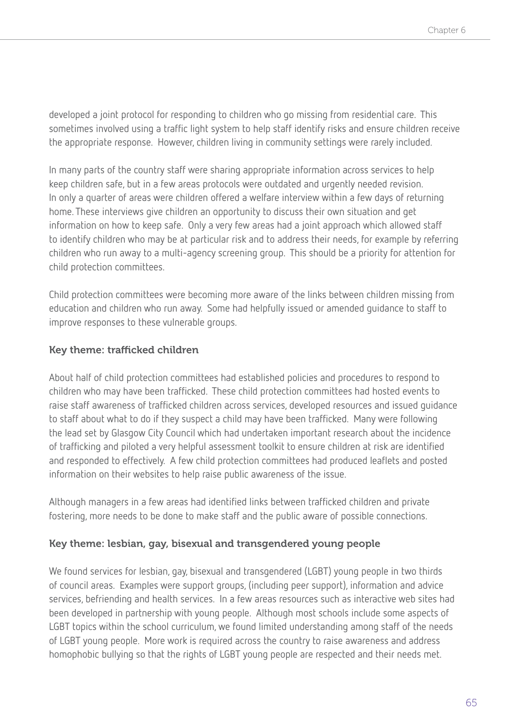developed a joint protocol for responding to children who go missing from residential care. This sometimes involved using a traffic light system to help staff identify risks and ensure children receive the appropriate response. However, children living in community settings were rarely included.

In many parts of the country staff were sharing appropriate information across services to help keep children safe, but in a few areas protocols were outdated and urgently needed revision. In only a quarter of areas were children offered a welfare interview within a few days of returning home. These interviews give children an opportunity to discuss their own situation and get information on how to keep safe. Only a very few areas had a joint approach which allowed staff to identify children who may be at particular risk and to address their needs, for example by referring children who run away to a multi-agency screening group. This should be a priority for attention for child protection committees.

Child protection committees were becoming more aware of the links between children missing from education and children who run away. Some had helpfully issued or amended guidance to staff to improve responses to these vulnerable groups.

### Key theme: trafficked children

About half of child protection committees had established policies and procedures to respond to children who may have been trafficked. These child protection committees had hosted events to raise staff awareness of trafficked children across services, developed resources and issued guidance to staff about what to do if they suspect a child may have been trafficked. Many were following the lead set by Glasgow City Council which had undertaken important research about the incidence of trafficking and piloted a very helpful assessment toolkit to ensure children at risk are identified and responded to effectively. A few child protection committees had produced leaflets and posted information on their websites to help raise public awareness of the issue.

Although managers in a few areas had identified links between trafficked children and private fostering, more needs to be done to make staff and the public aware of possible connections.

### Key theme: lesbian, gay, bisexual and transgendered young people

We found services for lesbian, gay, bisexual and transgendered (LGBT) young people in two thirds of council areas. Examples were support groups, (including peer support), information and advice services, befriending and health services. In a few areas resources such as interactive web sites had been developed in partnership with young people. Although most schools include some aspects of LGBT topics within the school curriculum, we found limited understanding among staff of the needs of LGBT young people. More work is required across the country to raise awareness and address homophobic bullying so that the rights of LGBT young people are respected and their needs met.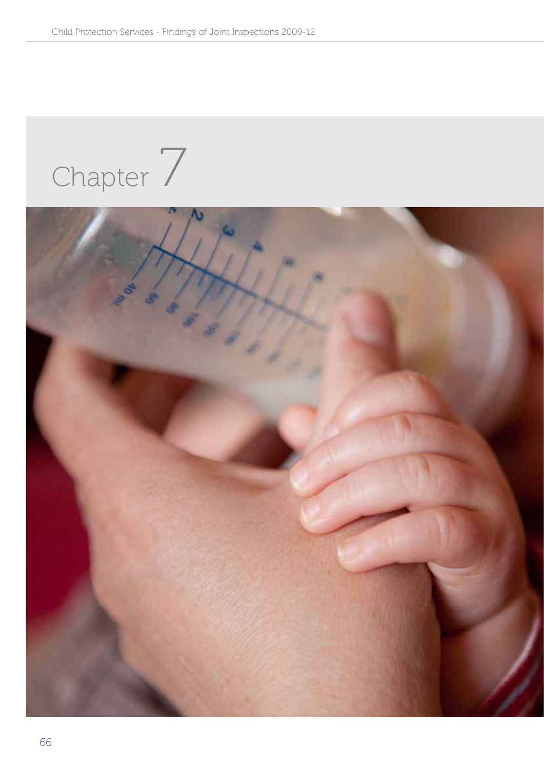# Chapter 7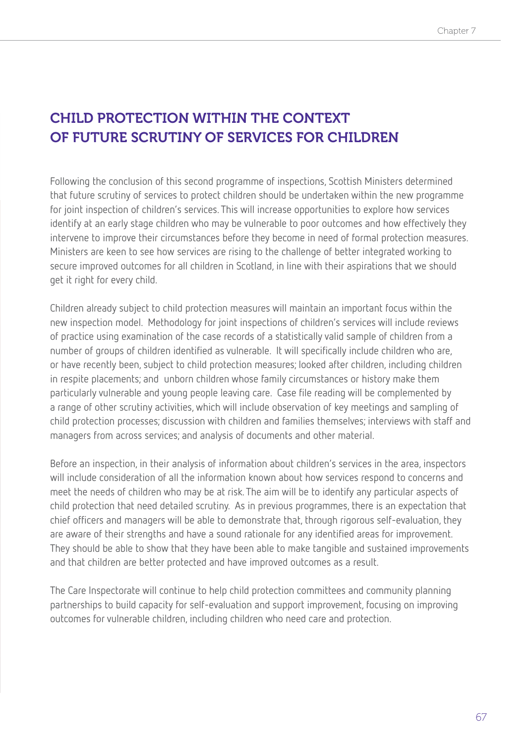# CHILD PROTECTION WITHIN THE CONTEXT OF FUTURE SCRUTINY OF SERVICES FOR CHILDREN

Following the conclusion of this second programme of inspections, Scottish Ministers determined that future scrutiny of services to protect children should be undertaken within the new programme for joint inspection of children's services. This will increase opportunities to explore how services identify at an early stage children who may be vulnerable to poor outcomes and how effectively they intervene to improve their circumstances before they become in need of formal protection measures. Ministers are keen to see how services are rising to the challenge of better integrated working to secure improved outcomes for all children in Scotland, in line with their aspirations that we should get it right for every child.

Children already subject to child protection measures will maintain an important focus within the new inspection model. Methodology for joint inspections of children's services will include reviews of practice using examination of the case records of a statistically valid sample of children from a number of groups of children identified as vulnerable. It will specifically include children who are, or have recently been, subject to child protection measures; looked after children, including children in respite placements; and unborn children whose family circumstances or history make them particularly vulnerable and young people leaving care. Case file reading will be complemented by a range of other scrutiny activities, which will include observation of key meetings and sampling of child protection processes; discussion with children and families themselves; interviews with staff and managers from across services; and analysis of documents and other material.

Before an inspection, in their analysis of information about children's services in the area, inspectors will include consideration of all the information known about how services respond to concerns and meet the needs of children who may be at risk. The aim will be to identify any particular aspects of child protection that need detailed scrutiny. As in previous programmes, there is an expectation that chief officers and managers will be able to demonstrate that, through rigorous self-evaluation, they are aware of their strengths and have a sound rationale for any identified areas for improvement. They should be able to show that they have been able to make tangible and sustained improvements and that children are better protected and have improved outcomes as a result.

The Care Inspectorate will continue to help child protection committees and community planning partnerships to build capacity for self-evaluation and support improvement, focusing on improving outcomes for vulnerable children, including children who need care and protection.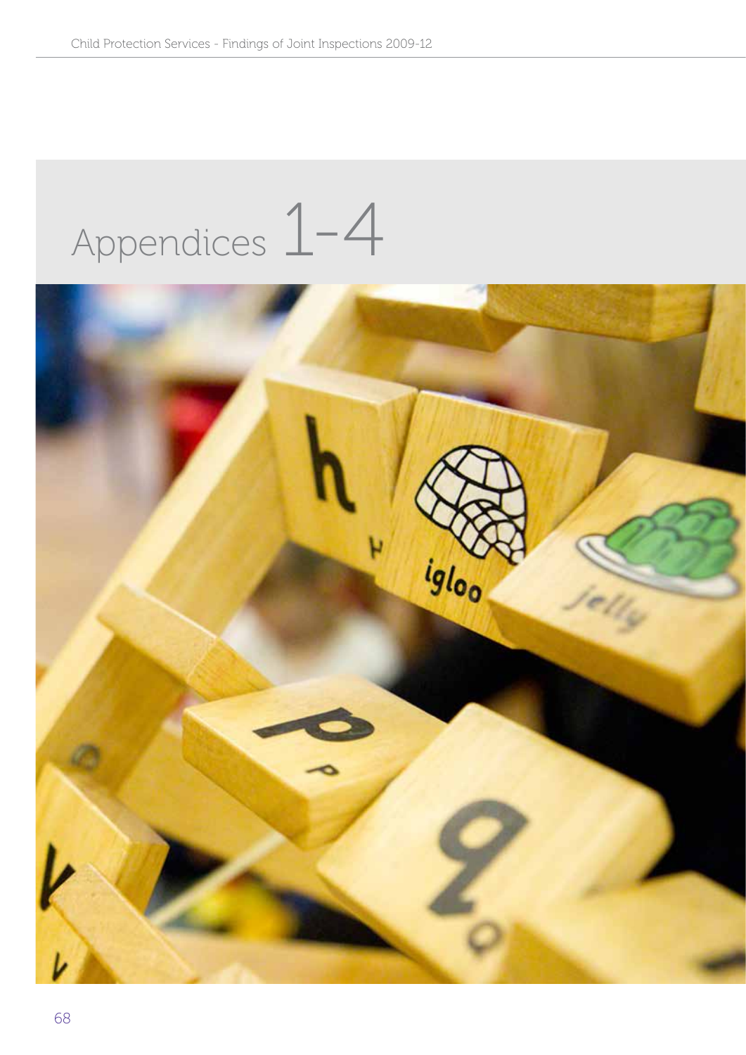# Appendices 1-4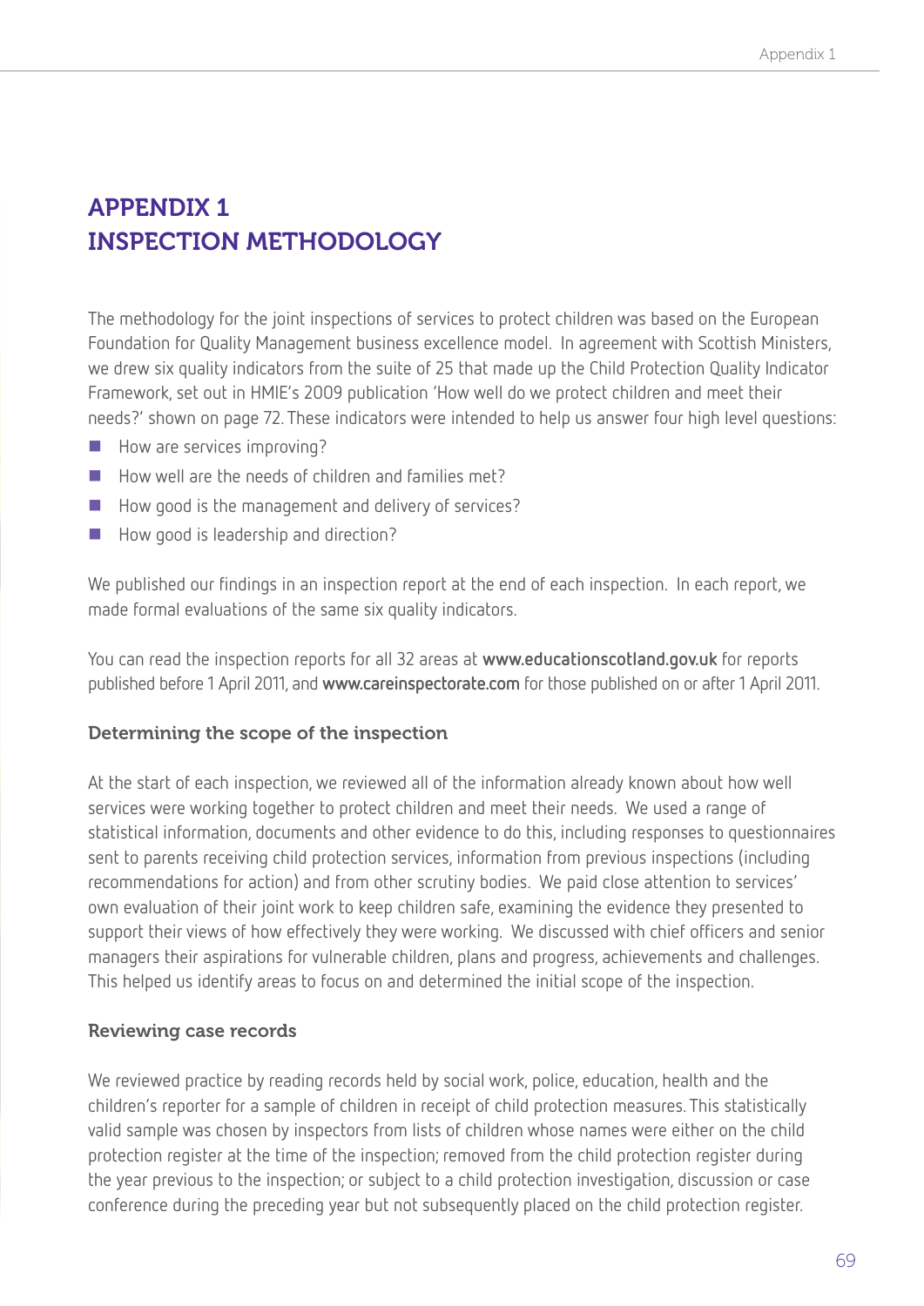# APPENDIX 1
# INSPECTION METHODOLOGY

The methodology for the joint inspections of services to protect children was based on the European Foundation for Quality Management business excellence model. In agreement with Scottish Ministers, we drew six quality indicators from the suite of 25 that made up the Child Protection Quality Indicator Framework, set out in HMIE's 2009 publication 'How well do we protect children and meet their needs?' shown on page 72. These indicators were intended to help us answer four high level questions:

- How are services improving?
- How well are the needs of children and families met?
- How good is the management and delivery of services?
- How good is leadership and direction?

We published our findings in an inspection report at the end of each inspection. In each report, we made formal evaluations of the same six quality indicators.

You can read the inspection reports for all 32 areas at **www.educationscotland.gov.uk** for reports published before 1 April 2011, and **www.careinspectorate.com** for those published on or after 1 April 2011.

### Determining the scope of the inspection

At the start of each inspection, we reviewed all of the information already known about how well services were working together to protect children and meet their needs. We used a range of statistical information, documents and other evidence to do this, including responses to questionnaires sent to parents receiving child protection services, information from previous inspections (including recommendations for action) and from other scrutiny bodies. We paid close attention to services' own evaluation of their joint work to keep children safe, examining the evidence they presented to support their views of how effectively they were working. We discussed with chief officers and senior managers their aspirations for vulnerable children, plans and progress, achievements and challenges. This helped us identify areas to focus on and determined the initial scope of the inspection.

### Reviewing case records

We reviewed practice by reading records held by social work, police, education, health and the children's reporter for a sample of children in receipt of child protection measures. This statistically valid sample was chosen by inspectors from lists of children whose names were either on the child protection register at the time of the inspection; removed from the child protection register during the year previous to the inspection; or subject to a child protection investigation, discussion or case conference during the preceding year but not subsequently placed on the child protection register.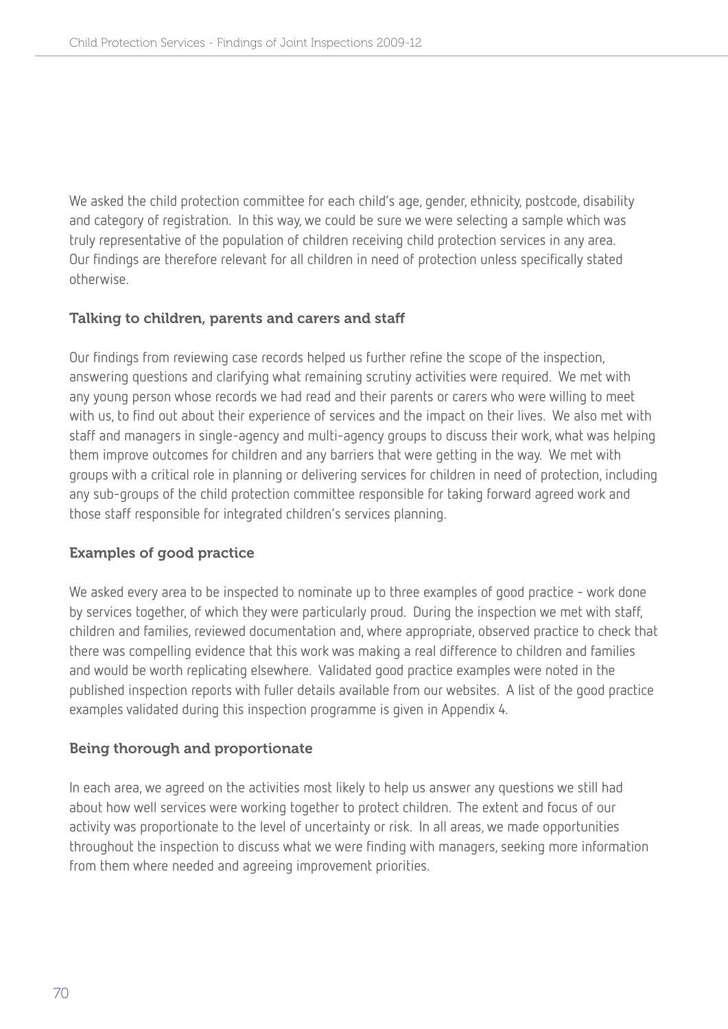We asked the child protection committee for each child's age, gender, ethnicity, postcode, disability and category of registration. In this way, we could be sure we were selecting a sample which was truly representative of the population of children receiving child protection services in any area. Our findings are therefore relevant for all children in need of protection unless specifically stated otherwise.

### Talking to children, parents and carers and staff

Our findings from reviewing case records helped us further refine the scope of the inspection, answering questions and clarifying what remaining scrutiny activities were required. We met with any young person whose records we had read and their parents or carers who were willing to meet with us, to find out about their experience of services and the impact on their lives. We also met with staff and managers in single-agency and multi-agency groups to discuss their work, what was helping them improve outcomes for children and any barriers that were getting in the way. We met with groups with a critical role in planning or delivering services for children in need of protection, including any sub-groups of the child protection committee responsible for taking forward agreed work and those staff responsible for integrated children's services planning.

### Examples of good practice

We asked every area to be inspected to nominate up to three examples of good practice - work done by services together, of which they were particularly proud. During the inspection we met with staff, children and families, reviewed documentation and, where appropriate, observed practice to check that there was compelling evidence that this work was making a real difference to children and families and would be worth replicating elsewhere. Validated good practice examples were noted in the published inspection reports with fuller details available from our websites. A list of the good practice examples validated during this inspection programme is given in Appendix 4.

### Being thorough and proportionate

In each area, we agreed on the activities most likely to help us answer any questions we still had about how well services were working together to protect children. The extent and focus of our activity was proportionate to the level of uncertainty or risk. In all areas, we made opportunities throughout the inspection to discuss what we were finding with managers, seeking more information from them where needed and agreeing improvement priorities.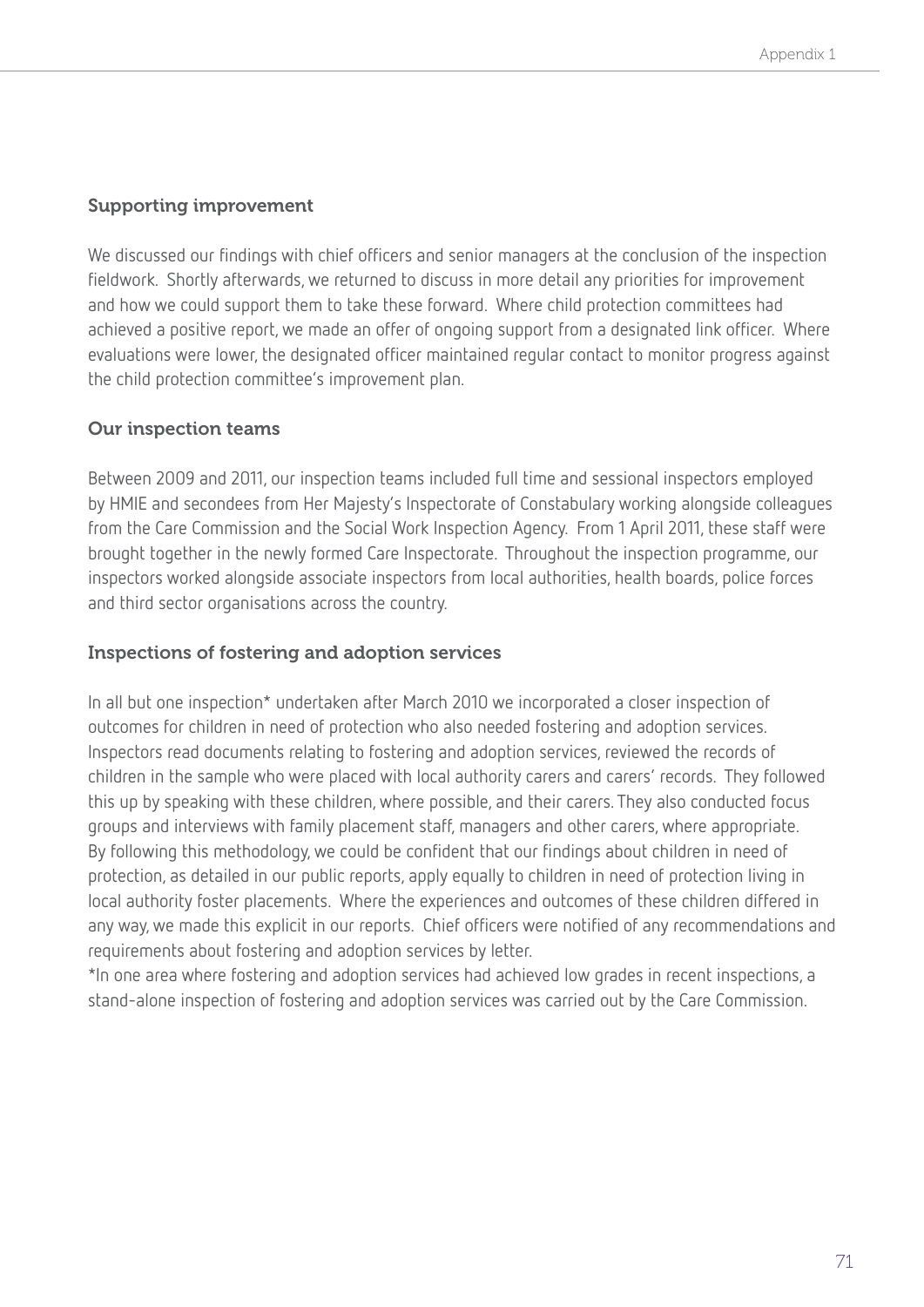### Supporting improvement

We discussed our findings with chief officers and senior managers at the conclusion of the inspection fieldwork. Shortly afterwards, we returned to discuss in more detail any priorities for improvement and how we could support them to take these forward. Where child protection committees had achieved a positive report, we made an offer of ongoing support from a designated link officer. Where evaluations were lower, the designated officer maintained regular contact to monitor progress against the child protection committee's improvement plan.

### Our inspection teams

Between 2009 and 2011, our inspection teams included full time and sessional inspectors employed by HMIE and secondees from Her Majesty's Inspectorate of Constabulary working alongside colleagues from the Care Commission and the Social Work Inspection Agency. From 1 April 2011, these staff were brought together in the newly formed Care Inspectorate. Throughout the inspection programme, our inspectors worked alongside associate inspectors from local authorities, health boards, police forces and third sector organisations across the country.

### Inspections of fostering and adoption services

In all but one inspection* undertaken after March 2010 we incorporated a closer inspection of outcomes for children in need of protection who also needed fostering and adoption services. Inspectors read documents relating to fostering and adoption services, reviewed the records of children in the sample who were placed with local authority carers and carers' records. They followed this up by speaking with these children, where possible, and their carers. They also conducted focus groups and interviews with family placement staff, managers and other carers, where appropriate. By following this methodology, we could be confident that our findings about children in need of protection, as detailed in our public reports, apply equally to children in need of protection living in local authority foster placements. Where the experiences and outcomes of these children differed in any way, we made this explicit in our reports. Chief officers were notified of any recommendations and requirements about fostering and adoption services by letter.

*In one area where fostering and adoption services had achieved low grades in recent inspections, a stand-alone inspection of fostering and adoption services was carried out by the Care Commission.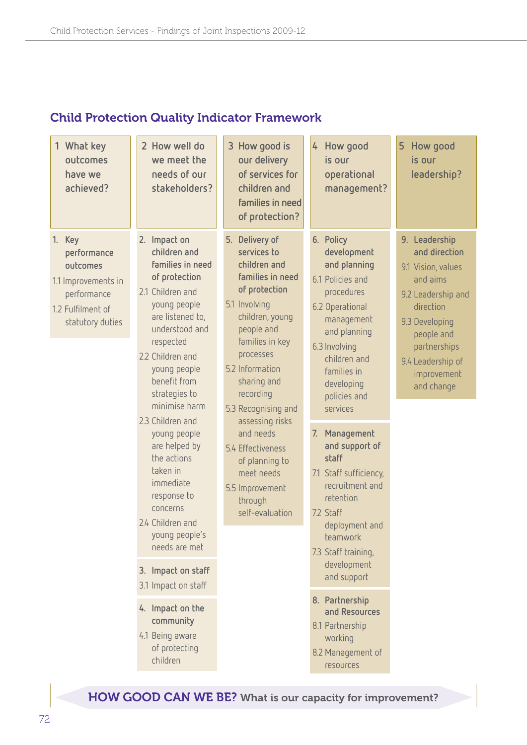## Child Protection Quality Indicator Framework

| 1 What key outcomes have we achieved? | 2 How well do we meet the needs of our stakeholders? | 3 How good is our delivery of services for children and families in need of protection? | 4 How good is our operational management? | 5 How good is our leadership? |
|---|---|---|---|---|
| **1. Key performance outcomes**<br>1.1 Improvements in performance<br>1.2 Fulfilment of statutory duties | **2. Impact on children and families in need of protection**<br>2.1 Children and young people are listened to, understood and respected<br>2.2 Children and young people benefit from strategies to minimise harm<br>2.3 Children and young people are helped by the actions taken in immediate response to concerns<br>2.4 Children and young people's needs are met | **5. Delivery of services to children and families in need of protection**<br>5.1 Involving children, young people and families in key processes<br>5.2 Information sharing and recording<br>5.3 Recognising and assessing risks and needs<br>5.4 Effectiveness of planning to meet needs<br>5.5 Improvement through self-evaluation | **6. Policy development and planning**<br>6.1 Policies and procedures<br>6.2 Operational management and planning<br>6.3 Involving children and families in developing policies and services | **9. Leadership and direction**<br>9.1 Vision, values and aims<br>9.2 Leadership and direction<br>9.3 Developing people and partnerships<br>9.4 Leadership of improvement and change |
| | **3. Impact on staff**<br>3.1 Impact on staff | | **7. Management and support of staff**<br>7.1 Staff sufficiency, recruitment and retention<br>7.2 Staff deployment and teamwork<br>7.3 Staff training, development and support | |
| | **4. Impact on the community**<br>4.1 Being aware of protecting children | | **8. Partnership and Resources**<br>8.1 Partnership working<br>8.2 Management of resources | |

**HOW GOOD CAN WE BE?** What is our capacity for improvement?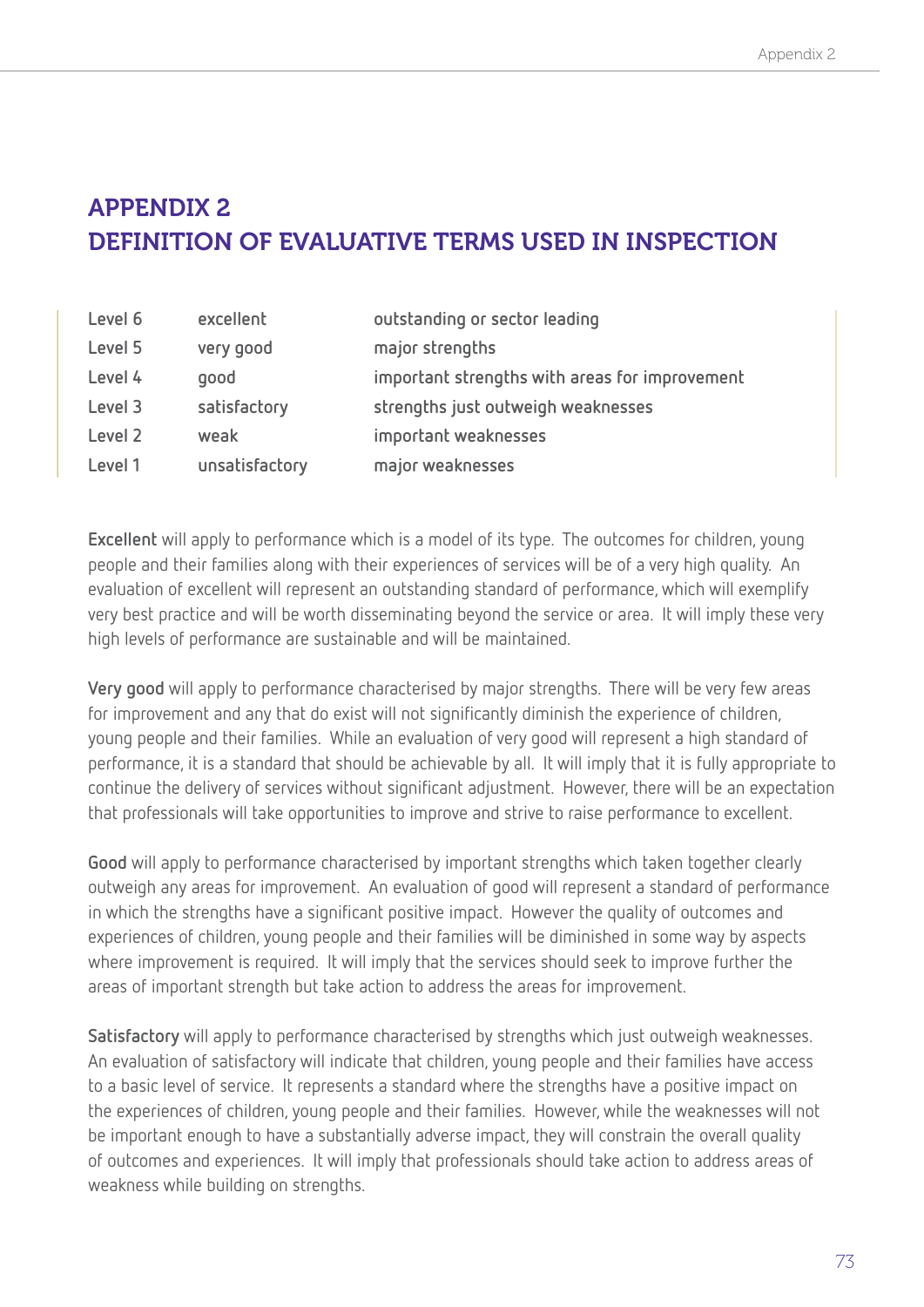# APPENDIX 2
# DEFINITION OF EVALUATIVE TERMS USED IN INSPECTION

| | | |
|---|---|---|
| Level 6 | excellent | outstanding or sector leading |
| Level 5 | very good | major strengths |
| Level 4 | good | important strengths with areas for improvement |
| Level 3 | satisfactory | strengths just outweigh weaknesses |
| Level 2 | weak | important weaknesses |
| Level 1 | unsatisfactory | major weaknesses |

**Excellent** will apply to performance which is a model of its type. The outcomes for children, young people and their families along with their experiences of services will be of a very high quality. An evaluation of excellent will represent an outstanding standard of performance, which will exemplify very best practice and will be worth disseminating beyond the service or area. It will imply these very high levels of performance are sustainable and will be maintained.

**Very good** will apply to performance characterised by major strengths. There will be very few areas for improvement and any that do exist will not significantly diminish the experience of children, young people and their families. While an evaluation of very good will represent a high standard of performance, it is a standard that should be achievable by all. It will imply that it is fully appropriate to continue the delivery of services without significant adjustment. However, there will be an expectation that professionals will take opportunities to improve and strive to raise performance to excellent.

**Good** will apply to performance characterised by important strengths which taken together clearly outweigh any areas for improvement. An evaluation of good will represent a standard of performance in which the strengths have a significant positive impact. However the quality of outcomes and experiences of children, young people and their families will be diminished in some way by aspects where improvement is required. It will imply that the services should seek to improve further the areas of important strength but take action to address the areas for improvement.

**Satisfactory** will apply to performance characterised by strengths which just outweigh weaknesses. An evaluation of satisfactory will indicate that children, young people and their families have access to a basic level of service. It represents a standard where the strengths have a positive impact on the experiences of children, young people and their families. However, while the weaknesses will not be important enough to have a substantially adverse impact, they will constrain the overall quality of outcomes and experiences. It will imply that professionals should take action to address areas of weakness while building on strengths.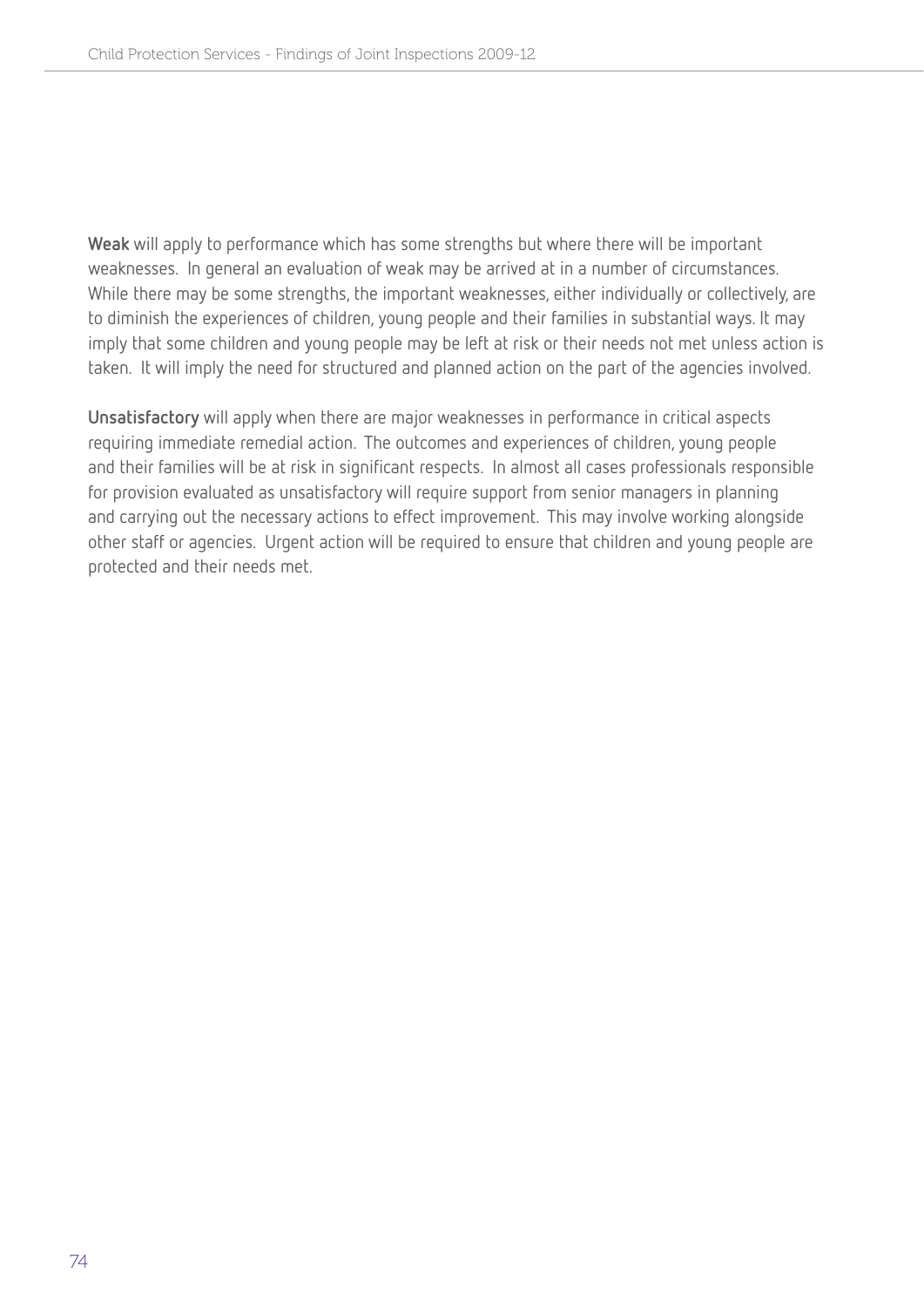**Weak** will apply to performance which has some strengths but where there will be important weaknesses. In general an evaluation of weak may be arrived at in a number of circumstances. While there may be some strengths, the important weaknesses, either individually or collectively, are to diminish the experiences of children, young people and their families in substantial ways. It may imply that some children and young people may be left at risk or their needs not met unless action is taken. It will imply the need for structured and planned action on the part of the agencies involved.

**Unsatisfactory** will apply when there are major weaknesses in performance in critical aspects requiring immediate remedial action. The outcomes and experiences of children, young people and their families will be at risk in significant respects. In almost all cases professionals responsible for provision evaluated as unsatisfactory will require support from senior managers in planning and carrying out the necessary actions to effect improvement. This may involve working alongside other staff or agencies. Urgent action will be required to ensure that children and young people are protected and their needs met.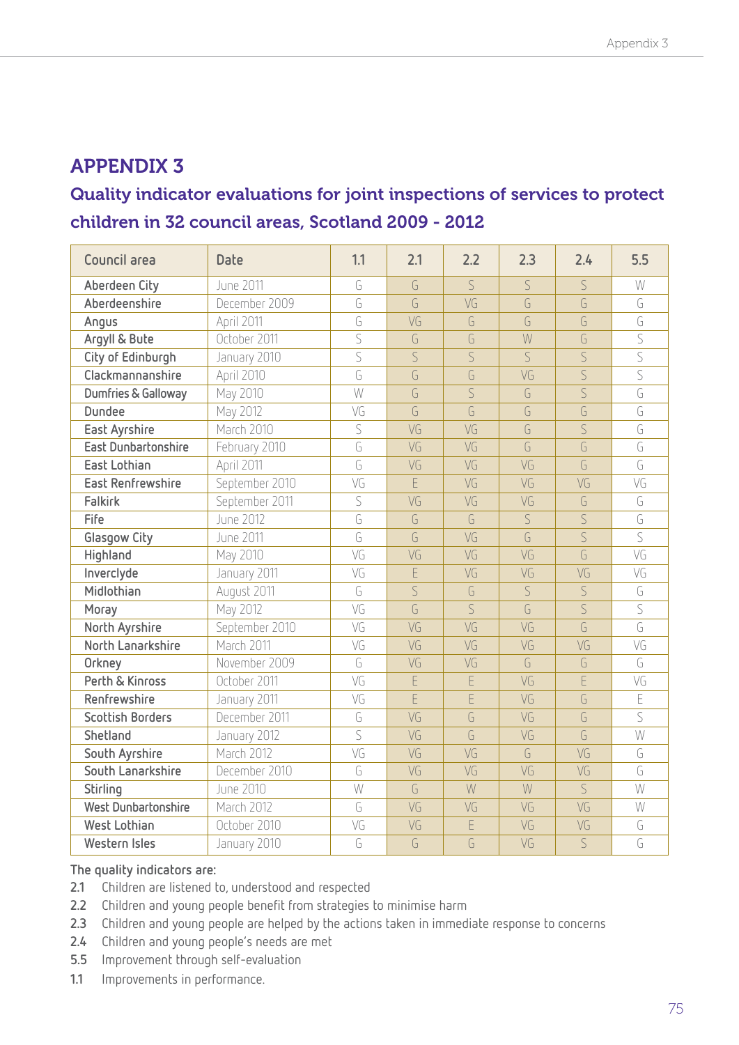# APPENDIX 3

## Quality indicator evaluations for joint inspections of services to protect children in 32 council areas, Scotland 2009 - 2012

| Council area | Date | 1.1 | 2.1 | 2.2 | 2.3 | 2.4 | 5.5 |
|---|---|---|---|---|---|---|---|
| Aberdeen City | June 2011 | G | G | S | S | S | W |
| Aberdeenshire | December 2009 | G | G | VG | G | G | G |
| Angus | April 2011 | G | VG | G | G | G | G |
| Argyll & Bute | October 2011 | S | G | G | W | G | S |
| City of Edinburgh | January 2010 | S | S | S | S | S | S |
| Clackmannanshire | April 2010 | G | G | G | VG | S | S |
| Dumfries & Galloway | May 2010 | W | G | S | G | S | G |
| Dundee | May 2012 | VG | G | G | G | G | G |
| East Ayrshire | March 2010 | S | VG | VG | G | S | G |
| East Dunbartonshire | February 2010 | G | VG | VG | G | G | G |
| East Lothian | April 2011 | G | VG | VG | VG | G | G |
| East Renfrewshire | September 2010 | VG | E | VG | VG | VG | VG |
| Falkirk | September 2011 | S | VG | VG | VG | G | G |
| Fife | June 2012 | G | G | G | S | S | G |
| Glasgow City | June 2011 | G | G | VG | G | S | S |
| Highland | May 2010 | VG | VG | VG | VG | G | VG |
| Inverclyde | January 2011 | VG | E | VG | VG | VG | VG |
| Midlothian | August 2011 | G | S | G | S | S | G |
| Moray | May 2012 | VG | G | S | G | S | S |
| North Ayrshire | September 2010 | VG | VG | VG | VG | G | G |
| North Lanarkshire | March 2011 | VG | VG | VG | VG | VG | VG |
| Orkney | November 2009 | G | VG | VG | G | G | G |
| Perth & Kinross | October 2011 | VG | E | E | VG | E | VG |
| Renfrewshire | January 2011 | VG | E | E | VG | G | E |
| Scottish Borders | December 2011 | G | VG | G | VG | G | S |
| Shetland | January 2012 | S | VG | G | VG | G | W |
| South Ayrshire | March 2012 | VG | VG | VG | G | VG | G |
| South Lanarkshire | December 2010 | G | VG | VG | VG | VG | G |
| Stirling | June 2010 | W | G | W | W | S | W |
| West Dunbartonshire | March 2012 | G | VG | VG | VG | VG | W |
| West Lothian | October 2010 | VG | VG | E | VG | VG | G |
| Western Isles | January 2010 | G | G | G | VG | S | G |

The quality indicators are:

- 2.1 Children are listened to, understood and respected
- 2.2 Children and young people benefit from strategies to minimise harm
- 2.3 Children and young people are helped by the actions taken in immediate response to concerns
- 2.4 Children and young people's needs are met
- 5.5 Improvement through self-evaluation
- 1.1 Improvements in performance.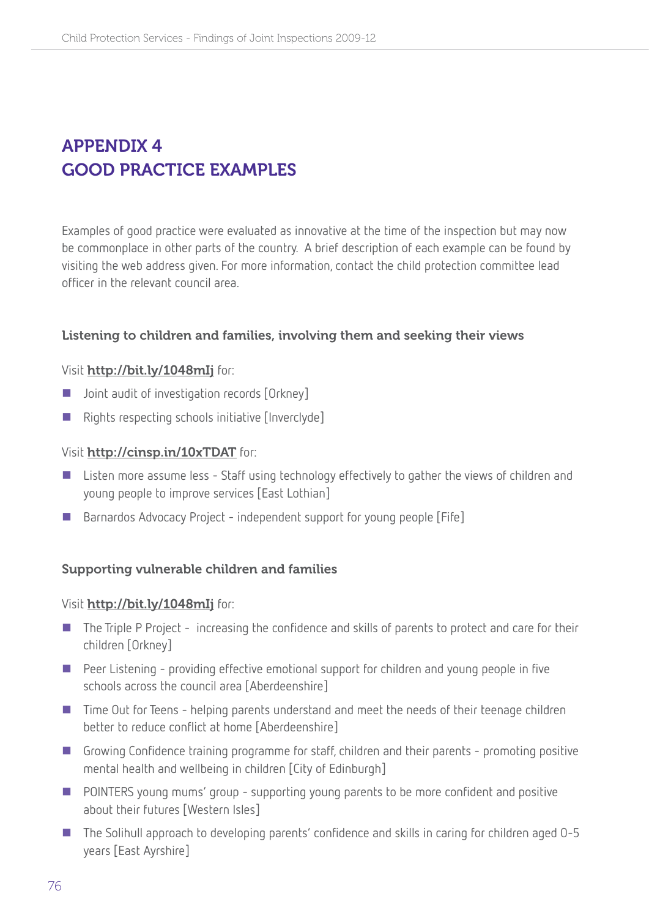# APPENDIX 4
# GOOD PRACTICE EXAMPLES

Examples of good practice were evaluated as innovative at the time of the inspection but may now be commonplace in other parts of the country. A brief description of each example can be found by visiting the web address given. For more information, contact the child protection committee lead officer in the relevant council area.

### Listening to children and families, involving them and seeking their views

Visit **http://bit.ly/1048mIj** for:

- Joint audit of investigation records [Orkney]
- Rights respecting schools initiative [Inverclyde]

Visit **http://cinsp.in/10xTDAT** for:

- Listen more assume less - Staff using technology effectively to gather the views of children and young people to improve services [East Lothian]
- Barnardos Advocacy Project - independent support for young people [Fife]

### Supporting vulnerable children and families

Visit **http://bit.ly/1048mIj** for:

- The Triple P Project - increasing the confidence and skills of parents to protect and care for their children [Orkney]
- Peer Listening - providing effective emotional support for children and young people in five schools across the council area [Aberdeenshire]
- Time Out for Teens - helping parents understand and meet the needs of their teenage children better to reduce conflict at home [Aberdeenshire]
- Growing Confidence training programme for staff, children and their parents - promoting positive mental health and wellbeing in children [City of Edinburgh]
- POINTERS young mums' group - supporting young parents to be more confident and positive about their futures [Western Isles]
- The Solihull approach to developing parents' confidence and skills in caring for children aged 0-5 years [East Ayrshire]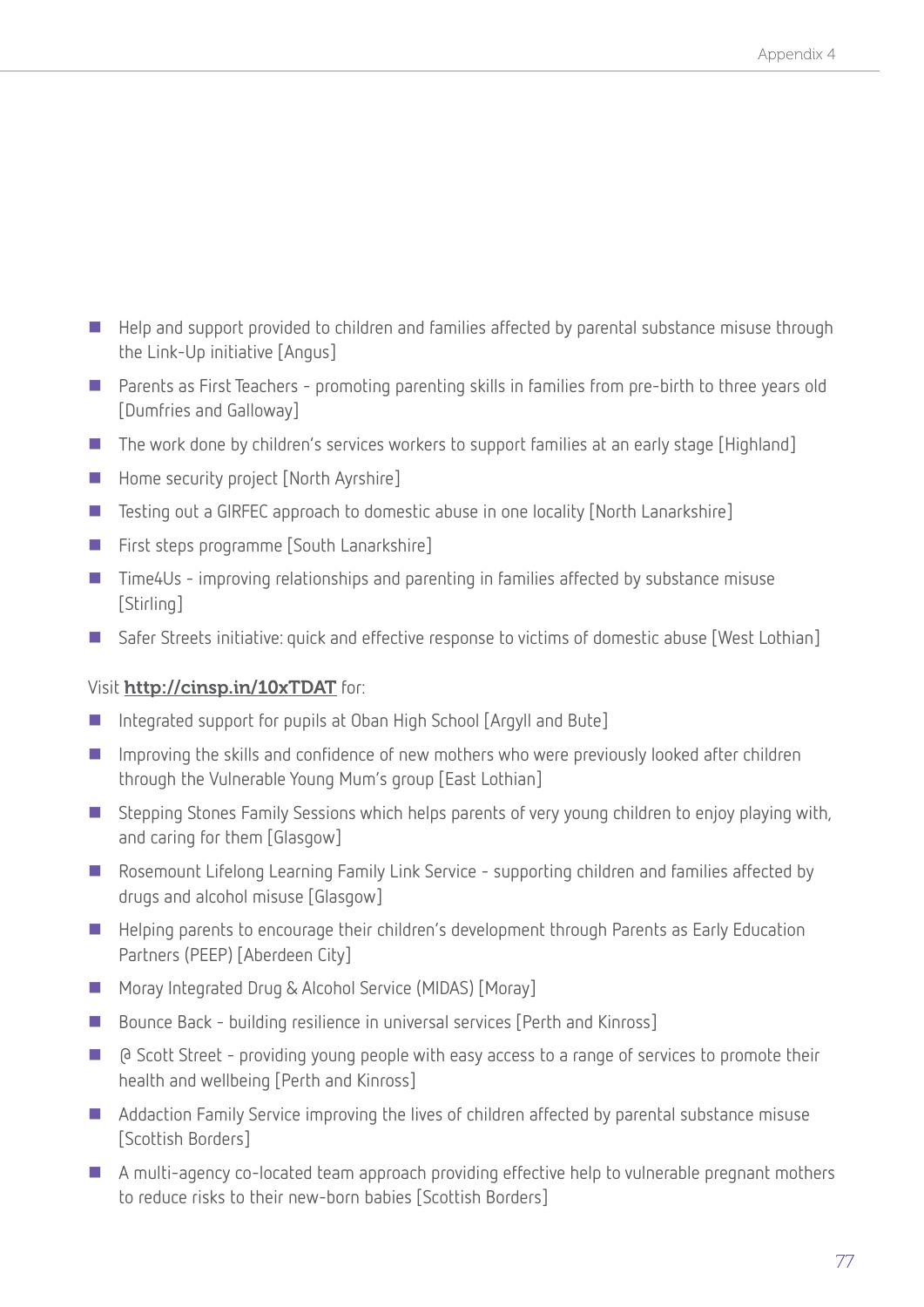- Help and support provided to children and families affected by parental substance misuse through the Link-Up initiative [Angus]
- Parents as First Teachers - promoting parenting skills in families from pre-birth to three years old [Dumfries and Galloway]
- The work done by children's services workers to support families at an early stage [Highland]
- Home security project [North Ayrshire]
- Testing out a GIRFEC approach to domestic abuse in one locality [North Lanarkshire]
- First steps programme [South Lanarkshire]
- Time4Us - improving relationships and parenting in families affected by substance misuse [Stirling]
- Safer Streets initiative: quick and effective response to victims of domestic abuse [West Lothian]

Visit **http://cinsp.in/10xTDAT** for:

- Integrated support for pupils at Oban High School [Argyll and Bute]
- Improving the skills and confidence of new mothers who were previously looked after children through the Vulnerable Young Mum's group [East Lothian]
- Stepping Stones Family Sessions which helps parents of very young children to enjoy playing with, and caring for them [Glasgow]
- Rosemount Lifelong Learning Family Link Service - supporting children and families affected by drugs and alcohol misuse [Glasgow]
- Helping parents to encourage their children's development through Parents as Early Education Partners (PEEP) [Aberdeen City]
- Moray Integrated Drug & Alcohol Service (MIDAS) [Moray]
- Bounce Back - building resilience in universal services [Perth and Kinross]
- @ Scott Street - providing young people with easy access to a range of services to promote their health and wellbeing [Perth and Kinross]
- Addaction Family Service improving the lives of children affected by parental substance misuse [Scottish Borders]
- A multi-agency co-located team approach providing effective help to vulnerable pregnant mothers to reduce risks to their new-born babies [Scottish Borders]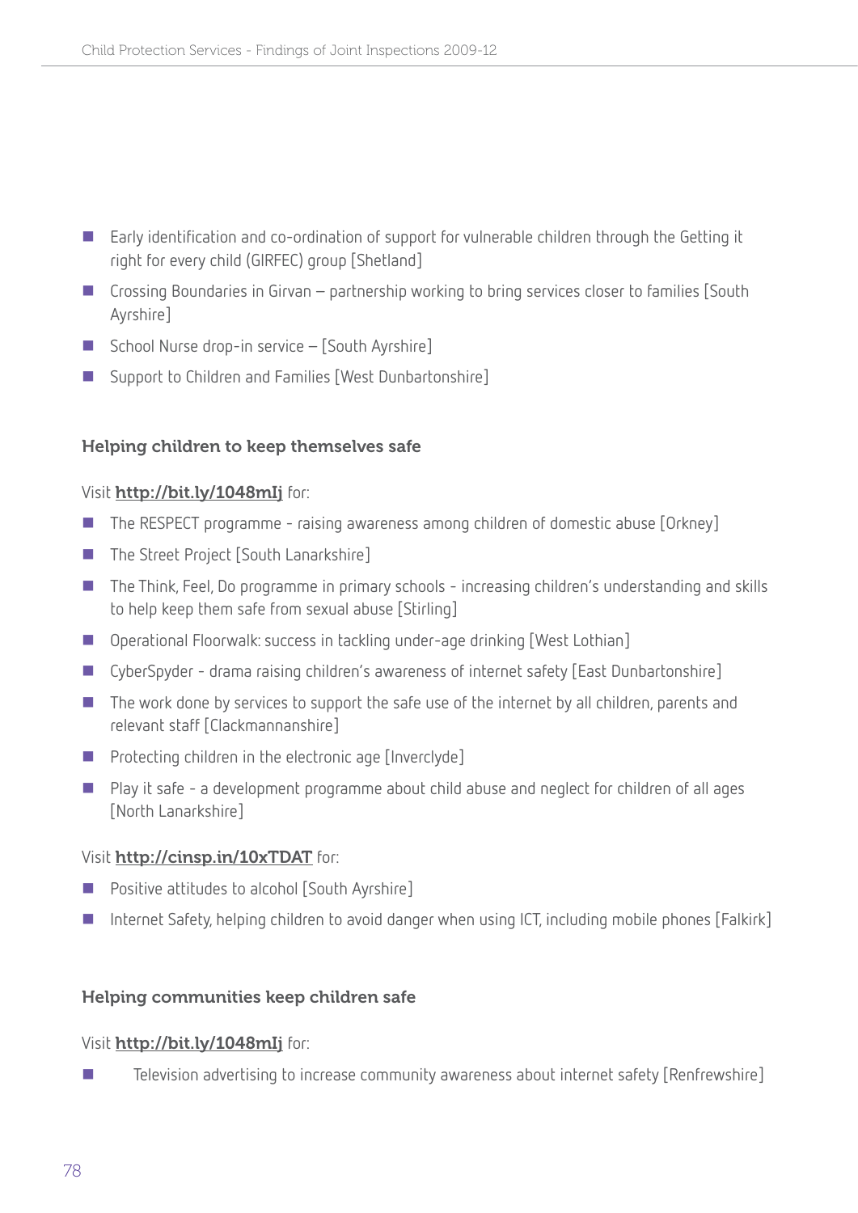- Early identification and co-ordination of support for vulnerable children through the Getting it right for every child (GIRFEC) group [Shetland]
- Crossing Boundaries in Girvan – partnership working to bring services closer to families [South Ayrshire]
- School Nurse drop-in service – [South Ayrshire]
- Support to Children and Families [West Dunbartonshire]

### Helping children to keep themselves safe

Visit **http://bit.ly/1048mIj** for:

- The RESPECT programme - raising awareness among children of domestic abuse [Orkney]
- The Street Project [South Lanarkshire]
- The Think, Feel, Do programme in primary schools - increasing children's understanding and skills to help keep them safe from sexual abuse [Stirling]
- Operational Floorwalk: success in tackling under-age drinking [West Lothian]
- CyberSpyder - drama raising children's awareness of internet safety [East Dunbartonshire]
- The work done by services to support the safe use of the internet by all children, parents and relevant staff [Clackmannanshire]
- Protecting children in the electronic age [Inverclyde]
- Play it safe - a development programme about child abuse and neglect for children of all ages [North Lanarkshire]

Visit **http://cinsp.in/10xTDAT** for:

- Positive attitudes to alcohol [South Ayrshire]
- Internet Safety, helping children to avoid danger when using ICT, including mobile phones [Falkirk]

### Helping communities keep children safe

Visit **http://bit.ly/1048mIj** for:

- Television advertising to increase community awareness about internet safety [Renfrewshire]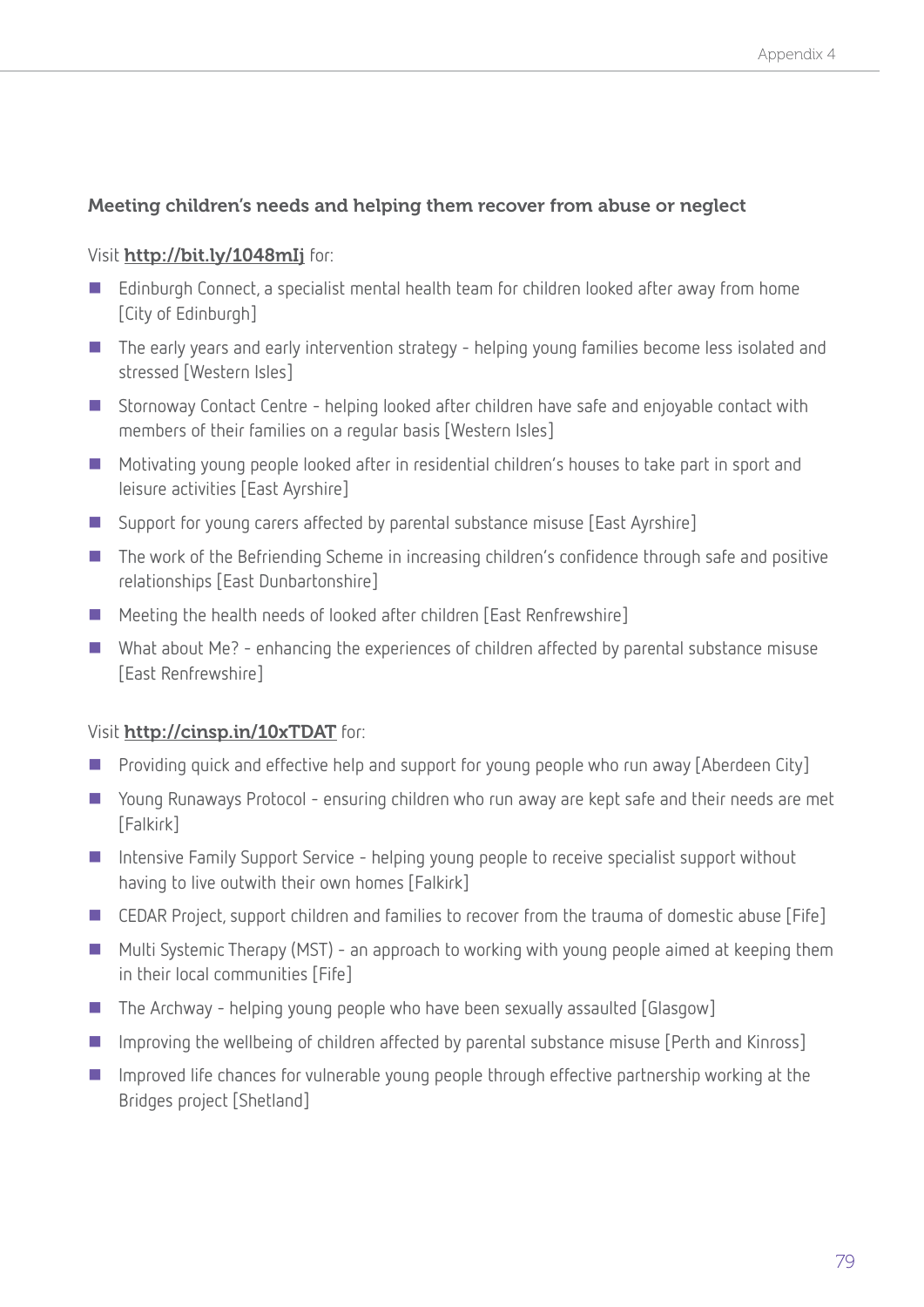### Meeting children's needs and helping them recover from abuse or neglect

Visit **http://bit.ly/1048mIj** for:

- Edinburgh Connect, a specialist mental health team for children looked after away from home [City of Edinburgh]
- The early years and early intervention strategy - helping young families become less isolated and stressed [Western Isles]
- Stornoway Contact Centre - helping looked after children have safe and enjoyable contact with members of their families on a regular basis [Western Isles]
- Motivating young people looked after in residential children's houses to take part in sport and leisure activities [East Ayrshire]
- Support for young carers affected by parental substance misuse [East Ayrshire]
- The work of the Befriending Scheme in increasing children's confidence through safe and positive relationships [East Dunbartonshire]
- Meeting the health needs of looked after children [East Renfrewshire]
- What about Me? - enhancing the experiences of children affected by parental substance misuse [East Renfrewshire]

Visit **http://cinsp.in/10xTDAT** for:

- Providing quick and effective help and support for young people who run away [Aberdeen City]
- Young Runaways Protocol - ensuring children who run away are kept safe and their needs are met [Falkirk]
- Intensive Family Support Service - helping young people to receive specialist support without having to live outwith their own homes [Falkirk]
- CEDAR Project, support children and families to recover from the trauma of domestic abuse [Fife]
- Multi Systemic Therapy (MST) - an approach to working with young people aimed at keeping them in their local communities [Fife]
- The Archway - helping young people who have been sexually assaulted [Glasgow]
- Improving the wellbeing of children affected by parental substance misuse [Perth and Kinross]
- Improved life chances for vulnerable young people through effective partnership working at the Bridges project [Shetland]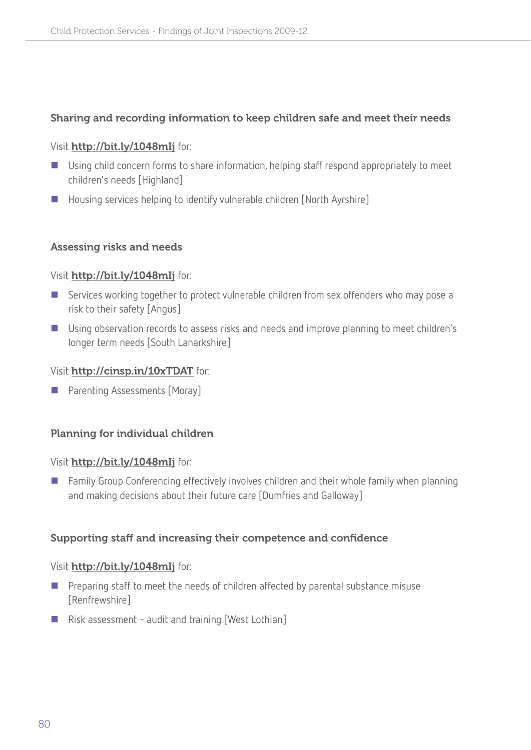### Sharing and recording information to keep children safe and meet their needs

Visit **http://bit.ly/1048mIj** for:

- Using child concern forms to share information, helping staff respond appropriately to meet children's needs [Highland]
- Housing services helping to identify vulnerable children [North Ayrshire]

### Assessing risks and needs

Visit **http://bit.ly/1048mIj** for:

- Services working together to protect vulnerable children from sex offenders who may pose a risk to their safety [Angus]
- Using observation records to assess risks and needs and improve planning to meet children's longer term needs [South Lanarkshire]

Visit **http://cinsp.in/10xTDAT** for:

- Parenting Assessments [Moray]

### Planning for individual children

Visit **http://bit.ly/1048mIj** for:

- Family Group Conferencing effectively involves children and their whole family when planning and making decisions about their future care [Dumfries and Galloway]

### Supporting staff and increasing their competence and confidence

Visit **http://bit.ly/1048mIj** for:

- Preparing staff to meet the needs of children affected by parental substance misuse [Renfrewshire]
- Risk assessment - audit and training [West Lothian]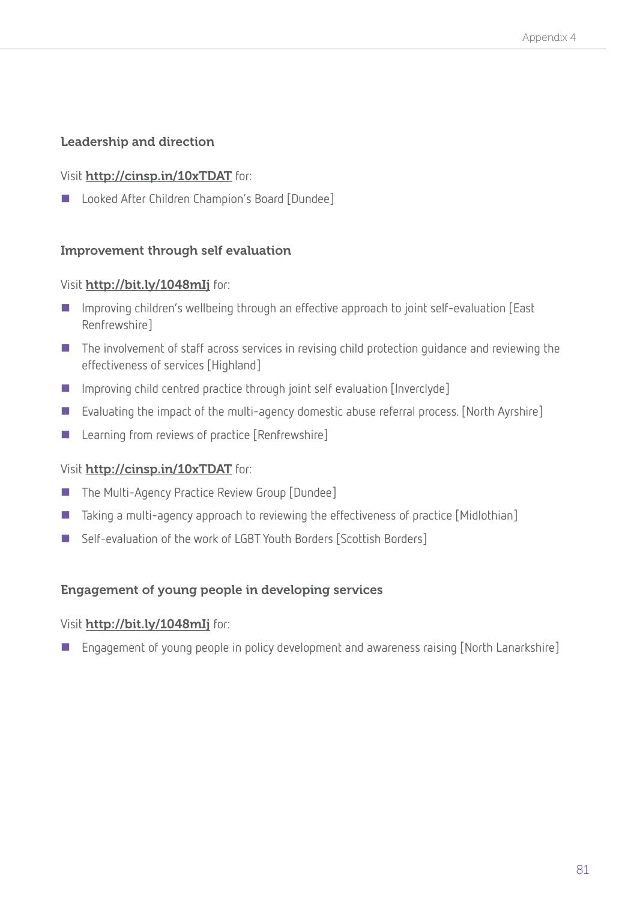### Leadership and direction

Visit **http://cinsp.in/10xTDAT** for:

- Looked After Children Champion's Board [Dundee]

### Improvement through self evaluation

Visit **http://bit.ly/1048mIj** for:

- Improving children's wellbeing through an effective approach to joint self-evaluation [East Renfrewshire]
- The involvement of staff across services in revising child protection guidance and reviewing the effectiveness of services [Highland]
- Improving child centred practice through joint self evaluation [Inverclyde]
- Evaluating the impact of the multi-agency domestic abuse referral process. [North Ayrshire]
- Learning from reviews of practice [Renfrewshire]

Visit **http://cinsp.in/10xTDAT** for:

- The Multi-Agency Practice Review Group [Dundee]
- Taking a multi-agency approach to reviewing the effectiveness of practice [Midlothian]
- Self-evaluation of the work of LGBT Youth Borders [Scottish Borders]

### Engagement of young people in developing services

Visit **http://bit.ly/1048mIj** for:

- Engagement of young people in policy development and awareness raising [North Lanarkshire]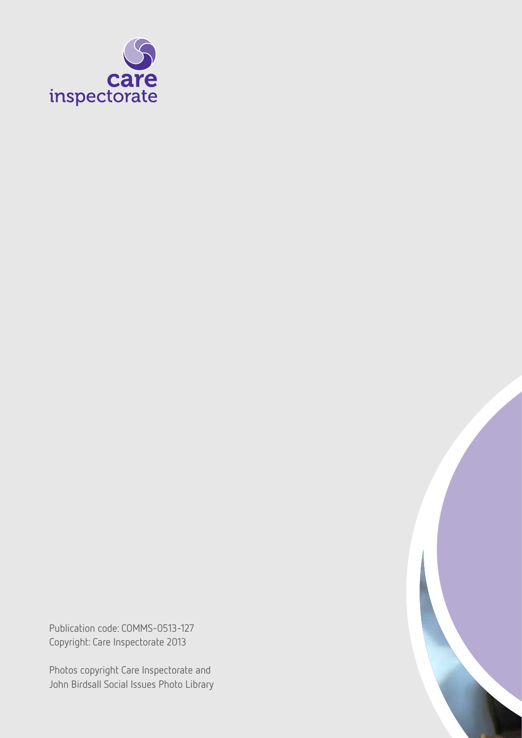care inspectorate

Publication code: COMMS-0513-127
Copyright: Care Inspectorate 2013

Photos copyright Care Inspectorate and
John Birdsall Social Issues Photo Library